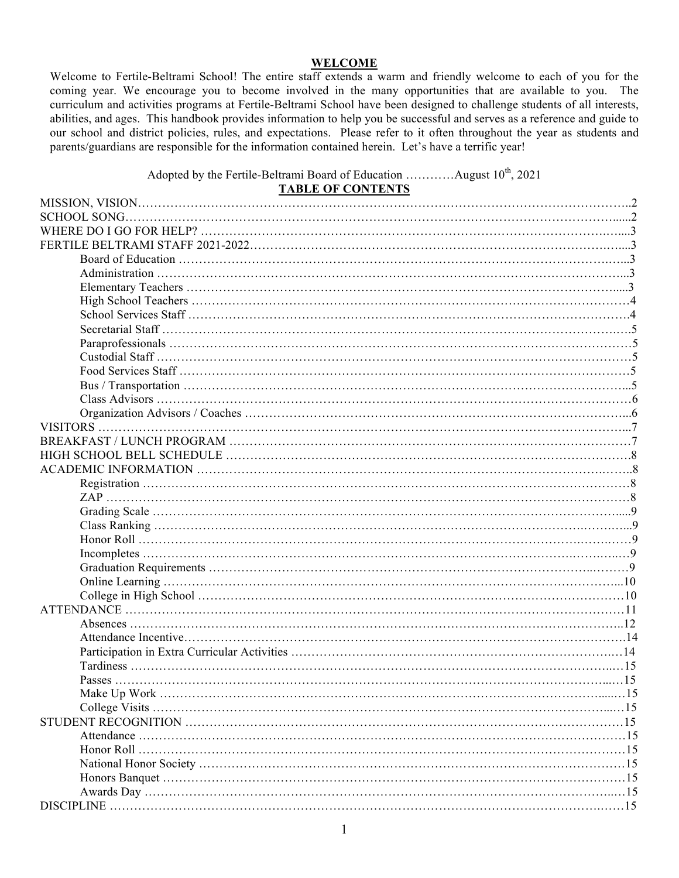## WELCOME

Welcome to Fertile-Beltrami School! The entire staff extends a warm and friendly welcome to each of you for the coming year. We encourage you to become involved in the many opportunities that are available to you. The curriculum and activities programs at Fertile-Beltrami School have been designed to challenge students of all interests, abilities, and ages. This handbook provides information to help you be successful and serves as a reference and guide to our school and district policies, rules, and expectations. Please refer to it often throughout the year as students and parents/guardians are responsible for the information contained herein. Let's have a terrific year!

Adopted by the Fertile-Beltrami Board of Education …………August 10th, 2021

## TABLE OF CONTENTS

MISSION, VISION……………………………………………………………………………………..2
SCHOOL SONG…………………………………………………………………………………….....2
WHERE DO I GO FOR HELP? ……………………………………………………………………....3
FERTILE BELTRAMI STAFF 2021-2022……………………………………………………………....3

- Board of Education ……………………………………………………………………...3
- Administration ……………………………………………………………………………...3
- Elementary Teachers ……………………………………………………………………....3
- High School Teachers ……………………………………………………………………4
- School Services Staff ……………………………………………………………………4
- Secretarial Staff ……………………………………………………………………….5
- Paraprofessionals …………………………………………………………………………5
- Custodial Staff ……………………………………………………………………………5
- Food Services Staff ………………………………………………………………………5
- Bus / Transportation ……………………………………………………………………...5
- Class Advisors ……………………………………………………………………………6
- Organization Advisors / Coaches ……………………………………………………...6

VISITORS ……………………………………………………………………………………………...7
BREAKFAST / LUNCH PROGRAM ………………………………………………………………….7
HIGH SCHOOL BELL SCHEDULE …………………………………………………………………….8
ACADEMIC INFORMATION ………………………………………………………………………..8

- Registration ……………………………………………………………………………8
- ZAP ……………………………………………………………………………………8
- Grading Scale …………………………………………………………………………....9
- Class Ranking ……………………………………………………………………………...9
- Honor Roll ………………………………………………………………………………9
- Incompletes ………………………………………………………………………………9
- Graduation Requirements …………………………………………………………………9
- Online Learning ……………………………………………………………………………...10
- College in High School ……………………………………………………………………10

ATTENDANCE ………………………………………………………………………………………11

- Absences ……………………………………………………………………………..12
- Attendance Incentive……………………………………………………………………14
- Participation in Extra Curricular Activities …………………………………………….14
- Tardiness ………………………………………………………………………………..15
- Passes ……………………………………………………………………………………15
- Make Up Work ………………………………………………………………………...…15
- College Visits ……………………………………………………………………………...15

STUDENT RECOGNITION …………………………………………………………………………15

- Attendance ………………………………………………………………………………15
- Honor Roll ………………………………………………………………………………15
- National Honor Society ……………………………………………………………………15
- Honors Banquet ……………………………………………………………………………15
- Awards Day ……………………………………………………………………………...15

DISCIPLINE ……………………………………………………………………………………………15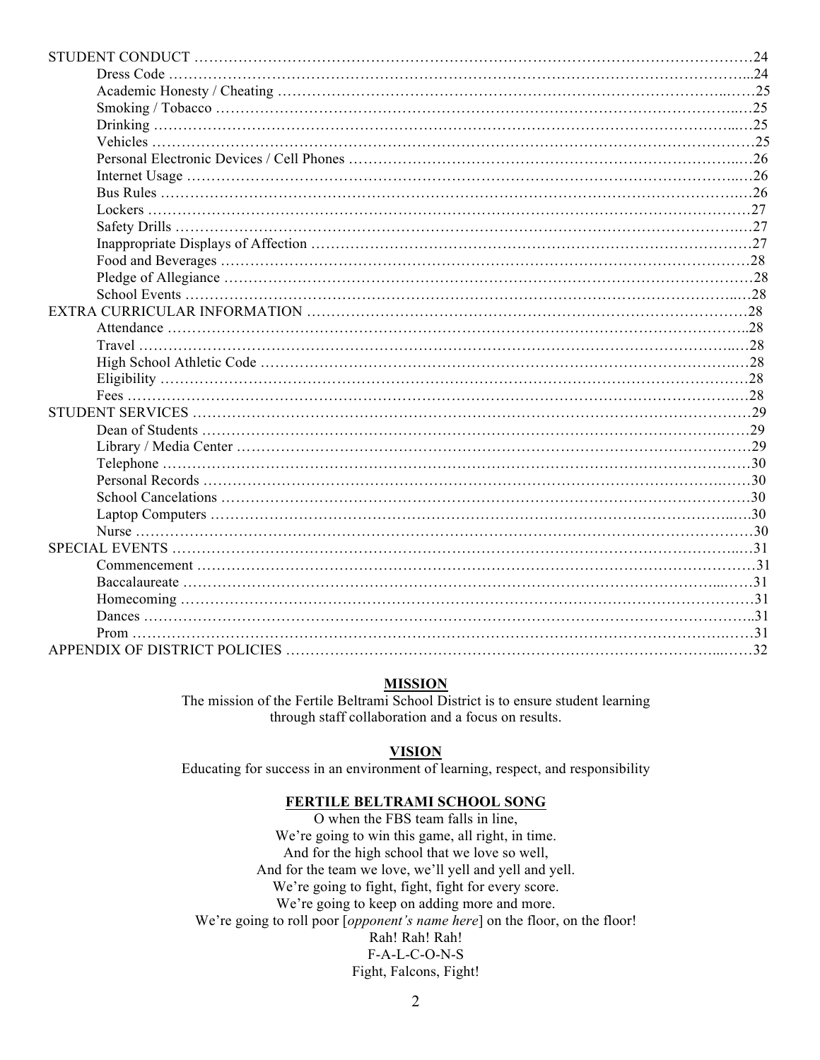STUDENT CONDUCT …………………………………………………………………………………………………24
- Dress Code ……………………………………………………………………………………………...24
- Academic Honesty / Cheating …………………………………………………………………………..…25
- Smoking / Tobacco ……………………………………………………………………………………..…25
- Drinking ……………………………………………………………………………………………...…25
- Vehicles …………………………………………………………………………………………………25
- Personal Electronic Devices / Cell Phones ……………………………………………………………..…26
- Internet Usage ……………………………………………………………………………………………..…26
- Bus Rules ……………………………………………………………………………………………….…26
- Lockers ………………………………………………………………………………………………27
- Safety Drills ……………………………………………………………………………………………….…27
- Inappropriate Displays of Affection …………………………………………………………………………27
- Food and Beverages ………………………………………………………………………………………28
- Pledge of Allegiance ……………………………………………………………………………………28
- School Events ……………………………………………………………………………………..…28

EXTRA CURRICULAR INFORMATION ………………………………………………………………………28
- Attendance ……………………………………………………………………………………………..28
- Travel ………………………………………………………………………………………………..…28
- High School Athletic Code ……………………………………………………………………………..…28
- Eligibility …………………………………………………………………………………………………28
- Fees ……………………………………………………………………………………………………..…28

STUDENT SERVICES ……………………………………………………………………………………………29
- Dean of Students …………………………………………………………………………………..……29
- Library / Media Center ………………………………………………………………………………29
- Telephone …………………………………………………………………………………………………30
- Personal Records ……………………………………………………………………………………..……30
- School Cancelations …………………………………………………………………………………………30
- Laptop Computers ……………………………………………………………………………………..…30
- Nurse ………………………………………………………………………………………………………30

SPECIAL EVENTS ……………………………………………………………………………………………..…31
- Commencement ……………………………………………………………………………………………31
- Baccalaureate ……………………………………………………………………………………..……31
- Homecoming ……………………………………………………………………………………………31
- Dances ………………………………………………………………………………………………………..31
- Prom ……………………………………………………………………………………………..……31

APPENDIX OF DISTRICT POLICIES …………………………………………………………………..……32

## MISSION

The mission of the Fertile Beltrami School District is to ensure student learning through staff collaboration and a focus on results.

## VISION

Educating for success in an environment of learning, respect, and responsibility

## FERTILE BELTRAMI SCHOOL SONG

O when the FBS team falls in line,
We're going to win this game, all right, in time.
And for the high school that we love so well,
And for the team we love, we'll yell and yell and yell.
We're going to fight, fight, fight for every score.
We're going to keep on adding more and more.
We're going to roll poor [*opponent's name here*] on the floor, on the floor!
Rah! Rah! Rah!
F-A-L-C-O-N-S
Fight, Falcons, Fight!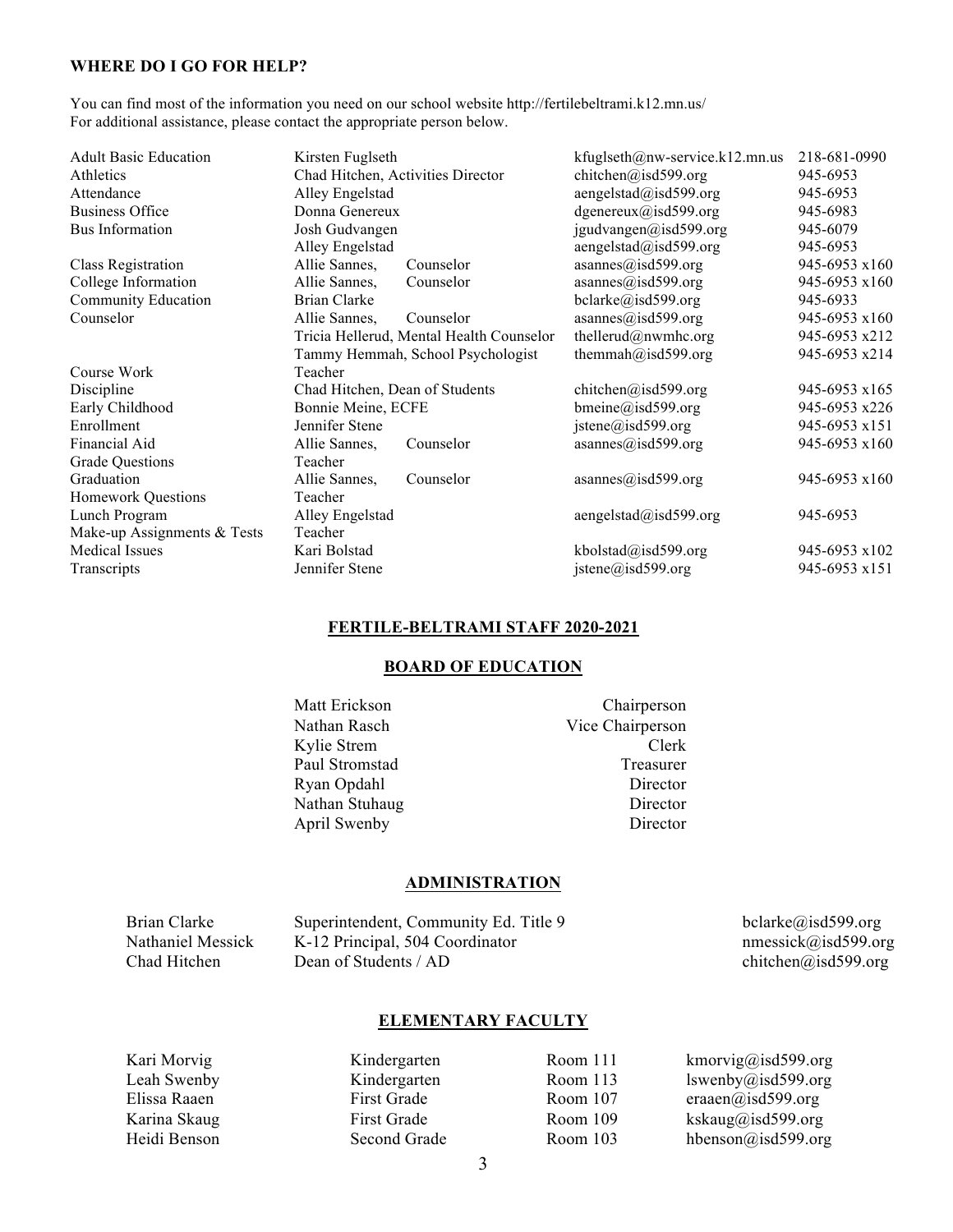**WHERE DO I GO FOR HELP?**

You can find most of the information you need on our school website http://fertilebeltrami.k12.mn.us/
For additional assistance, please contact the appropriate person below.

| | | | |
|---|---|---|---|
| Adult Basic Education | Kirsten Fuglseth | kfuglseth@nw-service.k12.mn.us | 218-681-0990 |
| Athletics | Chad Hitchen, Activities Director | chitchen@isd599.org | 945-6953 |
| Attendance | Alley Engelstad | aengelstad@isd599.org | 945-6953 |
| Business Office | Donna Genereux | dgenereux@isd599.org | 945-6983 |
| Bus Information | Josh Gudvangen | jgudvangen@isd599.org | 945-6079 |
| | Alley Engelstad | aengelstad@isd599.org | 945-6953 |
| Class Registration | Allie Sannes, Counselor | asannes@isd599.org | 945-6953 x160 |
| College Information | Allie Sannes, Counselor | asannes@isd599.org | 945-6953 x160 |
| Community Education | Brian Clarke | bclarke@isd599.org | 945-6933 |
| Counselor | Allie Sannes, Counselor | asannes@isd599.org | 945-6953 x160 |
| | Tricia Hellerud, Mental Health Counselor | thellerud@nwmhc.org | 945-6953 x212 |
| | Tammy Hemmah, School Psychologist | themmah@isd599.org | 945-6953 x214 |
| Course Work | Teacher | | |
| Discipline | Chad Hitchen, Dean of Students | chitchen@isd599.org | 945-6953 x165 |
| Early Childhood | Bonnie Meine, ECFE | bmeine@isd599.org | 945-6953 x226 |
| Enrollment | Jennifer Stene | jstene@isd599.org | 945-6953 x151 |
| Financial Aid | Allie Sannes, Counselor | asannes@isd599.org | 945-6953 x160 |
| Grade Questions | Teacher | | |
| Graduation | Allie Sannes, Counselor | asannes@isd599.org | 945-6953 x160 |
| Homework Questions | Teacher | | |
| Lunch Program | Alley Engelstad | aengelstad@isd599.org | 945-6953 |
| Make-up Assignments & Tests | Teacher | | |
| Medical Issues | Kari Bolstad | kbolstad@isd599.org | 945-6953 x102 |
| Transcripts | Jennifer Stene | jstene@isd599.org | 945-6953 x151 |

## FERTILE-BELTRAMI STAFF 2020-2021

### BOARD OF EDUCATION

| | |
|---|---|
| Matt Erickson | Chairperson |
| Nathan Rasch | Vice Chairperson |
| Kylie Strem | Clerk |
| Paul Stromstad | Treasurer |
| Ryan Opdahl | Director |
| Nathan Stuhaug | Director |
| April Swenby | Director |

### ADMINISTRATION

| | | |
|---|---|---|
| Brian Clarke | Superintendent, Community Ed. Title 9 | bclarke@isd599.org |
| Nathaniel Messick | K-12 Principal, 504 Coordinator | nmessick@isd599.org |
| Chad Hitchen | Dean of Students / AD | chitchen@isd599.org |

### ELEMENTARY FACULTY

| | | | |
|---|---|---|---|
| Kari Morvig | Kindergarten | Room 111 | kmorvig@isd599.org |
| Leah Swenby | Kindergarten | Room 113 | lswenby@isd599.org |
| Elissa Raaen | First Grade | Room 107 | eraaen@isd599.org |
| Karina Skaug | First Grade | Room 109 | kskaug@isd599.org |
| Heidi Benson | Second Grade | Room 103 | hbenson@isd599.org |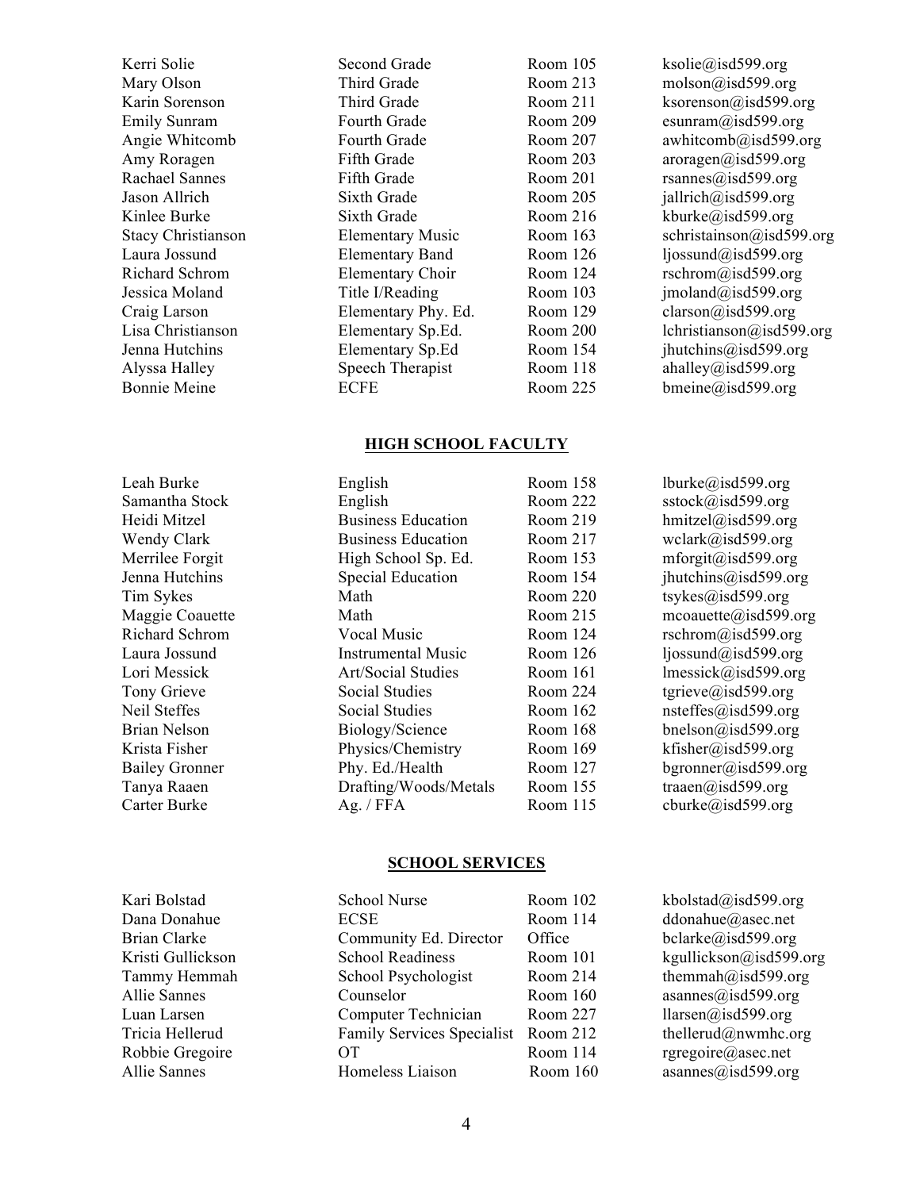| | | | |
|---|---|---|---|
| Kerri Solie | Second Grade | Room 105 | ksolie@isd599.org |
| Mary Olson | Third Grade | Room 213 | molson@isd599.org |
| Karin Sorenson | Third Grade | Room 211 | ksorenson@isd599.org |
| Emily Sunram | Fourth Grade | Room 209 | esunram@isd599.org |
| Angie Whitcomb | Fourth Grade | Room 207 | awhitcomb@isd599.org |
| Amy Roragen | Fifth Grade | Room 203 | aroragen@isd599.org |
| Rachael Sannes | Fifth Grade | Room 201 | rsannes@isd599.org |
| Jason Allrich | Sixth Grade | Room 205 | jallrich@isd599.org |
| Kinlee Burke | Sixth Grade | Room 216 | kburke@isd599.org |
| Stacy Christianson | Elementary Music | Room 163 | schristainson@isd599.org |
| Laura Jossund | Elementary Band | Room 126 | ljossund@isd599.org |
| Richard Schrom | Elementary Choir | Room 124 | rschrom@isd599.org |
| Jessica Moland | Title I/Reading | Room 103 | jmoland@isd599.org |
| Craig Larson | Elementary Phy. Ed. | Room 129 | clarson@isd599.org |
| Lisa Christianson | Elementary Sp.Ed. | Room 200 | lchristianson@isd599.org |
| Jenna Hutchins | Elementary Sp.Ed | Room 154 | jhutchins@isd599.org |
| Alyssa Halley | Speech Therapist | Room 118 | ahalley@isd599.org |
| Bonnie Meine | ECFE | Room 225 | bmeine@isd599.org |

## HIGH SCHOOL FACULTY

| | | | |
|---|---|---|---|
| Leah Burke | English | Room 158 | lburke@isd599.org |
| Samantha Stock | English | Room 222 | sstock@isd599.org |
| Heidi Mitzel | Business Education | Room 219 | hmitzel@isd599.org |
| Wendy Clark | Business Education | Room 217 | wclark@isd599.org |
| Merrilee Forgit | High School Sp. Ed. | Room 153 | mforgit@isd599.org |
| Jenna Hutchins | Special Education | Room 154 | jhutchins@isd599.org |
| Tim Sykes | Math | Room 220 | tsykes@isd599.org |
| Maggie Coauette | Math | Room 215 | mcoauette@isd599.org |
| Richard Schrom | Vocal Music | Room 124 | rschrom@isd599.org |
| Laura Jossund | Instrumental Music | Room 126 | ljossund@isd599.org |
| Lori Messick | Art/Social Studies | Room 161 | lmessick@isd599.org |
| Tony Grieve | Social Studies | Room 224 | tgrieve@isd599.org |
| Neil Steffes | Social Studies | Room 162 | nsteffes@isd599.org |
| Brian Nelson | Biology/Science | Room 168 | bnelson@isd599.org |
| Krista Fisher | Physics/Chemistry | Room 169 | kfisher@isd599.org |
| Bailey Gronner | Phy. Ed./Health | Room 127 | bgronner@isd599.org |
| Tanya Raaen | Drafting/Woods/Metals | Room 155 | traaen@isd599.org |
| Carter Burke | Ag. / FFA | Room 115 | cburke@isd599.org |

## SCHOOL SERVICES

| | | | |
|---|---|---|---|
| Kari Bolstad | School Nurse | Room 102 | kbolstad@isd599.org |
| Dana Donahue | ECSE | Room 114 | ddonahue@asec.net |
| Brian Clarke | Community Ed. Director | Office | bclarke@isd599.org |
| Kristi Gullickson | School Readiness | Room 101 | kgullickson@isd599.org |
| Tammy Hemmah | School Psychologist | Room 214 | themmah@isd599.org |
| Allie Sannes | Counselor | Room 160 | asannes@isd599.org |
| Luan Larsen | Computer Technician | Room 227 | llarsen@isd599.org |
| Tricia Hellerud | Family Services Specialist | Room 212 | thellerud@nwmhc.org |
| Robbie Gregoire | OT | Room 114 | rgregoire@asec.net |
| Allie Sannes | Homeless Liaison | Room 160 | asannes@isd599.org |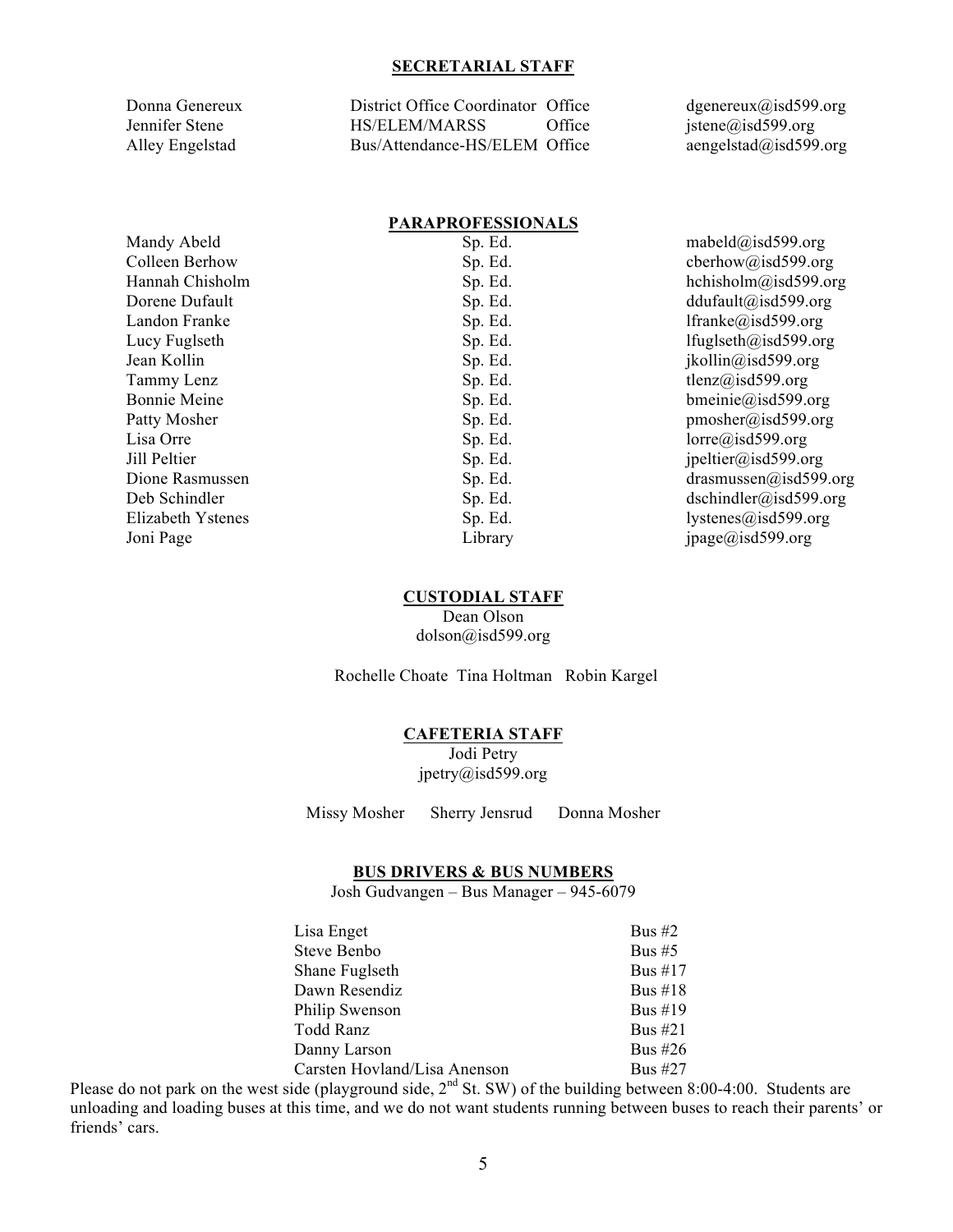## SECRETARIAL STAFF

| | | | |
|---|---|---|---|
| Donna Genereux | District Office Coordinator | Office | dgenereux@isd599.org |
| Jennifer Stene | HS/ELEM/MARSS | Office | jstene@isd599.org |
| Alley Engelstad | Bus/Attendance-HS/ELEM | Office | aengelstad@isd599.org |

## PARAPROFESSIONALS

| | | |
|---|---|---|
| Mandy Abeld | Sp. Ed. | mabeld@isd599.org |
| Colleen Berhow | Sp. Ed. | cberhow@isd599.org |
| Hannah Chisholm | Sp. Ed. | hchisholm@isd599.org |
| Dorene Dufault | Sp. Ed. | ddufault@isd599.org |
| Landon Franke | Sp. Ed. | lfranke@isd599.org |
| Lucy Fuglseth | Sp. Ed. | lfuglseth@isd599.org |
| Jean Kollin | Sp. Ed. | jkollin@isd599.org |
| Tammy Lenz | Sp. Ed. | tlenz@isd599.org |
| Bonnie Meine | Sp. Ed. | bmeinie@isd599.org |
| Patty Mosher | Sp. Ed. | pmosher@isd599.org |
| Lisa Orre | Sp. Ed. | lorre@isd599.org |
| Jill Peltier | Sp. Ed. | jpeltier@isd599.org |
| Dione Rasmussen | Sp. Ed. | drasmussen@isd599.org |
| Deb Schindler | Sp. Ed. | dschindler@isd599.org |
| Elizabeth Ystenes | Sp. Ed. | lystenes@isd599.org |
| Joni Page | Library | jpage@isd599.org |

## CUSTODIAL STAFF

Dean Olson
dolson@isd599.org

Rochelle Choate Tina Holtman Robin Kargel

## CAFETERIA STAFF

Jodi Petry
jpetry@isd599.org

Missy Mosher Sherry Jensrud Donna Mosher

## BUS DRIVERS & BUS NUMBERS

Josh Gudvangen – Bus Manager – 945-6079

| | |
|---|---|
| Lisa Enget | Bus #2 |
| Steve Benbo | Bus #5 |
| Shane Fuglseth | Bus #17 |
| Dawn Resendiz | Bus #18 |
| Philip Swenson | Bus #19 |
| Todd Ranz | Bus #21 |
| Danny Larson | Bus #26 |
| Carsten Hovland/Lisa Anenson | Bus #27 |

Please do not park on the west side (playground side, 2nd St. SW) of the building between 8:00-4:00. Students are unloading and loading buses at this time, and we do not want students running between buses to reach their parents' or friends' cars.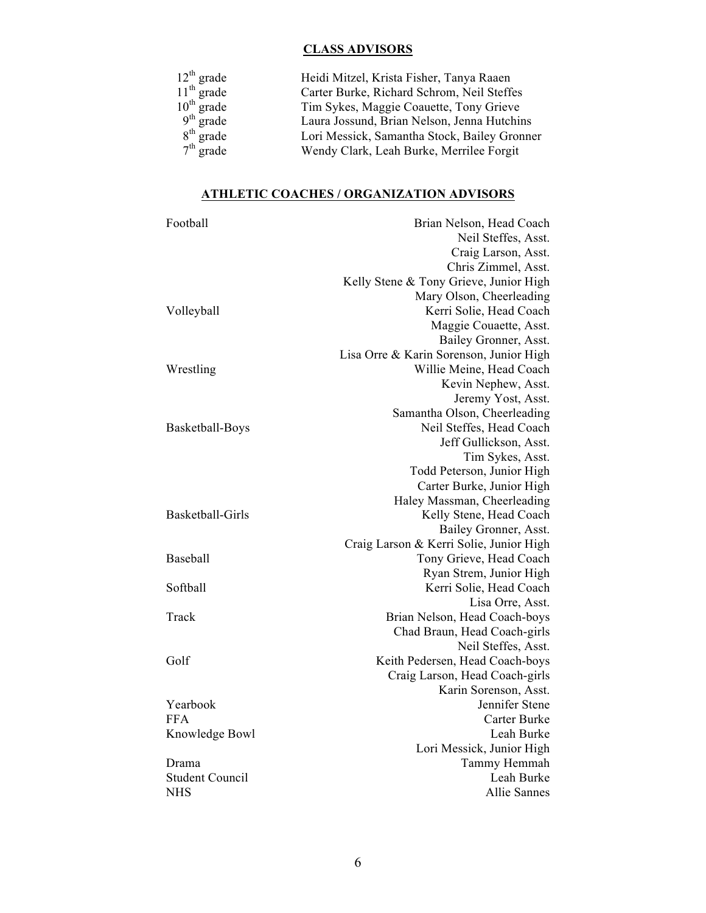## CLASS ADVISORS

| Grade | Advisors |
|---|---|
| 12th grade | Heidi Mitzel, Krista Fisher, Tanya Raaen |
| 11th grade | Carter Burke, Richard Schrom, Neil Steffes |
| 10th grade | Tim Sykes, Maggie Coauette, Tony Grieve |
| 9th grade | Laura Jossund, Brian Nelson, Jenna Hutchins |
| 8th grade | Lori Messick, Samantha Stock, Bailey Gronner |
| 7th grade | Wendy Clark, Leah Burke, Merrilee Forgit |

## ATHLETIC COACHES / ORGANIZATION ADVISORS

| Activity | Coach / Advisor |
|---|---|
| Football | Brian Nelson, Head Coach |
| | Neil Steffes, Asst. |
| | Craig Larson, Asst. |
| | Chris Zimmel, Asst. |
| | Kelly Stene & Tony Grieve, Junior High |
| | Mary Olson, Cheerleading |
| Volleyball | Kerri Solie, Head Coach |
| | Maggie Couaette, Asst. |
| | Bailey Gronner, Asst. |
| | Lisa Orre & Karin Sorenson, Junior High |
| Wrestling | Willie Meine, Head Coach |
| | Kevin Nephew, Asst. |
| | Jeremy Yost, Asst. |
| | Samantha Olson, Cheerleading |
| Basketball-Boys | Neil Steffes, Head Coach |
| | Jeff Gullickson, Asst. |
| | Tim Sykes, Asst. |
| | Todd Peterson, Junior High |
| | Carter Burke, Junior High |
| | Haley Massman, Cheerleading |
| Basketball-Girls | Kelly Stene, Head Coach |
| | Bailey Gronner, Asst. |
| | Craig Larson & Kerri Solie, Junior High |
| Baseball | Tony Grieve, Head Coach |
| | Ryan Strem, Junior High |
| Softball | Kerri Solie, Head Coach |
| | Lisa Orre, Asst. |
| Track | Brian Nelson, Head Coach-boys |
| | Chad Braun, Head Coach-girls |
| | Neil Steffes, Asst. |
| Golf | Keith Pedersen, Head Coach-boys |
| | Craig Larson, Head Coach-girls |
| | Karin Sorenson, Asst. |
| Yearbook | Jennifer Stene |
| FFA | Carter Burke |
| Knowledge Bowl | Leah Burke |
| | Lori Messick, Junior High |
| Drama | Tammy Hemmah |
| Student Council | Leah Burke |
| NHS | Allie Sannes |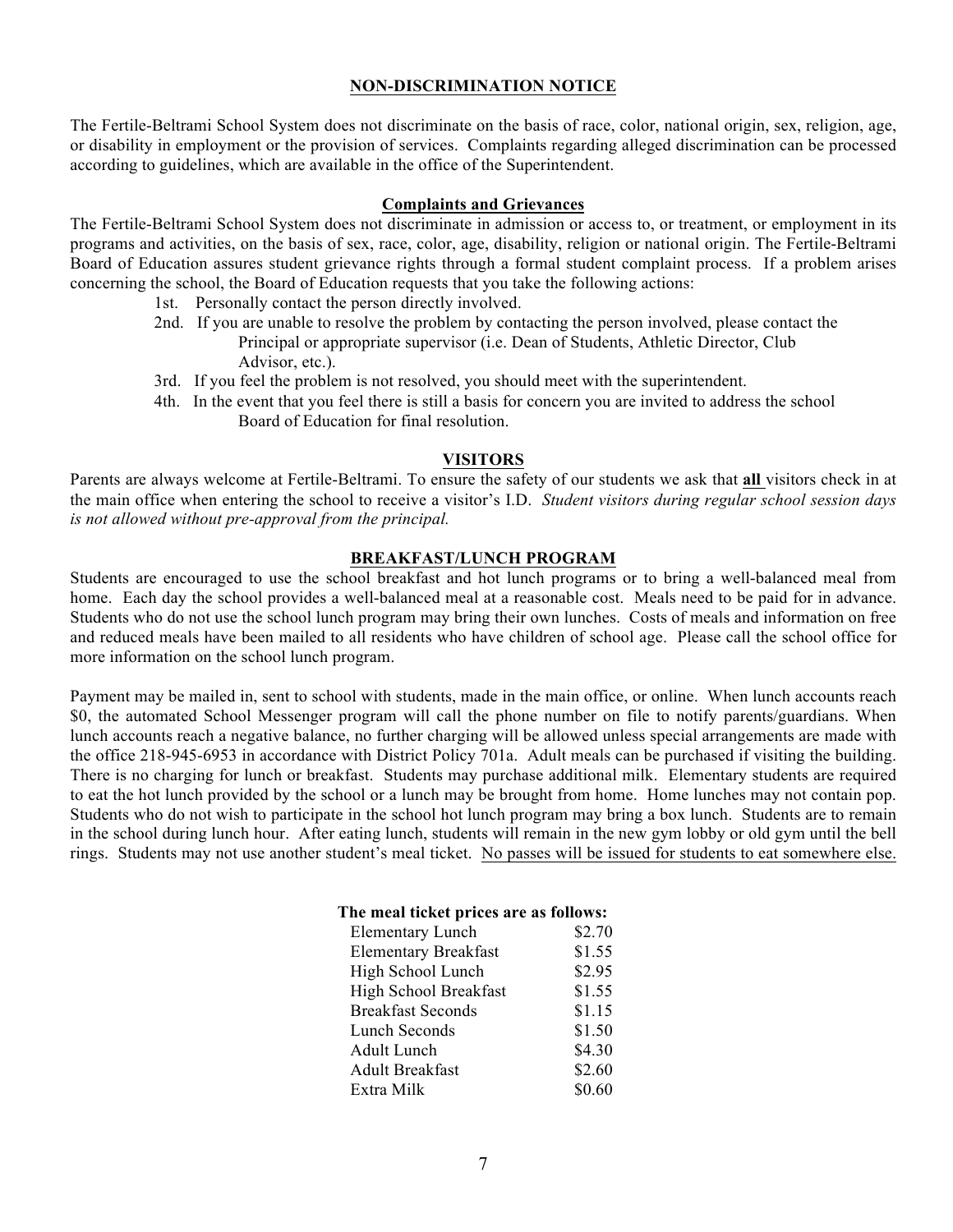## NON-DISCRIMINATION NOTICE

The Fertile-Beltrami School System does not discriminate on the basis of race, color, national origin, sex, religion, age, or disability in employment or the provision of services. Complaints regarding alleged discrimination can be processed according to guidelines, which are available in the office of the Superintendent.

### Complaints and Grievances

The Fertile-Beltrami School System does not discriminate in admission or access to, or treatment, or employment in its programs and activities, on the basis of sex, race, color, age, disability, religion or national origin. The Fertile-Beltrami Board of Education assures student grievance rights through a formal student complaint process. If a problem arises concerning the school, the Board of Education requests that you take the following actions:

- 1st. Personally contact the person directly involved.
- 2nd. If you are unable to resolve the problem by contacting the person involved, please contact the Principal or appropriate supervisor (i.e. Dean of Students, Athletic Director, Club Advisor, etc.).
- 3rd. If you feel the problem is not resolved, you should meet with the superintendent.
- 4th. In the event that you feel there is still a basis for concern you are invited to address the school Board of Education for final resolution.

## VISITORS

Parents are always welcome at Fertile-Beltrami. To ensure the safety of our students we ask that **all** visitors check in at the main office when entering the school to receive a visitor's I.D. *Student visitors during regular school session days is not allowed without pre-approval from the principal.*

## BREAKFAST/LUNCH PROGRAM

Students are encouraged to use the school breakfast and hot lunch programs or to bring a well-balanced meal from home. Each day the school provides a well-balanced meal at a reasonable cost. Meals need to be paid for in advance. Students who do not use the school lunch program may bring their own lunches. Costs of meals and information on free and reduced meals have been mailed to all residents who have children of school age. Please call the school office for more information on the school lunch program.

Payment may be mailed in, sent to school with students, made in the main office, or online. When lunch accounts reach $0, the automated School Messenger program will call the phone number on file to notify parents/guardians. When lunch accounts reach a negative balance, no further charging will be allowed unless special arrangements are made with the office 218-945-6953 in accordance with District Policy 701a. Adult meals can be purchased if visiting the building. There is no charging for lunch or breakfast. Students may purchase additional milk. Elementary students are required to eat the hot lunch provided by the school or a lunch may be brought from home. Home lunches may not contain pop. Students who do not wish to participate in the school hot lunch program may bring a box lunch. Students are to remain in the school during lunch hour. After eating lunch, students will remain in the new gym lobby or old gym until the bell rings. Students may not use another student's meal ticket. <u>No passes will be issued for students to eat somewhere else.</u>

**The meal ticket prices are as follows:**

| Item | Price |
|---|---|
| Elementary Lunch | $2.70 |
| Elementary Breakfast | $1.55 |
| High School Lunch | $2.95 |
| High School Breakfast | $1.55 |
| Breakfast Seconds | $1.15 |
| Lunch Seconds | $1.50 |
| Adult Lunch | $4.30 |
| Adult Breakfast | $2.60 |
| Extra Milk | $0.60 |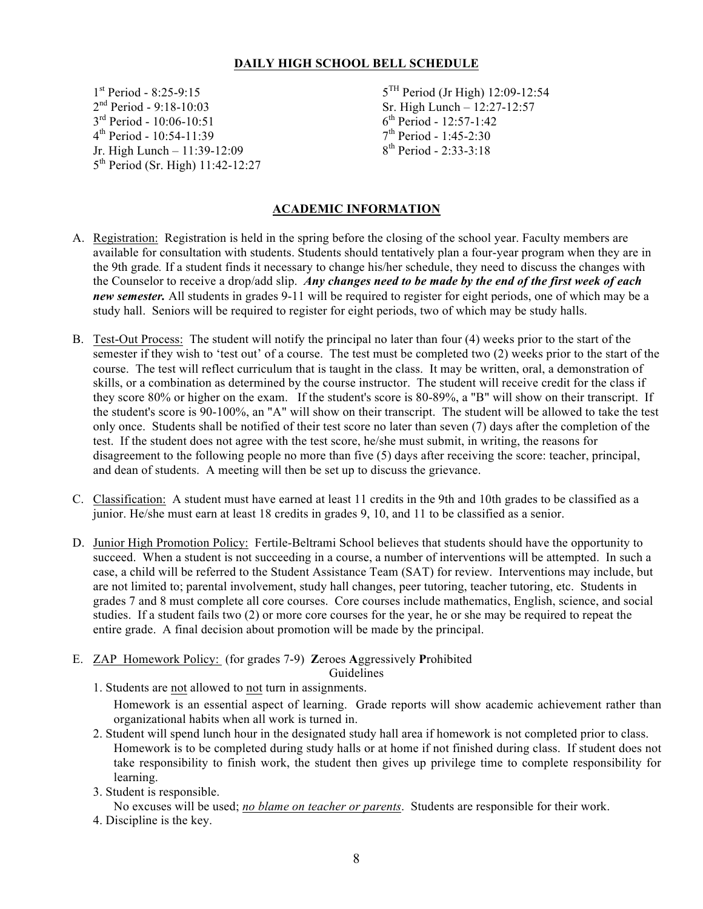## DAILY HIGH SCHOOL BELL SCHEDULE

1st Period - 8:25-9:15
2nd Period - 9:18-10:03
3rd Period - 10:06-10:51
4th Period - 10:54-11:39
Jr. High Lunch – 11:39-12:09
5th Period (Sr. High) 11:42-12:27
5TH Period (Jr High) 12:09-12:54
Sr. High Lunch – 12:27-12:57
6th Period - 12:57-1:42
7th Period - 1:45-2:30
8th Period - 2:33-3:18

## ACADEMIC INFORMATION

A. Registration: Registration is held in the spring before the closing of the school year. Faculty members are available for consultation with students. Students should tentatively plan a four-year program when they are in the 9th grade. If a student finds it necessary to change his/her schedule, they need to discuss the changes with the Counselor to receive a drop/add slip. ***Any changes need to be made by the end of the first week of each new semester.*** All students in grades 9-11 will be required to register for eight periods, one of which may be a study hall. Seniors will be required to register for eight periods, two of which may be study halls.

B. Test-Out Process: The student will notify the principal no later than four (4) weeks prior to the start of the semester if they wish to 'test out' of a course. The test must be completed two (2) weeks prior to the start of the course. The test will reflect curriculum that is taught in the class. It may be written, oral, a demonstration of skills, or a combination as determined by the course instructor. The student will receive credit for the class if they score 80% or higher on the exam. If the student's score is 80-89%, a "B" will show on their transcript. If the student's score is 90-100%, an "A" will show on their transcript. The student will be allowed to take the test only once. Students shall be notified of their test score no later than seven (7) days after the completion of the test. If the student does not agree with the test score, he/she must submit, in writing, the reasons for disagreement to the following people no more than five (5) days after receiving the score: teacher, principal, and dean of students. A meeting will then be set up to discuss the grievance.

C. Classification: A student must have earned at least 11 credits in the 9th and 10th grades to be classified as a junior. He/she must earn at least 18 credits in grades 9, 10, and 11 to be classified as a senior.

D. Junior High Promotion Policy: Fertile-Beltrami School believes that students should have the opportunity to succeed. When a student is not succeeding in a course, a number of interventions will be attempted. In such a case, a child will be referred to the Student Assistance Team (SAT) for review. Interventions may include, but are not limited to; parental involvement, study hall changes, peer tutoring, teacher tutoring, etc. Students in grades 7 and 8 must complete all core courses. Core courses include mathematics, English, science, and social studies. If a student fails two (2) or more core courses for the year, he or she may be required to repeat the entire grade. A final decision about promotion will be made by the principal.

E. ZAP Homework Policy: (for grades 7-9) **Z**eroes **A**ggressively **P**rohibited

Guidelines

1. Students are <u>not</u> allowed to <u>not</u> turn in assignments.
   Homework is an essential aspect of learning. Grade reports will show academic achievement rather than organizational habits when all work is turned in.
2. Student will spend lunch hour in the designated study hall area if homework is not completed prior to class. Homework is to be completed during study halls or at home if not finished during class. If student does not take responsibility to finish work, the student then gives up privilege time to complete responsibility for learning.
3. Student is responsible.
   No excuses will be used; *no blame on teacher or parents*. Students are responsible for their work.
4. Discipline is the key.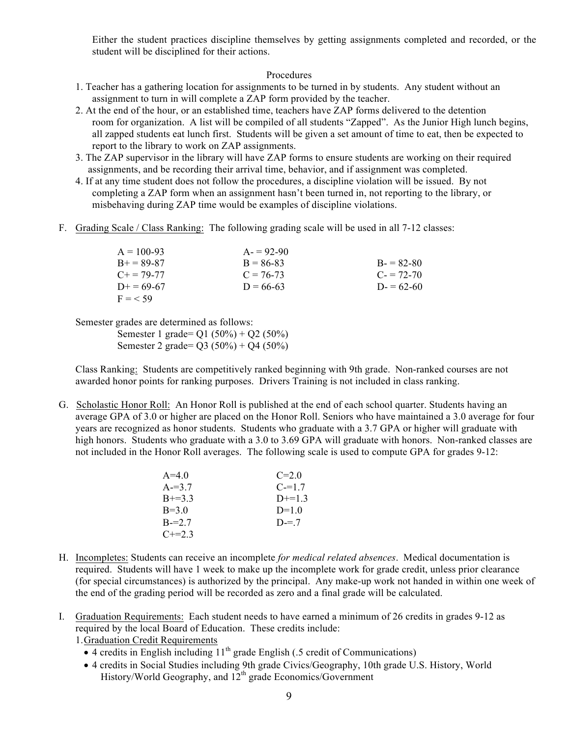Either the student practices discipline themselves by getting assignments completed and recorded, or the student will be disciplined for their actions.

Procedures

1. Teacher has a gathering location for assignments to be turned in by students. Any student without an assignment to turn in will complete a ZAP form provided by the teacher.
2. At the end of the hour, or an established time, teachers have ZAP forms delivered to the detention room for organization. A list will be compiled of all students "Zapped". As the Junior High lunch begins, all zapped students eat lunch first. Students will be given a set amount of time to eat, then be expected to report to the library to work on ZAP assignments.
3. The ZAP supervisor in the library will have ZAP forms to ensure students are working on their required assignments, and be recording their arrival time, behavior, and if assignment was completed.
4. If at any time student does not follow the procedures, a discipline violation will be issued. By not completing a ZAP form when an assignment hasn't been turned in, not reporting to the library, or misbehaving during ZAP time would be examples of discipline violations.

F. <u>Grading Scale / Class Ranking:</u> The following grading scale will be used in all 7-12 classes:

| | | |
|---|---|---|
| A = 100-93 | A- = 92-90 | |
| B+ = 89-87 | B = 86-83 | B- = 82-80 |
| C+ = 79-77 | C = 76-73 | C- = 72-70 |
| D+ = 69-67 | D = 66-63 | D- = 62-60 |
| F = < 59 | | |

Semester grades are determined as follows:
Semester 1 grade= Q1 (50%) + Q2 (50%)
Semester 2 grade= Q3 (50%) + Q4 (50%)

<u>Class Ranking:</u> Students are competitively ranked beginning with 9th grade. Non-ranked courses are not awarded honor points for ranking purposes. Drivers Training is not included in class ranking.

G. <u>Scholastic Honor Roll:</u> An Honor Roll is published at the end of each school quarter. Students having an average GPA of 3.0 or higher are placed on the Honor Roll. Seniors who have maintained a 3.0 average for four years are recognized as honor students. Students who graduate with a 3.7 GPA or higher will graduate with high honors. Students who graduate with a 3.0 to 3.69 GPA will graduate with honors. Non-ranked classes are not included in the Honor Roll averages. The following scale is used to compute GPA for grades 9-12:

| | |
|---|---|
| A=4.0 | C=2.0 |
| A-=3.7 | C-=1.7 |
| B+=3.3 | D+=1.3 |
| B=3.0 | D=1.0 |
| B-=2.7 | D-=.7 |
| C+=2.3 | |

H. <u>Incompletes:</u> Students can receive an incomplete *for medical related absences*. Medical documentation is required. Students will have 1 week to make up the incomplete work for grade credit, unless prior clearance (for special circumstances) is authorized by the principal. Any make-up work not handed in within one week of the end of the grading period will be recorded as zero and a final grade will be calculated.

I. <u>Graduation Requirements:</u> Each student needs to have earned a minimum of 26 credits in grades 9-12 as required by the local Board of Education. These credits include:

1. <u>Graduation Credit Requirements</u>
   - 4 credits in English including 11th grade English (.5 credit of Communications)
   - 4 credits in Social Studies including 9th grade Civics/Geography, 10th grade U.S. History, World History/World Geography, and 12th grade Economics/Government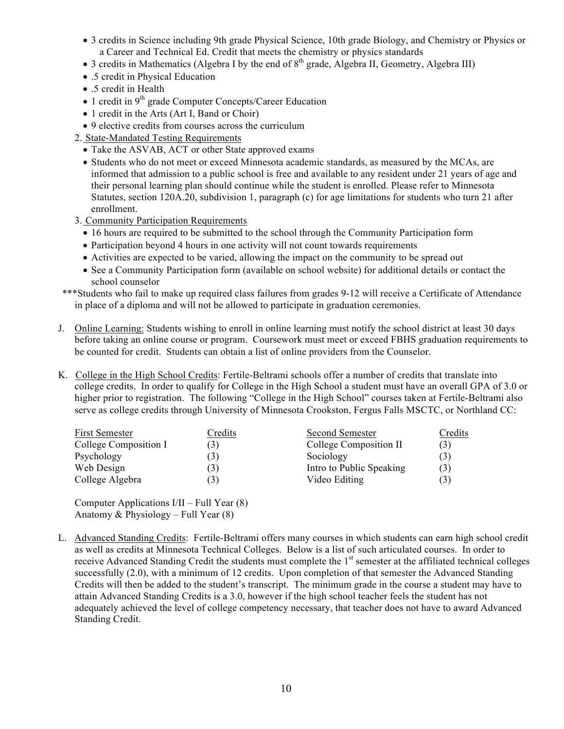- 3 credits in Science including 9th grade Physical Science, 10th grade Biology, and Chemistry or Physics or a Career and Technical Ed. Credit that meets the chemistry or physics standards
- 3 credits in Mathematics (Algebra I by the end of 8th grade, Algebra II, Geometry, Algebra III)
- .5 credit in Physical Education
- .5 credit in Health
- 1 credit in 9th grade Computer Concepts/Career Education
- 1 credit in the Arts (Art I, Band or Choir)
- 9 elective credits from courses across the curriculum

2. State-Mandated Testing Requirements
   - Take the ASVAB, ACT or other State approved exams
   - Students who do not meet or exceed Minnesota academic standards, as measured by the MCAs, are informed that admission to a public school is free and available to any resident under 21 years of age and their personal learning plan should continue while the student is enrolled. Please refer to Minnesota Statutes, section 120A.20, subdivision 1, paragraph (c) for age limitations for students who turn 21 after enrollment.
3. Community Participation Requirements
   - 16 hours are required to be submitted to the school through the Community Participation form
   - Participation beyond 4 hours in one activity will not count towards requirements
   - Activities are expected to be varied, allowing the impact on the community to be spread out
   - See a Community Participation form (available on school website) for additional details or contact the school counselor

***Students who fail to make up required class failures from grades 9-12 will receive a Certificate of Attendance in place of a diploma and will not be allowed to participate in graduation ceremonies.

J. Online Learning: Students wishing to enroll in online learning must notify the school district at least 30 days before taking an online course or program. Coursework must meet or exceed FBHS graduation requirements to be counted for credit. Students can obtain a list of online providers from the Counselor.

K. College in the High School Credits: Fertile-Beltrami schools offer a number of credits that translate into college credits. In order to qualify for College in the High School a student must have an overall GPA of 3.0 or higher prior to registration. The following "College in the High School" courses taken at Fertile-Beltrami also serve as college credits through University of Minnesota Crookston, Fergus Falls MSCTC, or Northland CC:

| First Semester | Credits | Second Semester | Credits |
|---|---|---|---|
| College Composition I | (3) | College Composition II | (3) |
| Psychology | (3) | Sociology | (3) |
| Web Design | (3) | Intro to Public Speaking | (3) |
| College Algebra | (3) | Video Editing | (3) |

Computer Applications I/II – Full Year (8)
Anatomy & Physiology – Full Year (8)

L. Advanced Standing Credits: Fertile-Beltrami offers many courses in which students can earn high school credit as well as credits at Minnesota Technical Colleges. Below is a list of such articulated courses. In order to receive Advanced Standing Credit the students must complete the 1st semester at the affiliated technical colleges successfully (2.0), with a minimum of 12 credits. Upon completion of that semester the Advanced Standing Credits will then be added to the student's transcript. The minimum grade in the course a student may have to attain Advanced Standing Credits is a 3.0, however if the high school teacher feels the student has not adequately achieved the level of college competency necessary, that teacher does not have to award Advanced Standing Credit.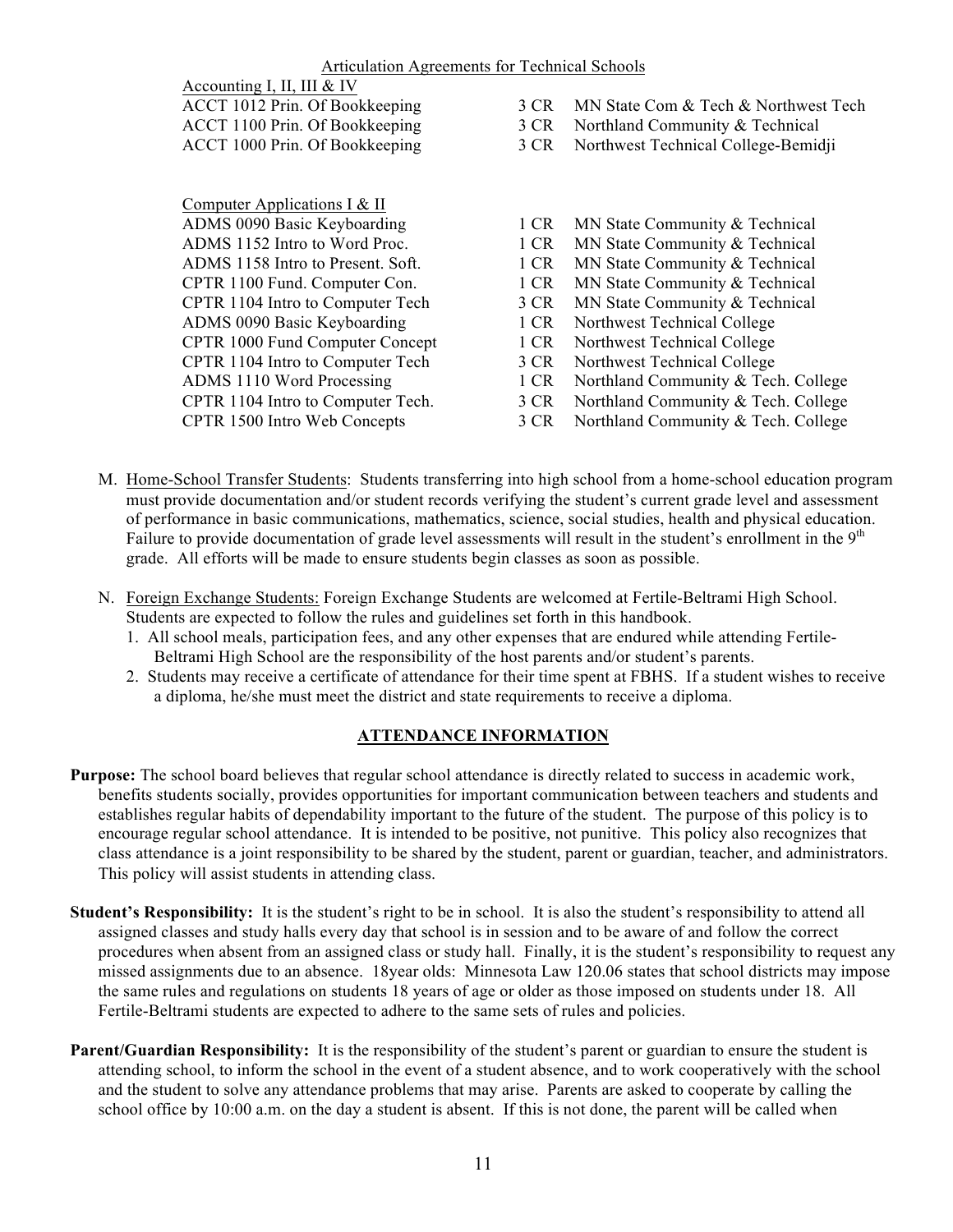Articulation Agreements for Technical Schools

| Accounting I, II, III & IV | | |
|---|---|---|
| ACCT 1012 Prin. Of Bookkeeping | 3 CR | MN State Com & Tech & Northwest Tech |
| ACCT 1100 Prin. Of Bookkeeping | 3 CR | Northland Community & Technical |
| ACCT 1000 Prin. Of Bookkeeping | 3 CR | Northwest Technical College-Bemidji |

| Computer Applications I & II | | |
|---|---|---|
| ADMS 0090 Basic Keyboarding | 1 CR | MN State Community & Technical |
| ADMS 1152 Intro to Word Proc. | 1 CR | MN State Community & Technical |
| ADMS 1158 Intro to Present. Soft. | 1 CR | MN State Community & Technical |
| CPTR 1100 Fund. Computer Con. | 1 CR | MN State Community & Technical |
| CPTR 1104 Intro to Computer Tech | 3 CR | MN State Community & Technical |
| ADMS 0090 Basic Keyboarding | 1 CR | Northwest Technical College |
| CPTR 1000 Fund Computer Concept | 1 CR | Northwest Technical College |
| CPTR 1104 Intro to Computer Tech | 3 CR | Northwest Technical College |
| ADMS 1110 Word Processing | 1 CR | Northland Community & Tech. College |
| CPTR 1104 Intro to Computer Tech. | 3 CR | Northland Community & Tech. College |
| CPTR 1500 Intro Web Concepts | 3 CR | Northland Community & Tech. College |

M. Home-School Transfer Students: Students transferring into high school from a home-school education program must provide documentation and/or student records verifying the student's current grade level and assessment of performance in basic communications, mathematics, science, social studies, health and physical education. Failure to provide documentation of grade level assessments will result in the student's enrollment in the 9th grade. All efforts will be made to ensure students begin classes as soon as possible.

N. Foreign Exchange Students: Foreign Exchange Students are welcomed at Fertile-Beltrami High School. Students are expected to follow the rules and guidelines set forth in this handbook.
   1. All school meals, participation fees, and any other expenses that are endured while attending Fertile-Beltrami High School are the responsibility of the host parents and/or student's parents.
   2. Students may receive a certificate of attendance for their time spent at FBHS. If a student wishes to receive a diploma, he/she must meet the district and state requirements to receive a diploma.

## ATTENDANCE INFORMATION

**Purpose:** The school board believes that regular school attendance is directly related to success in academic work, benefits students socially, provides opportunities for important communication between teachers and students and establishes regular habits of dependability important to the future of the student. The purpose of this policy is to encourage regular school attendance. It is intended to be positive, not punitive. This policy also recognizes that class attendance is a joint responsibility to be shared by the student, parent or guardian, teacher, and administrators. This policy will assist students in attending class.

**Student's Responsibility:** It is the student's right to be in school. It is also the student's responsibility to attend all assigned classes and study halls every day that school is in session and to be aware of and follow the correct procedures when absent from an assigned class or study hall. Finally, it is the student's responsibility to request any missed assignments due to an absence. 18year olds: Minnesota Law 120.06 states that school districts may impose the same rules and regulations on students 18 years of age or older as those imposed on students under 18. All Fertile-Beltrami students are expected to adhere to the same sets of rules and policies.

**Parent/Guardian Responsibility:** It is the responsibility of the student's parent or guardian to ensure the student is attending school, to inform the school in the event of a student absence, and to work cooperatively with the school and the student to solve any attendance problems that may arise. Parents are asked to cooperate by calling the school office by 10:00 a.m. on the day a student is absent. If this is not done, the parent will be called when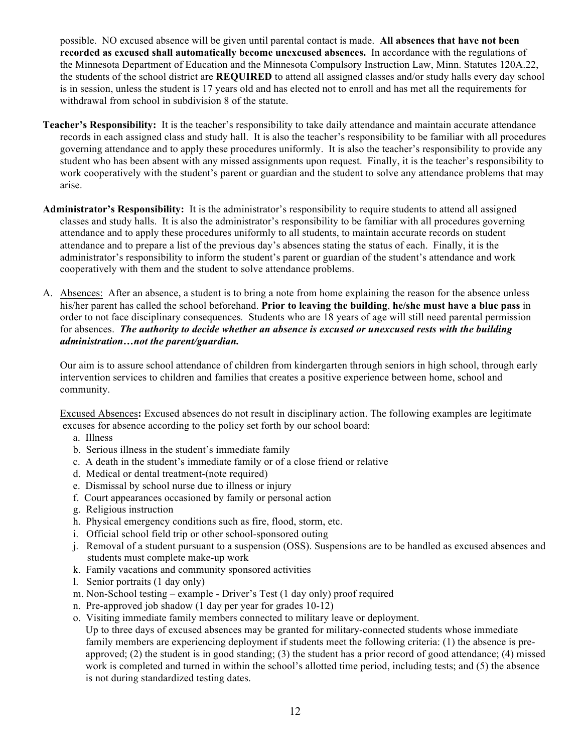possible. NO excused absence will be given until parental contact is made. **All absences that have not been recorded as excused shall automatically become unexcused absences.** In accordance with the regulations of the Minnesota Department of Education and the Minnesota Compulsory Instruction Law, Minn. Statutes 120A.22, the students of the school district are **REQUIRED** to attend all assigned classes and/or study halls every day school is in session, unless the student is 17 years old and has elected not to enroll and has met all the requirements for withdrawal from school in subdivision 8 of the statute.

**Teacher's Responsibility:** It is the teacher's responsibility to take daily attendance and maintain accurate attendance records in each assigned class and study hall. It is also the teacher's responsibility to be familiar with all procedures governing attendance and to apply these procedures uniformly. It is also the teacher's responsibility to provide any student who has been absent with any missed assignments upon request. Finally, it is the teacher's responsibility to work cooperatively with the student's parent or guardian and the student to solve any attendance problems that may arise.

**Administrator's Responsibility:** It is the administrator's responsibility to require students to attend all assigned classes and study halls. It is also the administrator's responsibility to be familiar with all procedures governing attendance and to apply these procedures uniformly to all students, to maintain accurate records on student attendance and to prepare a list of the previous day's absences stating the status of each. Finally, it is the administrator's responsibility to inform the student's parent or guardian of the student's attendance and work cooperatively with them and the student to solve attendance problems.

A. Absences: After an absence, a student is to bring a note from home explaining the reason for the absence unless his/her parent has called the school beforehand. **Prior to leaving the building**, **he/she must have a blue pass** in order to not face disciplinary consequences*.* Students who are 18 years of age will still need parental permission for absences. ***The authority to decide whether an absence is excused or unexcused rests with the building administration…not the parent/guardian.***

Our aim is to assure school attendance of children from kindergarten through seniors in high school, through early intervention services to children and families that creates a positive experience between home, school and community.

Excused Absences**:** Excused absences do not result in disciplinary action. The following examples are legitimate excuses for absence according to the policy set forth by our school board:

a. Illness
b. Serious illness in the student's immediate family
c. A death in the student's immediate family or of a close friend or relative
d. Medical or dental treatment-(note required)
e. Dismissal by school nurse due to illness or injury
f. Court appearances occasioned by family or personal action
g. Religious instruction
h. Physical emergency conditions such as fire, flood, storm, etc.
i. Official school field trip or other school-sponsored outing
j. Removal of a student pursuant to a suspension (OSS). Suspensions are to be handled as excused absences and students must complete make-up work
k. Family vacations and community sponsored activities
l. Senior portraits (1 day only)
m. Non-School testing – example - Driver's Test (1 day only) proof required
n. Pre-approved job shadow (1 day per year for grades 10-12)
o. Visiting immediate family members connected to military leave or deployment.
   Up to three days of excused absences may be granted for military-connected students whose immediate family members are experiencing deployment if students meet the following criteria: (1) the absence is pre-approved; (2) the student is in good standing; (3) the student has a prior record of good attendance; (4) missed work is completed and turned in within the school's allotted time period, including tests; and (5) the absence is not during standardized testing dates.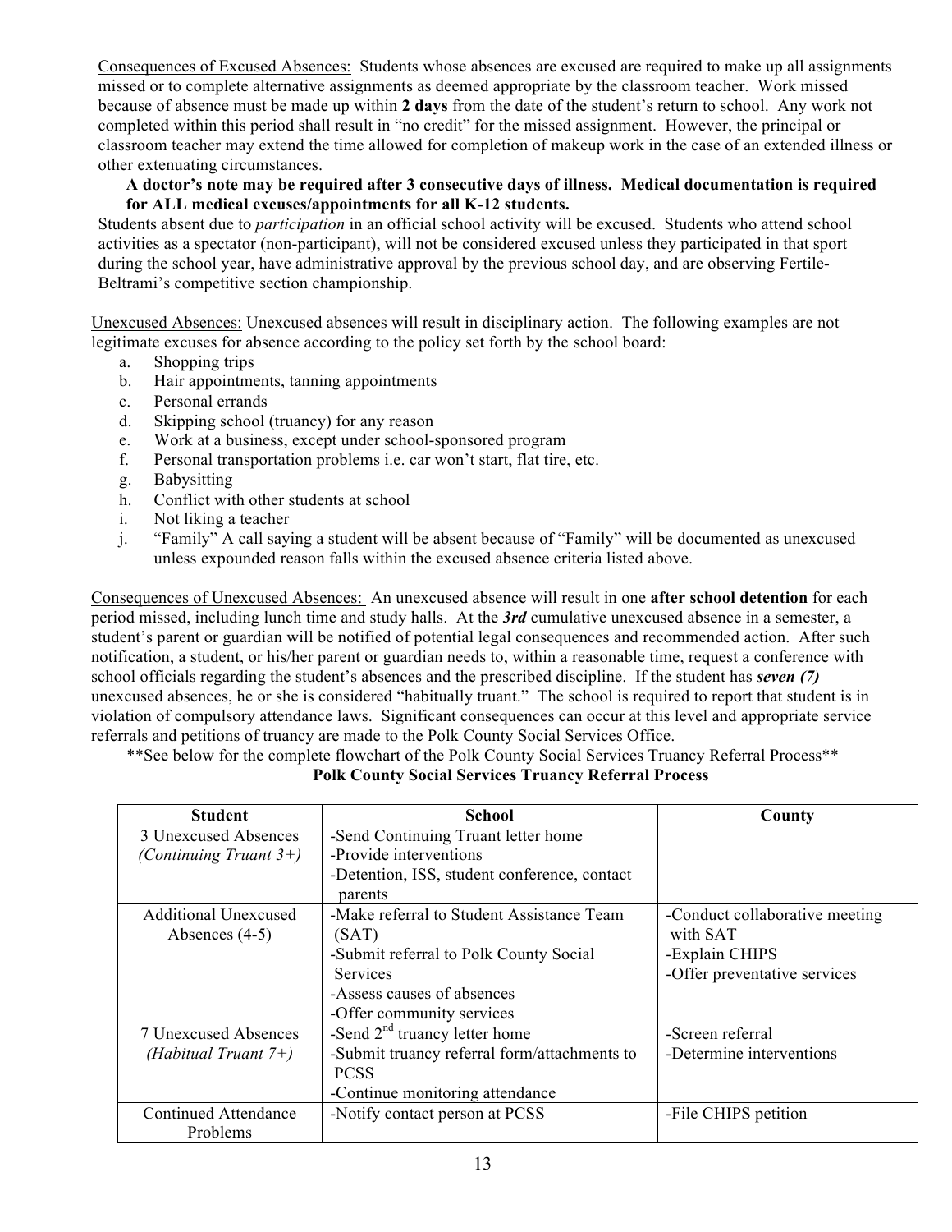Consequences of Excused Absences: Students whose absences are excused are required to make up all assignments missed or to complete alternative assignments as deemed appropriate by the classroom teacher. Work missed because of absence must be made up within **2 days** from the date of the student's return to school. Any work not completed within this period shall result in "no credit" for the missed assignment. However, the principal or classroom teacher may extend the time allowed for completion of makeup work in the case of an extended illness or other extenuating circumstances.

**A doctor's note may be required after 3 consecutive days of illness. Medical documentation is required for ALL medical excuses/appointments for all K-12 students.**

Students absent due to *participation* in an official school activity will be excused. Students who attend school activities as a spectator (non-participant), will not be considered excused unless they participated in that sport during the school year, have administrative approval by the previous school day, and are observing Fertile-Beltrami's competitive section championship.

Unexcused Absences: Unexcused absences will result in disciplinary action. The following examples are not legitimate excuses for absence according to the policy set forth by the school board:

a. Shopping trips
b. Hair appointments, tanning appointments
c. Personal errands
d. Skipping school (truancy) for any reason
e. Work at a business, except under school-sponsored program
f. Personal transportation problems i.e. car won't start, flat tire, etc.
g. Babysitting
h. Conflict with other students at school
i. Not liking a teacher
j. "Family" A call saying a student will be absent because of "Family" will be documented as unexcused unless expounded reason falls within the excused absence criteria listed above.

Consequences of Unexcused Absences: An unexcused absence will result in one **after school detention** for each period missed, including lunch time and study halls. At the ***3rd*** cumulative unexcused absence in a semester, a student's parent or guardian will be notified of potential legal consequences and recommended action. After such notification, a student, or his/her parent or guardian needs to, within a reasonable time, request a conference with school officials regarding the student's absences and the prescribed discipline. If the student has ***seven (7)*** unexcused absences, he or she is considered "habitually truant." The school is required to report that student is in violation of compulsory attendance laws. Significant consequences can occur at this level and appropriate service referrals and petitions of truancy are made to the Polk County Social Services Office.

**See below for the complete flowchart of the Polk County Social Services Truancy Referral Process**

**Polk County Social Services Truancy Referral Process**

| Student | School | County |
|---|---|---|
| 3 Unexcused Absences *(Continuing Truant 3+)* | -Send Continuing Truant letter home<br>-Provide interventions<br>-Detention, ISS, student conference, contact parents | |
| Additional Unexcused Absences (4-5) | -Make referral to Student Assistance Team (SAT)<br>-Submit referral to Polk County Social Services<br>-Assess causes of absences<br>-Offer community services | -Conduct collaborative meeting with SAT<br>-Explain CHIPS<br>-Offer preventative services |
| 7 Unexcused Absences *(Habitual Truant 7+)* | -Send 2nd truancy letter home<br>-Submit truancy referral form/attachments to PCSS<br>-Continue monitoring attendance | -Screen referral<br>-Determine interventions |
| Continued Attendance Problems | -Notify contact person at PCSS | -File CHIPS petition |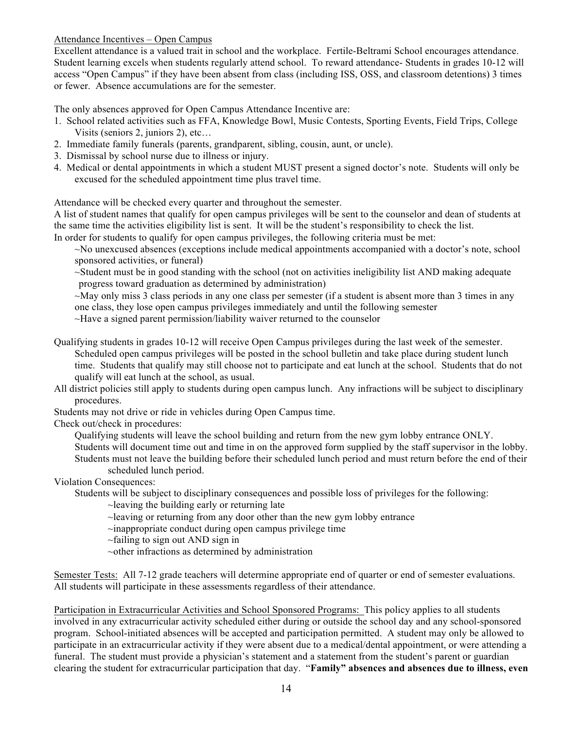Attendance Incentives – Open Campus

Excellent attendance is a valued trait in school and the workplace. Fertile-Beltrami School encourages attendance. Student learning excels when students regularly attend school. To reward attendance- Students in grades 10-12 will access "Open Campus" if they have been absent from class (including ISS, OSS, and classroom detentions) 3 times or fewer. Absence accumulations are for the semester.

The only absences approved for Open Campus Attendance Incentive are:

1. School related activities such as FFA, Knowledge Bowl, Music Contests, Sporting Events, Field Trips, College Visits (seniors 2, juniors 2), etc…
2. Immediate family funerals (parents, grandparent, sibling, cousin, aunt, or uncle).
3. Dismissal by school nurse due to illness or injury.
4. Medical or dental appointments in which a student MUST present a signed doctor's note. Students will only be excused for the scheduled appointment time plus travel time.

Attendance will be checked every quarter and throughout the semester.
A list of student names that qualify for open campus privileges will be sent to the counselor and dean of students at the same time the activities eligibility list is sent. It will be the student's responsibility to check the list.
In order for students to qualify for open campus privileges, the following criteria must be met:

~No unexcused absences (exceptions include medical appointments accompanied with a doctor's note, school sponsored activities, or funeral)
~Student must be in good standing with the school (not on activities ineligibility list AND making adequate progress toward graduation as determined by administration)
~May only miss 3 class periods in any one class per semester (if a student is absent more than 3 times in any one class, they lose open campus privileges immediately and until the following semester
~Have a signed parent permission/liability waiver returned to the counselor

Qualifying students in grades 10-12 will receive Open Campus privileges during the last week of the semester. Scheduled open campus privileges will be posted in the school bulletin and take place during student lunch time. Students that qualify may still choose not to participate and eat lunch at the school. Students that do not qualify will eat lunch at the school, as usual.

All district policies still apply to students during open campus lunch. Any infractions will be subject to disciplinary procedures.

Students may not drive or ride in vehicles during Open Campus time.

Check out/check in procedures:

Qualifying students will leave the school building and return from the new gym lobby entrance ONLY.
Students will document time out and time in on the approved form supplied by the staff supervisor in the lobby.
Students must not leave the building before their scheduled lunch period and must return before the end of their scheduled lunch period.

Violation Consequences:

Students will be subject to disciplinary consequences and possible loss of privileges for the following:
~leaving the building early or returning late
~leaving or returning from any door other than the new gym lobby entrance
~inappropriate conduct during open campus privilege time
~failing to sign out AND sign in
~other infractions as determined by administration

Semester Tests: All 7-12 grade teachers will determine appropriate end of quarter or end of semester evaluations. All students will participate in these assessments regardless of their attendance.

Participation in Extracurricular Activities and School Sponsored Programs: This policy applies to all students involved in any extracurricular activity scheduled either during or outside the school day and any school-sponsored program. School-initiated absences will be accepted and participation permitted. A student may only be allowed to participate in an extracurricular activity if they were absent due to a medical/dental appointment, or were attending a funeral. The student must provide a physician's statement and a statement from the student's parent or guardian clearing the student for extracurricular participation that day. "**Family" absences and absences due to illness, even**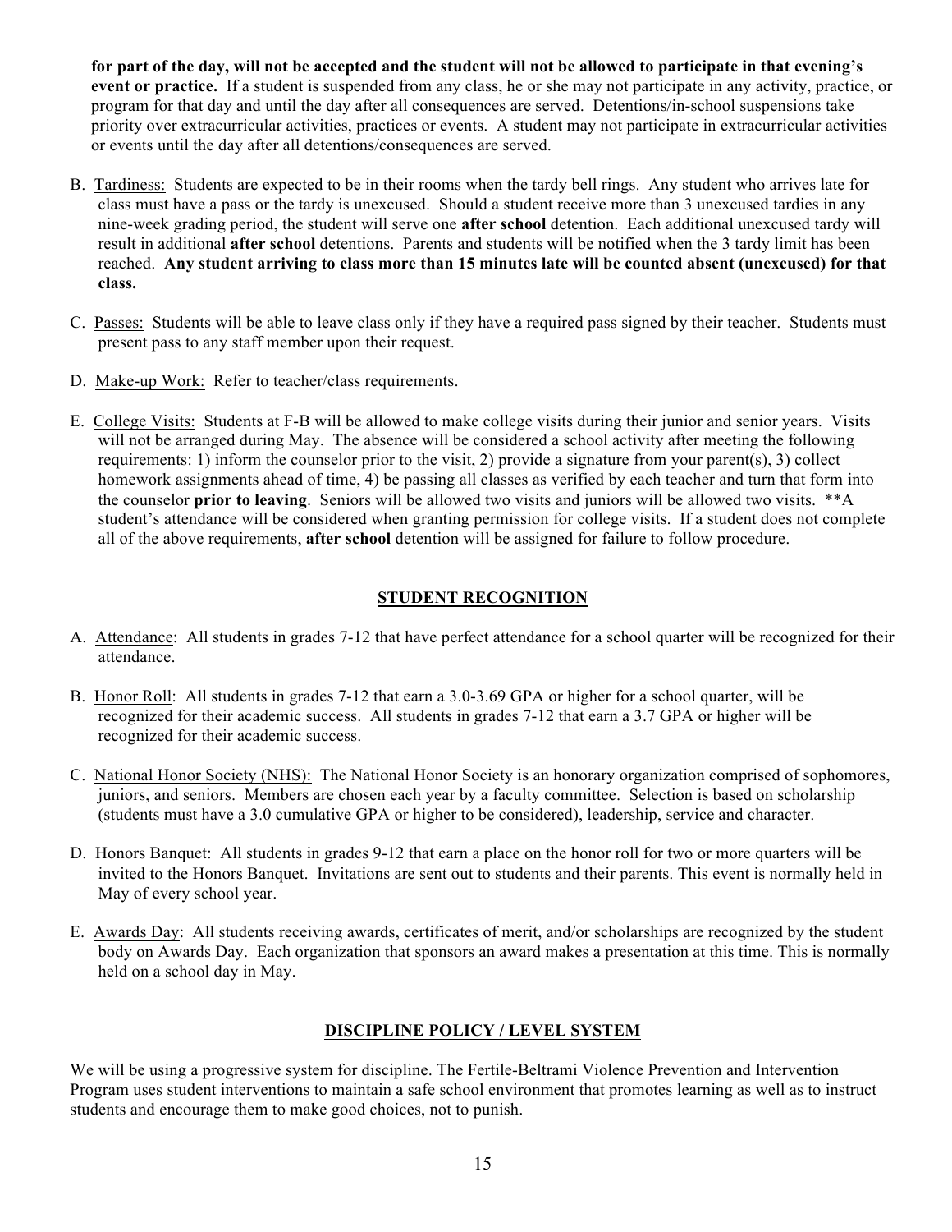**for part of the day, will not be accepted and the student will not be allowed to participate in that evening's event or practice.** If a student is suspended from any class, he or she may not participate in any activity, practice, or program for that day and until the day after all consequences are served. Detentions/in-school suspensions take priority over extracurricular activities, practices or events. A student may not participate in extracurricular activities or events until the day after all detentions/consequences are served.

B. Tardiness: Students are expected to be in their rooms when the tardy bell rings. Any student who arrives late for class must have a pass or the tardy is unexcused. Should a student receive more than 3 unexcused tardies in any nine-week grading period, the student will serve one **after school** detention. Each additional unexcused tardy will result in additional **after school** detentions. Parents and students will be notified when the 3 tardy limit has been reached. **Any student arriving to class more than 15 minutes late will be counted absent (unexcused) for that class.**

C. Passes: Students will be able to leave class only if they have a required pass signed by their teacher. Students must present pass to any staff member upon their request.

D. Make-up Work: Refer to teacher/class requirements.

E. College Visits: Students at F-B will be allowed to make college visits during their junior and senior years. Visits will not be arranged during May. The absence will be considered a school activity after meeting the following requirements: 1) inform the counselor prior to the visit, 2) provide a signature from your parent(s), 3) collect homework assignments ahead of time, 4) be passing all classes as verified by each teacher and turn that form into the counselor **prior to leaving**. Seniors will be allowed two visits and juniors will be allowed two visits. **A student's attendance will be considered when granting permission for college visits. If a student does not complete all of the above requirements, **after school** detention will be assigned for failure to follow procedure.

## STUDENT RECOGNITION

A. Attendance: All students in grades 7-12 that have perfect attendance for a school quarter will be recognized for their attendance.

B. Honor Roll: All students in grades 7-12 that earn a 3.0-3.69 GPA or higher for a school quarter, will be recognized for their academic success. All students in grades 7-12 that earn a 3.7 GPA or higher will be recognized for their academic success.

C. National Honor Society (NHS): The National Honor Society is an honorary organization comprised of sophomores, juniors, and seniors. Members are chosen each year by a faculty committee. Selection is based on scholarship (students must have a 3.0 cumulative GPA or higher to be considered), leadership, service and character.

D. Honors Banquet: All students in grades 9-12 that earn a place on the honor roll for two or more quarters will be invited to the Honors Banquet. Invitations are sent out to students and their parents. This event is normally held in May of every school year.

E. Awards Day: All students receiving awards, certificates of merit, and/or scholarships are recognized by the student body on Awards Day. Each organization that sponsors an award makes a presentation at this time. This is normally held on a school day in May.

## DISCIPLINE POLICY / LEVEL SYSTEM

We will be using a progressive system for discipline. The Fertile-Beltrami Violence Prevention and Intervention Program uses student interventions to maintain a safe school environment that promotes learning as well as to instruct students and encourage them to make good choices, not to punish.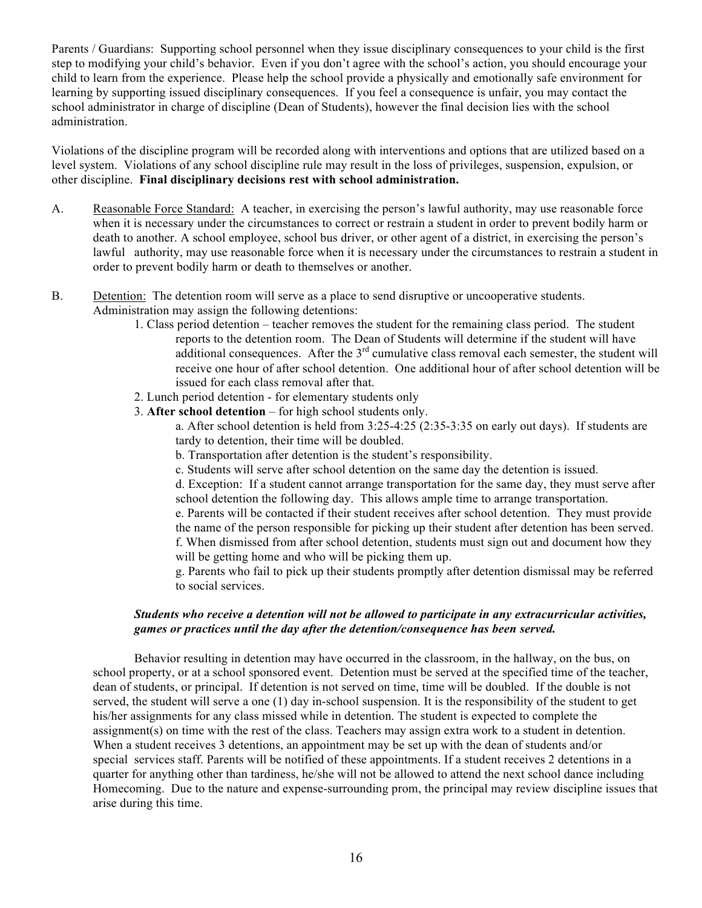Parents / Guardians: Supporting school personnel when they issue disciplinary consequences to your child is the first step to modifying your child's behavior. Even if you don't agree with the school's action, you should encourage your child to learn from the experience. Please help the school provide a physically and emotionally safe environment for learning by supporting issued disciplinary consequences. If you feel a consequence is unfair, you may contact the school administrator in charge of discipline (Dean of Students), however the final decision lies with the school administration.

Violations of the discipline program will be recorded along with interventions and options that are utilized based on a level system. Violations of any school discipline rule may result in the loss of privileges, suspension, expulsion, or other discipline. **Final disciplinary decisions rest with school administration.**

A. Reasonable Force Standard: A teacher, in exercising the person's lawful authority, may use reasonable force when it is necessary under the circumstances to correct or restrain a student in order to prevent bodily harm or death to another. A school employee, school bus driver, or other agent of a district, in exercising the person's lawful authority, may use reasonable force when it is necessary under the circumstances to restrain a student in order to prevent bodily harm or death to themselves or another.

B. Detention: The detention room will serve as a place to send disruptive or uncooperative students. Administration may assign the following detentions:

1. Class period detention – teacher removes the student for the remaining class period. The student reports to the detention room. The Dean of Students will determine if the student will have additional consequences. After the 3rd cumulative class removal each semester, the student will receive one hour of after school detention. One additional hour of after school detention will be issued for each class removal after that.
2. Lunch period detention - for elementary students only
3. **After school detention** – for high school students only.
   a. After school detention is held from 3:25-4:25 (2:35-3:35 on early out days). If students are tardy to detention, their time will be doubled.
   b. Transportation after detention is the student's responsibility.
   c. Students will serve after school detention on the same day the detention is issued.
   d. Exception: If a student cannot arrange transportation for the same day, they must serve after school detention the following day. This allows ample time to arrange transportation.
   e. Parents will be contacted if their student receives after school detention. They must provide the name of the person responsible for picking up their student after detention has been served.
   f. When dismissed from after school detention, students must sign out and document how they will be getting home and who will be picking them up.
   g. Parents who fail to pick up their students promptly after detention dismissal may be referred to social services.

***Students who receive a detention will not be allowed to participate in any extracurricular activities, games or practices until the day after the detention/consequence has been served.***

Behavior resulting in detention may have occurred in the classroom, in the hallway, on the bus, on school property, or at a school sponsored event. Detention must be served at the specified time of the teacher, dean of students, or principal. If detention is not served on time, time will be doubled. If the double is not served, the student will serve a one (1) day in-school suspension. It is the responsibility of the student to get his/her assignments for any class missed while in detention. The student is expected to complete the assignment(s) on time with the rest of the class. Teachers may assign extra work to a student in detention. When a student receives 3 detentions, an appointment may be set up with the dean of students and/or special services staff. Parents will be notified of these appointments. If a student receives 2 detentions in a quarter for anything other than tardiness, he/she will not be allowed to attend the next school dance including Homecoming. Due to the nature and expense-surrounding prom, the principal may review discipline issues that arise during this time.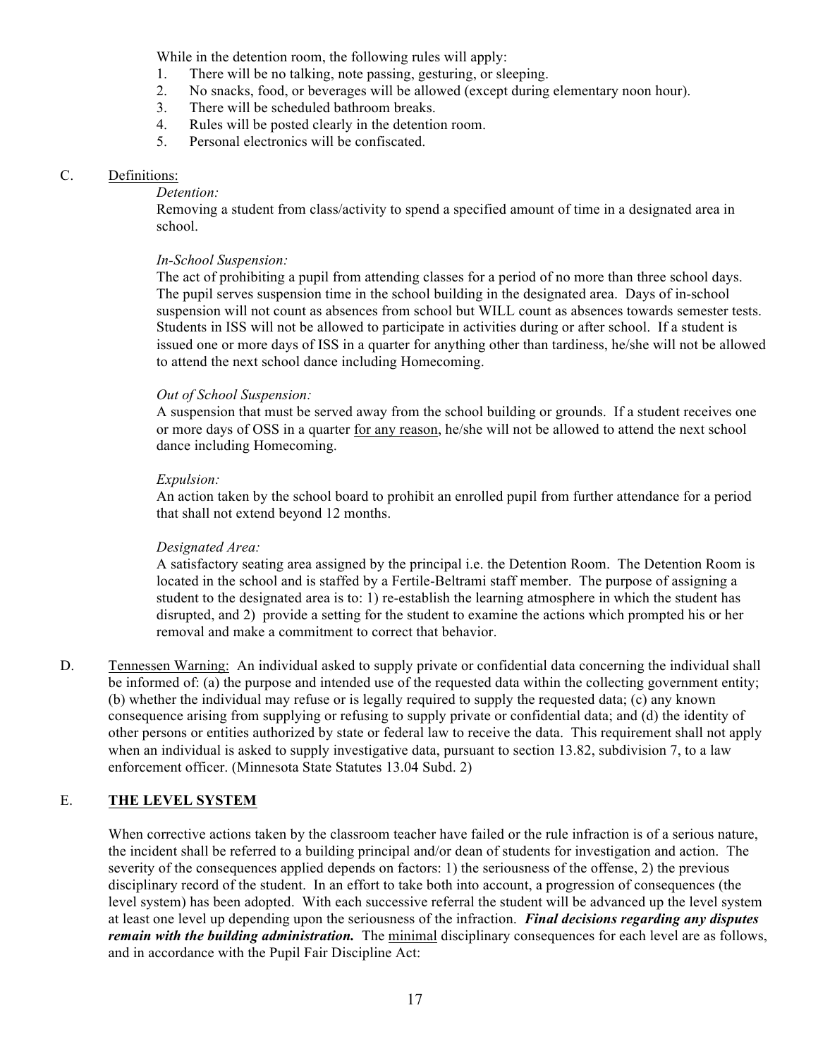While in the detention room, the following rules will apply:

1. There will be no talking, note passing, gesturing, or sleeping.
2. No snacks, food, or beverages will be allowed (except during elementary noon hour).
3. There will be scheduled bathroom breaks.
4. Rules will be posted clearly in the detention room.
5. Personal electronics will be confiscated.

C. Definitions:

*Detention:*
Removing a student from class/activity to spend a specified amount of time in a designated area in school.

*In-School Suspension:*
The act of prohibiting a pupil from attending classes for a period of no more than three school days. The pupil serves suspension time in the school building in the designated area. Days of in-school suspension will not count as absences from school but WILL count as absences towards semester tests. Students in ISS will not be allowed to participate in activities during or after school. If a student is issued one or more days of ISS in a quarter for anything other than tardiness, he/she will not be allowed to attend the next school dance including Homecoming.

*Out of School Suspension:*
A suspension that must be served away from the school building or grounds. If a student receives one or more days of OSS in a quarter for any reason, he/she will not be allowed to attend the next school dance including Homecoming.

*Expulsion:*
An action taken by the school board to prohibit an enrolled pupil from further attendance for a period that shall not extend beyond 12 months.

*Designated Area:*
A satisfactory seating area assigned by the principal i.e. the Detention Room. The Detention Room is located in the school and is staffed by a Fertile-Beltrami staff member. The purpose of assigning a student to the designated area is to: 1) re-establish the learning atmosphere in which the student has disrupted, and 2) provide a setting for the student to examine the actions which prompted his or her removal and make a commitment to correct that behavior.

D. Tennessen Warning: An individual asked to supply private or confidential data concerning the individual shall be informed of: (a) the purpose and intended use of the requested data within the collecting government entity; (b) whether the individual may refuse or is legally required to supply the requested data; (c) any known consequence arising from supplying or refusing to supply private or confidential data; and (d) the identity of other persons or entities authorized by state or federal law to receive the data. This requirement shall not apply when an individual is asked to supply investigative data, pursuant to section 13.82, subdivision 7, to a law enforcement officer. (Minnesota State Statutes 13.04 Subd. 2)

E. **THE LEVEL SYSTEM**

When corrective actions taken by the classroom teacher have failed or the rule infraction is of a serious nature, the incident shall be referred to a building principal and/or dean of students for investigation and action. The severity of the consequences applied depends on factors: 1) the seriousness of the offense, 2) the previous disciplinary record of the student. In an effort to take both into account, a progression of consequences (the level system) has been adopted. With each successive referral the student will be advanced up the level system at least one level up depending upon the seriousness of the infraction. ***Final decisions regarding any disputes remain with the building administration.*** The minimal disciplinary consequences for each level are as follows, and in accordance with the Pupil Fair Discipline Act: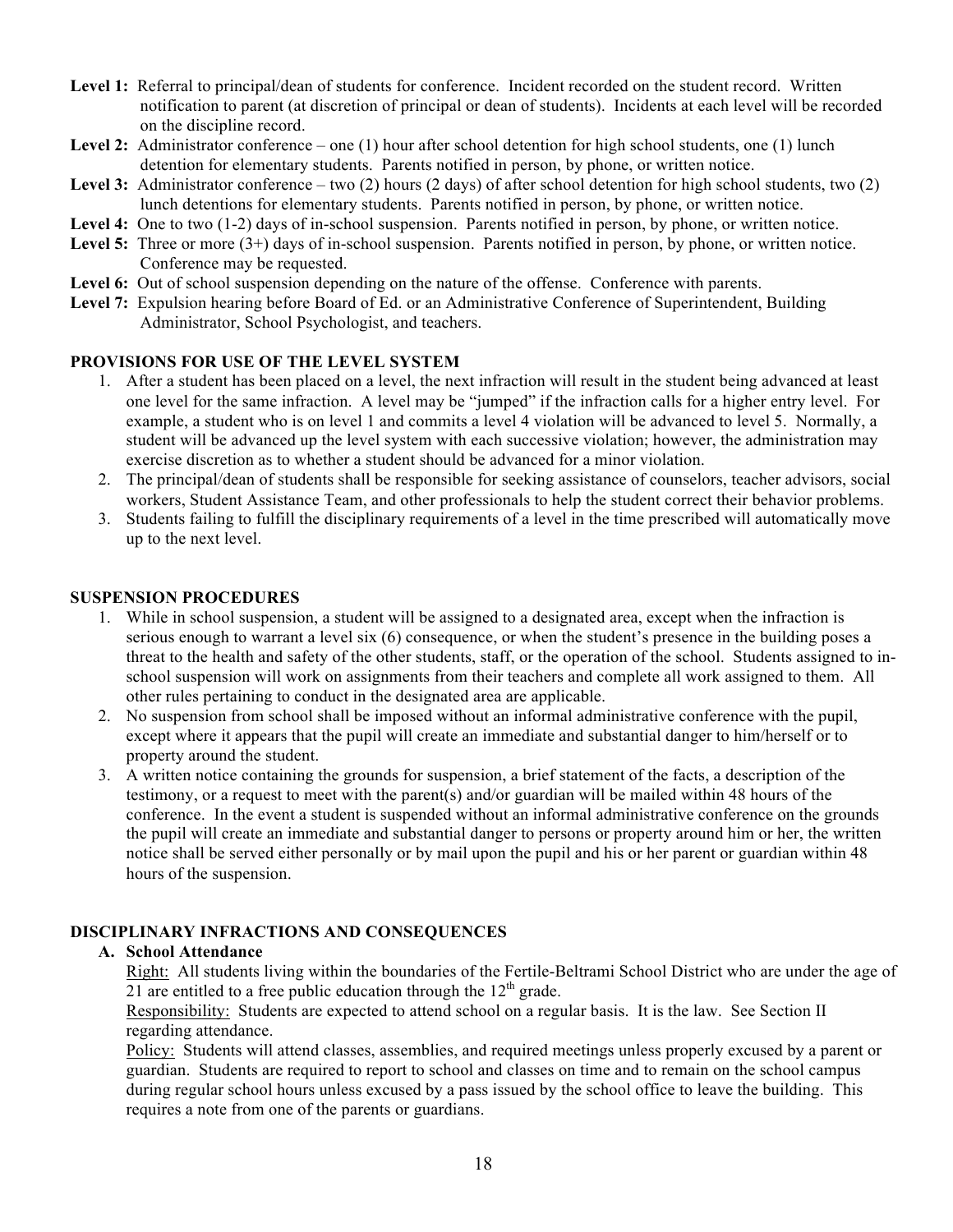**Level 1:** Referral to principal/dean of students for conference. Incident recorded on the student record. Written notification to parent (at discretion of principal or dean of students). Incidents at each level will be recorded on the discipline record.

**Level 2:** Administrator conference – one (1) hour after school detention for high school students, one (1) lunch detention for elementary students. Parents notified in person, by phone, or written notice.

**Level 3:** Administrator conference – two (2) hours (2 days) of after school detention for high school students, two (2) lunch detentions for elementary students. Parents notified in person, by phone, or written notice.

**Level 4:** One to two (1-2) days of in-school suspension. Parents notified in person, by phone, or written notice.

**Level 5:** Three or more (3+) days of in-school suspension. Parents notified in person, by phone, or written notice. Conference may be requested.

**Level 6:** Out of school suspension depending on the nature of the offense. Conference with parents.

**Level 7:** Expulsion hearing before Board of Ed. or an Administrative Conference of Superintendent, Building Administrator, School Psychologist, and teachers.

**PROVISIONS FOR USE OF THE LEVEL SYSTEM**

1. After a student has been placed on a level, the next infraction will result in the student being advanced at least one level for the same infraction. A level may be "jumped" if the infraction calls for a higher entry level. For example, a student who is on level 1 and commits a level 4 violation will be advanced to level 5. Normally, a student will be advanced up the level system with each successive violation; however, the administration may exercise discretion as to whether a student should be advanced for a minor violation.
2. The principal/dean of students shall be responsible for seeking assistance of counselors, teacher advisors, social workers, Student Assistance Team, and other professionals to help the student correct their behavior problems.
3. Students failing to fulfill the disciplinary requirements of a level in the time prescribed will automatically move up to the next level.

**SUSPENSION PROCEDURES**

1. While in school suspension, a student will be assigned to a designated area, except when the infraction is serious enough to warrant a level six (6) consequence, or when the student's presence in the building poses a threat to the health and safety of the other students, staff, or the operation of the school. Students assigned to in-school suspension will work on assignments from their teachers and complete all work assigned to them. All other rules pertaining to conduct in the designated area are applicable.
2. No suspension from school shall be imposed without an informal administrative conference with the pupil, except where it appears that the pupil will create an immediate and substantial danger to him/herself or to property around the student.
3. A written notice containing the grounds for suspension, a brief statement of the facts, a description of the testimony, or a request to meet with the parent(s) and/or guardian will be mailed within 48 hours of the conference. In the event a student is suspended without an informal administrative conference on the grounds the pupil will create an immediate and substantial danger to persons or property around him or her, the written notice shall be served either personally or by mail upon the pupil and his or her parent or guardian within 48 hours of the suspension.

**DISCIPLINARY INFRACTIONS AND CONSEQUENCES**

**A. School Attendance**

Right: All students living within the boundaries of the Fertile-Beltrami School District who are under the age of 21 are entitled to a free public education through the 12th grade.

Responsibility: Students are expected to attend school on a regular basis. It is the law. See Section II regarding attendance.

Policy: Students will attend classes, assemblies, and required meetings unless properly excused by a parent or guardian. Students are required to report to school and classes on time and to remain on the school campus during regular school hours unless excused by a pass issued by the school office to leave the building. This requires a note from one of the parents or guardians.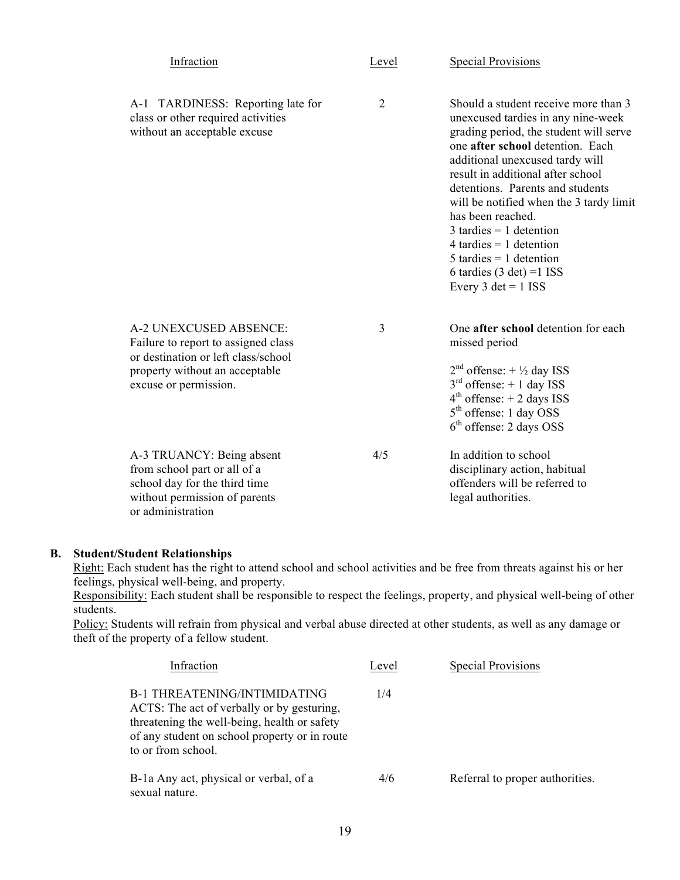| Infraction | Level | Special Provisions |
|---|---|---|
| A-1 TARDINESS: Reporting late for class or other required activities without an acceptable excuse | 2 | Should a student receive more than 3 unexcused tardies in any nine-week grading period, the student will serve one **after school** detention. Each additional unexcused tardy will result in additional after school detentions. Parents and students will be notified when the 3 tardy limit has been reached.<br>3 tardies = 1 detention<br>4 tardies = 1 detention<br>5 tardies = 1 detention<br>6 tardies (3 det) =1 ISS<br>Every 3 det = 1 ISS |
| A-2 UNEXCUSED ABSENCE: Failure to report to assigned class or destination or left class/school property without an acceptable excuse or permission. | 3 | One **after school** detention for each missed period<br><br>2nd offense: + ½ day ISS<br>3rd offense: + 1 day ISS<br>4th offense: + 2 days ISS<br>5th offense: 1 day OSS<br>6th offense: 2 days OSS |
| A-3 TRUANCY: Being absent from school part or all of a school day for the third time without permission of parents or administration | 4/5 | In addition to school disciplinary action, habitual offenders will be referred to legal authorities. |

### B. Student/Student Relationships

Right: Each student has the right to attend school and school activities and be free from threats against his or her feelings, physical well-being, and property.

Responsibility: Each student shall be responsible to respect the feelings, property, and physical well-being of other students.

Policy: Students will refrain from physical and verbal abuse directed at other students, as well as any damage or theft of the property of a fellow student.

| Infraction | Level | Special Provisions |
|---|---|---|
| B-1 THREATENING/INTIMIDATING ACTS: The act of verbally or by gesturing, threatening the well-being, health or safety of any student on school property or in route to or from school. | 1/4 | |
| B-1a Any act, physical or verbal, of a sexual nature. | 4/6 | Referral to proper authorities. |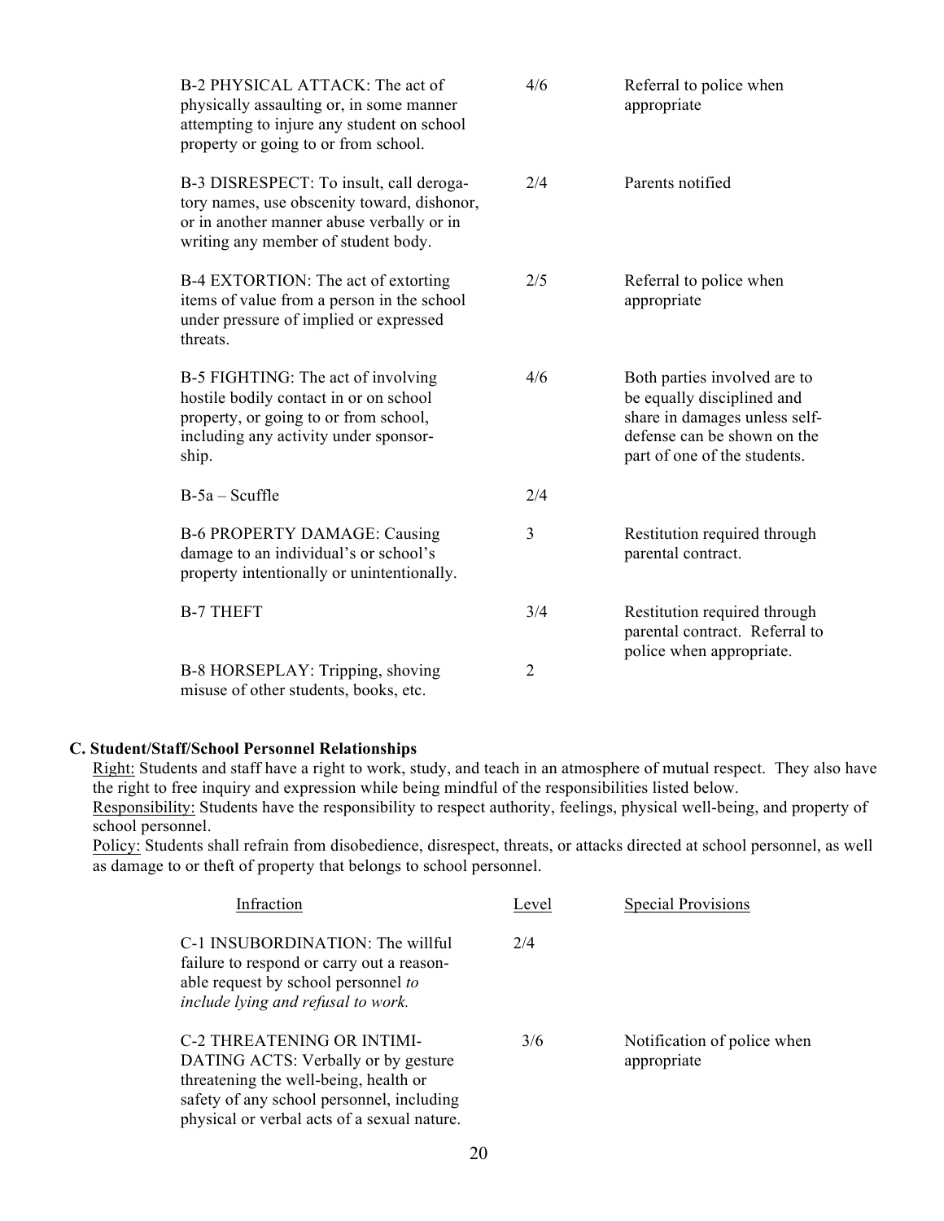| Infraction | Level | Special Provisions |
|---|---|---|
| B-2 PHYSICAL ATTACK: The act of physically assaulting or, in some manner attempting to injure any student on school property or going to or from school. | 4/6 | Referral to police when appropriate |
| B-3 DISRESPECT: To insult, call derogatory names, use obscenity toward, dishonor, or in another manner abuse verbally or in writing any member of student body. | 2/4 | Parents notified |
| B-4 EXTORTION: The act of extorting items of value from a person in the school under pressure of implied or expressed threats. | 2/5 | Referral to police when appropriate |
| B-5 FIGHTING: The act of involving hostile bodily contact in or on school property, or going to or from school, including any activity under sponsorship. | 4/6 | Both parties involved are to be equally disciplined and share in damages unless self-defense can be shown on the part of one of the students. |
| B-5a – Scuffle | 2/4 | |
| B-6 PROPERTY DAMAGE: Causing damage to an individual's or school's property intentionally or unintentionally. | 3 | Restitution required through parental contract. |
| B-7 THEFT | 3/4 | Restitution required through parental contract. Referral to police when appropriate. |
| B-8 HORSEPLAY: Tripping, shoving misuse of other students, books, etc. | 2 | |

**C. Student/Staff/School Personnel Relationships**

Right: Students and staff have a right to work, study, and teach in an atmosphere of mutual respect. They also have the right to free inquiry and expression while being mindful of the responsibilities listed below.

Responsibility: Students have the responsibility to respect authority, feelings, physical well-being, and property of school personnel.

Policy: Students shall refrain from disobedience, disrespect, threats, or attacks directed at school personnel, as well as damage to or theft of property that belongs to school personnel.

| Infraction | Level | Special Provisions |
|---|---|---|
| C-1 INSUBORDINATION: The willful failure to respond or carry out a reasonable request by school personnel *to include lying and refusal to work.* | 2/4 | |
| C-2 THREATENING OR INTIMIDATING ACTS: Verbally or by gesture threatening the well-being, health or safety of any school personnel, including physical or verbal acts of a sexual nature. | 3/6 | Notification of police when appropriate |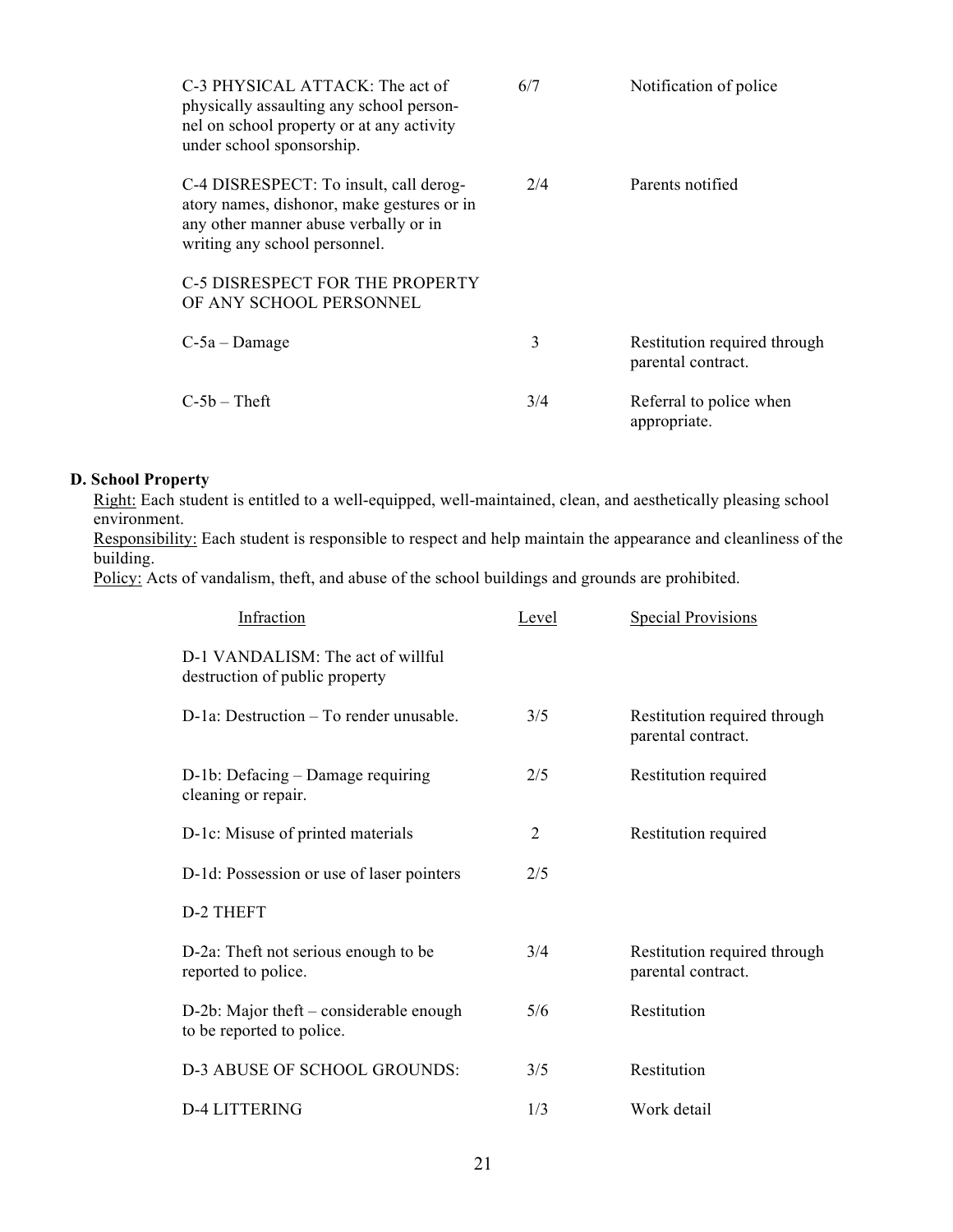| Infraction | Level | Special Provisions |
|---|---|---|
| C-3 PHYSICAL ATTACK: The act of physically assaulting any school personnel on school property or at any activity under school sponsorship. | 6/7 | Notification of police |
| C-4 DISRESPECT: To insult, call derogatory names, dishonor, make gestures or in any other manner abuse verbally or in writing any school personnel. | 2/4 | Parents notified |
| C-5 DISRESPECT FOR THE PROPERTY OF ANY SCHOOL PERSONNEL | | |
| C-5a – Damage | 3 | Restitution required through parental contract. |
| C-5b – Theft | 3/4 | Referral to police when appropriate. |

**D. School Property**

Right: Each student is entitled to a well-equipped, well-maintained, clean, and aesthetically pleasing school environment.

Responsibility: Each student is responsible to respect and help maintain the appearance and cleanliness of the building.

Policy: Acts of vandalism, theft, and abuse of the school buildings and grounds are prohibited.

| Infraction | Level | Special Provisions |
|---|---|---|
| D-1 VANDALISM: The act of willful destruction of public property | | |
| D-1a: Destruction – To render unusable. | 3/5 | Restitution required through parental contract. |
| D-1b: Defacing – Damage requiring cleaning or repair. | 2/5 | Restitution required |
| D-1c: Misuse of printed materials | 2 | Restitution required |
| D-1d: Possession or use of laser pointers | 2/5 | |
| D-2 THEFT | | |
| D-2a: Theft not serious enough to be reported to police. | 3/4 | Restitution required through parental contract. |
| D-2b: Major theft – considerable enough to be reported to police. | 5/6 | Restitution |
| D-3 ABUSE OF SCHOOL GROUNDS: | 3/5 | Restitution |
| D-4 LITTERING | 1/3 | Work detail |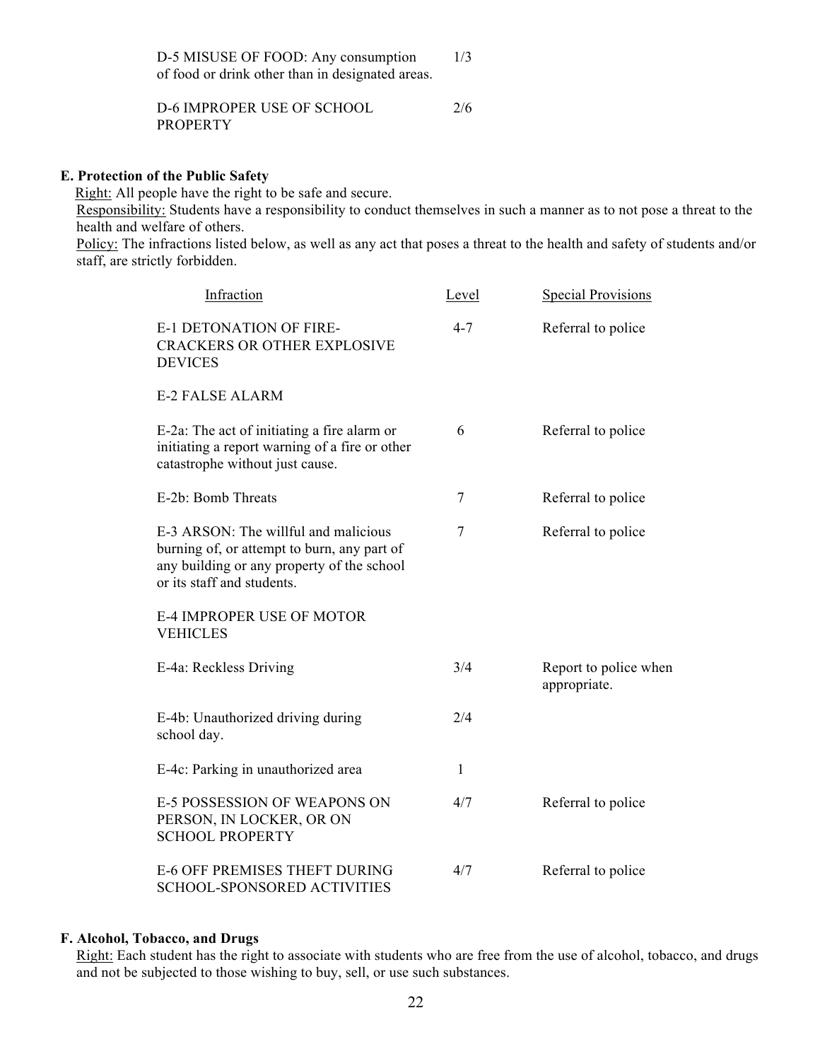| | | |
|---|---|---|
| D-5 MISUSE OF FOOD: Any consumption of food or drink other than in designated areas. | 1/3 | |
| D-6 IMPROPER USE OF SCHOOL PROPERTY | 2/6 | |

**E. Protection of the Public Safety**

Right: All people have the right to be safe and secure.

Responsibility: Students have a responsibility to conduct themselves in such a manner as to not pose a threat to the health and welfare of others.

Policy: The infractions listed below, as well as any act that poses a threat to the health and safety of students and/or staff, are strictly forbidden.

| Infraction | Level | Special Provisions |
|---|---|---|
| E-1 DETONATION OF FIRE-CRACKERS OR OTHER EXPLOSIVE DEVICES | 4-7 | Referral to police |
| E-2 FALSE ALARM | | |
| E-2a: The act of initiating a fire alarm or initiating a report warning of a fire or other catastrophe without just cause. | 6 | Referral to police |
| E-2b: Bomb Threats | 7 | Referral to police |
| E-3 ARSON: The willful and malicious burning of, or attempt to burn, any part of any building or any property of the school or its staff and students. | 7 | Referral to police |
| E-4 IMPROPER USE OF MOTOR VEHICLES | | |
| E-4a: Reckless Driving | 3/4 | Report to police when appropriate. |
| E-4b: Unauthorized driving during school day. | 2/4 | |
| E-4c: Parking in unauthorized area | 1 | |
| E-5 POSSESSION OF WEAPONS ON PERSON, IN LOCKER, OR ON SCHOOL PROPERTY | 4/7 | Referral to police |
| E-6 OFF PREMISES THEFT DURING SCHOOL-SPONSORED ACTIVITIES | 4/7 | Referral to police |

**F. Alcohol, Tobacco, and Drugs**

Right: Each student has the right to associate with students who are free from the use of alcohol, tobacco, and drugs and not be subjected to those wishing to buy, sell, or use such substances.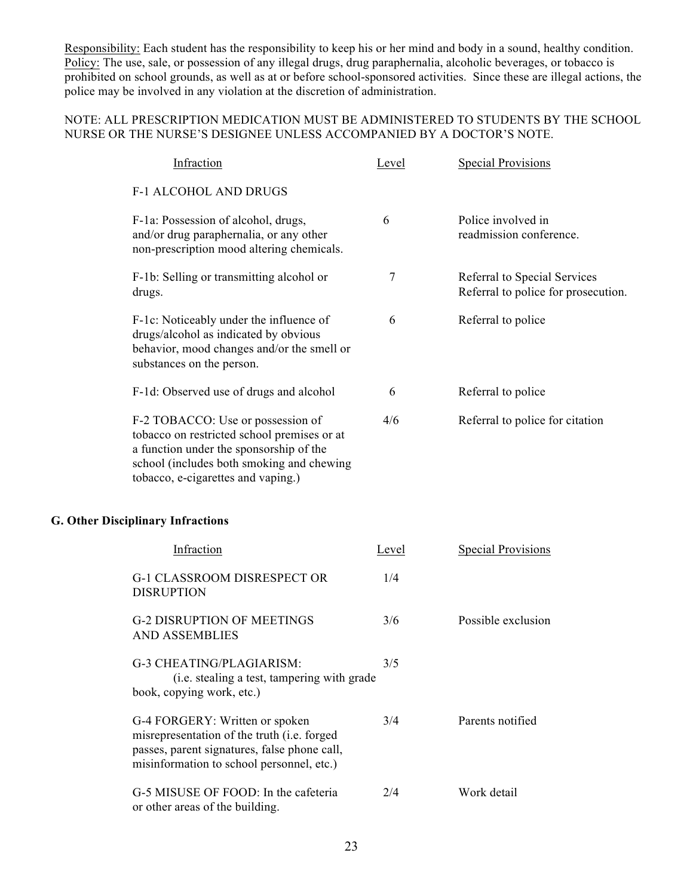<u>Responsibility:</u> Each student has the responsibility to keep his or her mind and body in a sound, healthy condition.
<u>Policy:</u> The use, sale, or possession of any illegal drugs, drug paraphernalia, alcoholic beverages, or tobacco is prohibited on school grounds, as well as at or before school-sponsored activities. Since these are illegal actions, the police may be involved in any violation at the discretion of administration.

NOTE: ALL PRESCRIPTION MEDICATION MUST BE ADMINISTERED TO STUDENTS BY THE SCHOOL NURSE OR THE NURSE'S DESIGNEE UNLESS ACCOMPANIED BY A DOCTOR'S NOTE.

| Infraction | Level | Special Provisions |
|---|---|---|
| F-1 ALCOHOL AND DRUGS | | |
| F-1a: Possession of alcohol, drugs, and/or drug paraphernalia, or any other non-prescription mood altering chemicals. | 6 | Police involved in readmission conference. |
| F-1b: Selling or transmitting alcohol or drugs. | 7 | Referral to Special Services Referral to police for prosecution. |
| F-1c: Noticeably under the influence of drugs/alcohol as indicated by obvious behavior, mood changes and/or the smell or substances on the person. | 6 | Referral to police |
| F-1d: Observed use of drugs and alcohol | 6 | Referral to police |
| F-2 TOBACCO: Use or possession of tobacco on restricted school premises or at a function under the sponsorship of the school (includes both smoking and chewing tobacco, e-cigarettes and vaping.) | 4/6 | Referral to police for citation |

### G. Other Disciplinary Infractions

| Infraction | Level | Special Provisions |
|---|---|---|
| G-1 CLASSROOM DISRESPECT OR DISRUPTION | 1/4 | |
| G-2 DISRUPTION OF MEETINGS AND ASSEMBLIES | 3/6 | Possible exclusion |
| G-3 CHEATING/PLAGIARISM: (i.e. stealing a test, tampering with grade book, copying work, etc.) | 3/5 | |
| G-4 FORGERY: Written or spoken misrepresentation of the truth (i.e. forged passes, parent signatures, false phone call, misinformation to school personnel, etc.) | 3/4 | Parents notified |
| G-5 MISUSE OF FOOD: In the cafeteria or other areas of the building. | 2/4 | Work detail |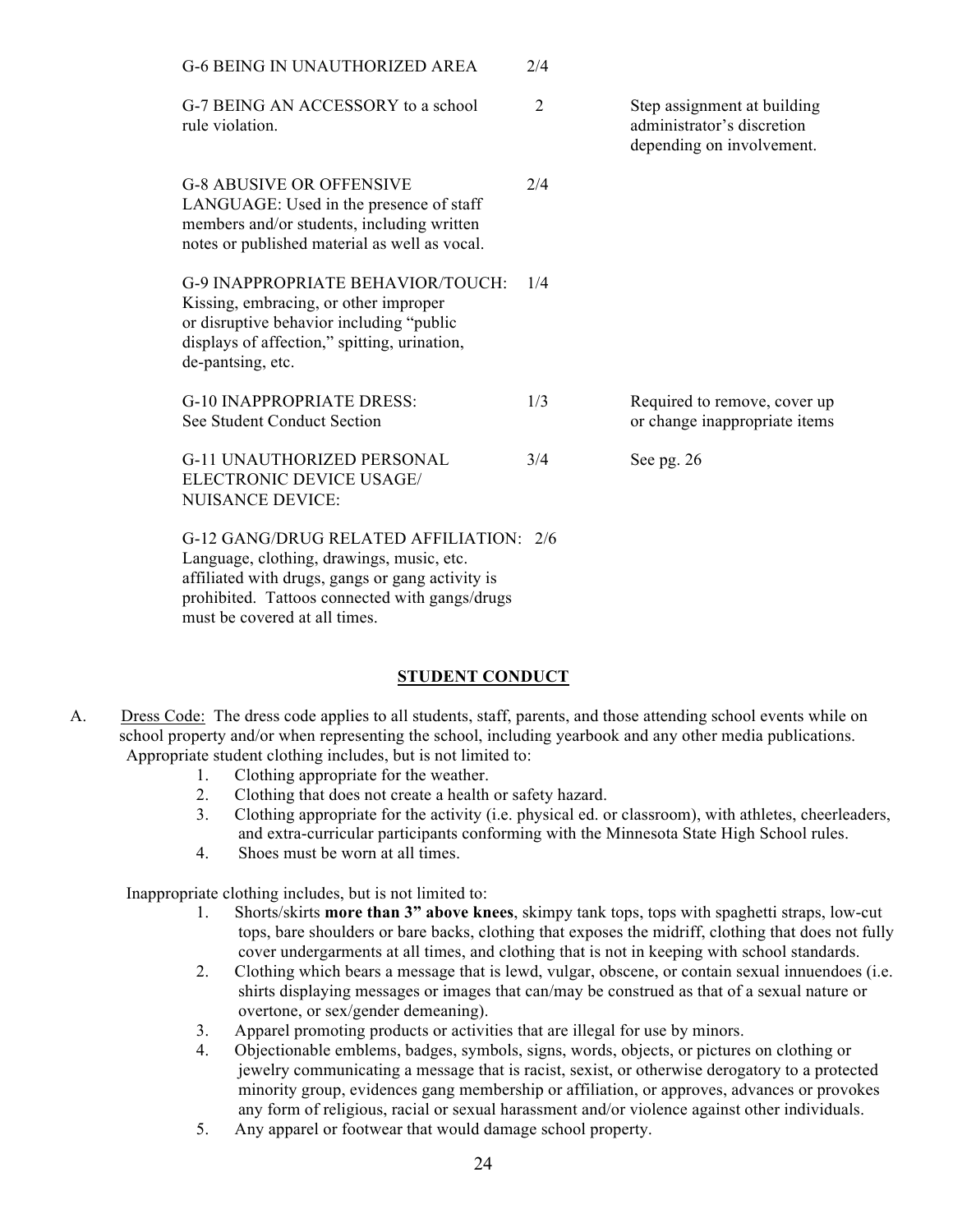| | | |
|---|---|---|
| G-6 BEING IN UNAUTHORIZED AREA | 2/4 | |
| G-7 BEING AN ACCESSORY to a school rule violation. | 2 | Step assignment at building administrator's discretion depending on involvement. |
| G-8 ABUSIVE OR OFFENSIVE LANGUAGE: Used in the presence of staff members and/or students, including written notes or published material as well as vocal. | 2/4 | |
| G-9 INAPPROPRIATE BEHAVIOR/TOUCH: Kissing, embracing, or other improper or disruptive behavior including "public displays of affection," spitting, urination, de-pantsing, etc. | 1/4 | |
| G-10 INAPPROPRIATE DRESS: See Student Conduct Section | 1/3 | Required to remove, cover up or change inappropriate items |
| G-11 UNAUTHORIZED PERSONAL ELECTRONIC DEVICE USAGE/ NUISANCE DEVICE: | 3/4 | See pg. 26 |
| G-12 GANG/DRUG RELATED AFFILIATION: Language, clothing, drawings, music, etc. affiliated with drugs, gangs or gang activity is prohibited. Tattoos connected with gangs/drugs must be covered at all times. | 2/6 | |

## STUDENT CONDUCT

A. Dress Code: The dress code applies to all students, staff, parents, and those attending school events while on school property and/or when representing the school, including yearbook and any other media publications. Appropriate student clothing includes, but is not limited to:

1. Clothing appropriate for the weather.
2. Clothing that does not create a health or safety hazard.
3. Clothing appropriate for the activity (i.e. physical ed. or classroom), with athletes, cheerleaders, and extra-curricular participants conforming with the Minnesota State High School rules.
4. Shoes must be worn at all times.

Inappropriate clothing includes, but is not limited to:

1. Shorts/skirts **more than 3" above knees**, skimpy tank tops, tops with spaghetti straps, low-cut tops, bare shoulders or bare backs, clothing that exposes the midriff, clothing that does not fully cover undergarments at all times, and clothing that is not in keeping with school standards.
2. Clothing which bears a message that is lewd, vulgar, obscene, or contain sexual innuendoes (i.e. shirts displaying messages or images that can/may be construed as that of a sexual nature or overtone, or sex/gender demeaning).
3. Apparel promoting products or activities that are illegal for use by minors.
4. Objectionable emblems, badges, symbols, signs, words, objects, or pictures on clothing or jewelry communicating a message that is racist, sexist, or otherwise derogatory to a protected minority group, evidences gang membership or affiliation, or approves, advances or provokes any form of religious, racial or sexual harassment and/or violence against other individuals.
5. Any apparel or footwear that would damage school property.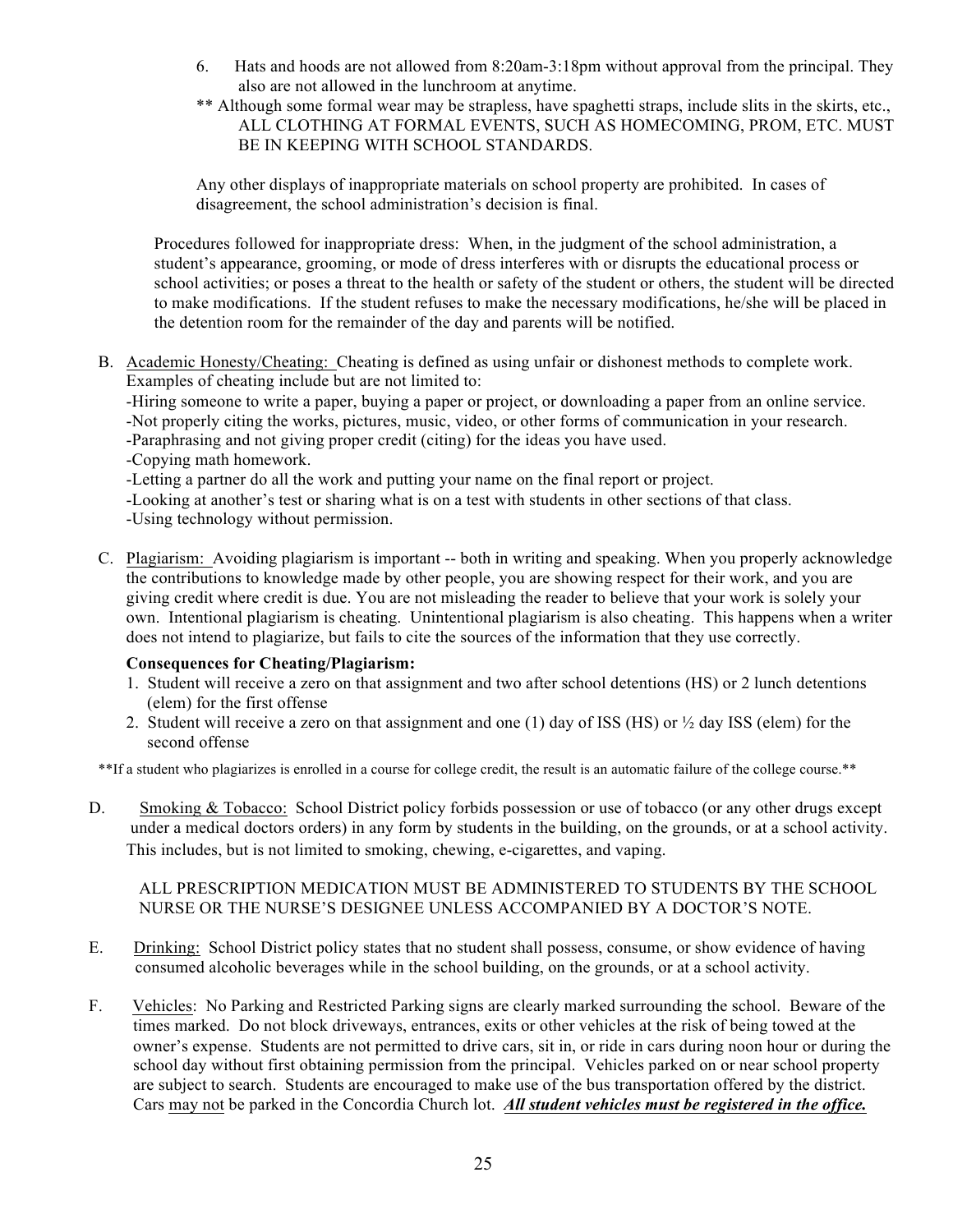6. Hats and hoods are not allowed from 8:20am-3:18pm without approval from the principal. They also are not allowed in the lunchroom at anytime.

** Although some formal wear may be strapless, have spaghetti straps, include slits in the skirts, etc., ALL CLOTHING AT FORMAL EVENTS, SUCH AS HOMECOMING, PROM, ETC. MUST BE IN KEEPING WITH SCHOOL STANDARDS.

Any other displays of inappropriate materials on school property are prohibited. In cases of disagreement, the school administration's decision is final.

Procedures followed for inappropriate dress: When, in the judgment of the school administration, a student's appearance, grooming, or mode of dress interferes with or disrupts the educational process or school activities; or poses a threat to the health or safety of the student or others, the student will be directed to make modifications. If the student refuses to make the necessary modifications, he/she will be placed in the detention room for the remainder of the day and parents will be notified.

B. Academic Honesty/Cheating: Cheating is defined as using unfair or dishonest methods to complete work. Examples of cheating include but are not limited to:
-Hiring someone to write a paper, buying a paper or project, or downloading a paper from an online service.
-Not properly citing the works, pictures, music, video, or other forms of communication in your research.
-Paraphrasing and not giving proper credit (citing) for the ideas you have used.
-Copying math homework.
-Letting a partner do all the work and putting your name on the final report or project.
-Looking at another's test or sharing what is on a test with students in other sections of that class.
-Using technology without permission.

C. Plagiarism: Avoiding plagiarism is important -- both in writing and speaking. When you properly acknowledge the contributions to knowledge made by other people, you are showing respect for their work, and you are giving credit where credit is due. You are not misleading the reader to believe that your work is solely your own. Intentional plagiarism is cheating. Unintentional plagiarism is also cheating. This happens when a writer does not intend to plagiarize, but fails to cite the sources of the information that they use correctly.

**Consequences for Cheating/Plagiarism:**

1. Student will receive a zero on that assignment and two after school detentions (HS) or 2 lunch detentions (elem) for the first offense
2. Student will receive a zero on that assignment and one (1) day of ISS (HS) or ½ day ISS (elem) for the second offense

**If a student who plagiarizes is enrolled in a course for college credit, the result is an automatic failure of the college course.**

D. Smoking & Tobacco: School District policy forbids possession or use of tobacco (or any other drugs except under a medical doctors orders) in any form by students in the building, on the grounds, or at a school activity. This includes, but is not limited to smoking, chewing, e-cigarettes, and vaping.

ALL PRESCRIPTION MEDICATION MUST BE ADMINISTERED TO STUDENTS BY THE SCHOOL NURSE OR THE NURSE'S DESIGNEE UNLESS ACCOMPANIED BY A DOCTOR'S NOTE.

E. Drinking: School District policy states that no student shall possess, consume, or show evidence of having consumed alcoholic beverages while in the school building, on the grounds, or at a school activity.

F. Vehicles: No Parking and Restricted Parking signs are clearly marked surrounding the school. Beware of the times marked. Do not block driveways, entrances, exits or other vehicles at the risk of being towed at the owner's expense. Students are not permitted to drive cars, sit in, or ride in cars during noon hour or during the school day without first obtaining permission from the principal. Vehicles parked on or near school property are subject to search. Students are encouraged to make use of the bus transportation offered by the district. Cars may not be parked in the Concordia Church lot. ***All student vehicles must be registered in the office.***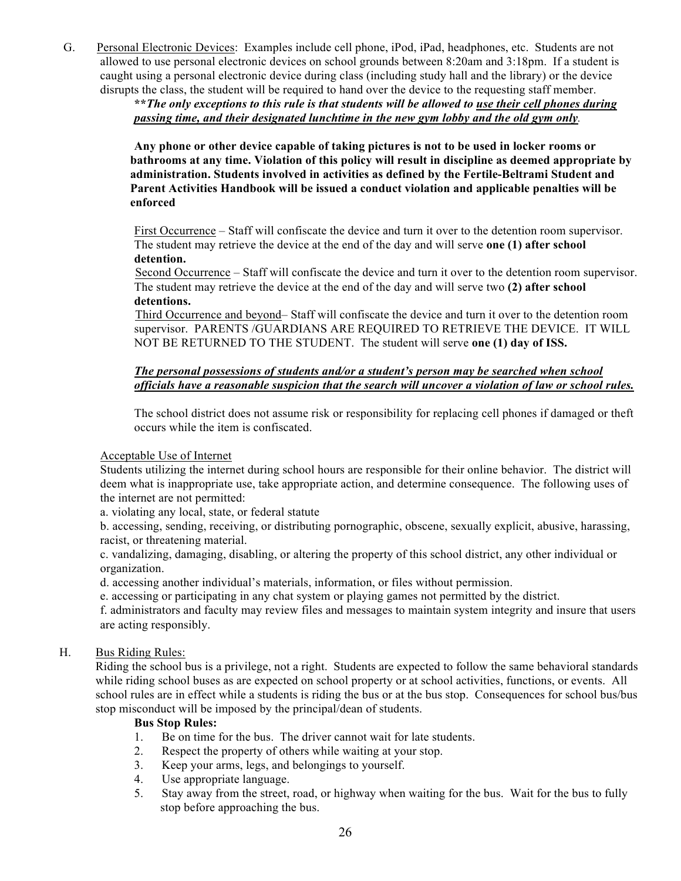G. <u>Personal Electronic Devices</u>: Examples include cell phone, iPod, iPad, headphones, etc. Students are not allowed to use personal electronic devices on school grounds between 8:20am and 3:18pm. If a student is caught using a personal electronic device during class (including study hall and the library) or the device disrupts the class, the student will be required to hand over the device to the requesting staff member.

***\*\*The only exceptions to this rule is that students will be allowed to <u>use their cell phones during passing time, and their designated lunchtime in the new gym lobby and the old gym only</u>.***

**Any phone or other device capable of taking pictures is not to be used in locker rooms or bathrooms at any time. Violation of this policy will result in discipline as deemed appropriate by administration. Students involved in activities as defined by the Fertile-Beltrami Student and Parent Activities Handbook will be issued a conduct violation and applicable penalties will be enforced**

<u>First Occurrence</u> – Staff will confiscate the device and turn it over to the detention room supervisor. The student may retrieve the device at the end of the day and will serve **one (1) after school detention.**

<u>Second Occurrence</u> – Staff will confiscate the device and turn it over to the detention room supervisor. The student may retrieve the device at the end of the day and will serve two **(2) after school detentions.**

<u>Third Occurrence and beyond</u>– Staff will confiscate the device and turn it over to the detention room supervisor. PARENTS /GUARDIANS ARE REQUIRED TO RETRIEVE THE DEVICE. IT WILL NOT BE RETURNED TO THE STUDENT. The student will serve **one (1) day of ISS.**

***<u>The personal possessions of students and/or a student's person may be searched when school officials have a reasonable suspicion that the search will uncover a violation of law or school rules.</u>***

The school district does not assume risk or responsibility for replacing cell phones if damaged or theft occurs while the item is confiscated.

<u>Acceptable Use of Internet</u>

Students utilizing the internet during school hours are responsible for their online behavior. The district will deem what is inappropriate use, take appropriate action, and determine consequence. The following uses of the internet are not permitted:

a. violating any local, state, or federal statute

b. accessing, sending, receiving, or distributing pornographic, obscene, sexually explicit, abusive, harassing, racist, or threatening material.

c. vandalizing, damaging, disabling, or altering the property of this school district, any other individual or organization.

d. accessing another individual's materials, information, or files without permission.

e. accessing or participating in any chat system or playing games not permitted by the district.

f. administrators and faculty may review files and messages to maintain system integrity and insure that users are acting responsibly.

H. <u>Bus Riding Rules:</u>

Riding the school bus is a privilege, not a right. Students are expected to follow the same behavioral standards while riding school buses as are expected on school property or at school activities, functions, or events. All school rules are in effect while a students is riding the bus or at the bus stop. Consequences for school bus/bus stop misconduct will be imposed by the principal/dean of students.

**Bus Stop Rules:**

1. Be on time for the bus. The driver cannot wait for late students.
2. Respect the property of others while waiting at your stop.
3. Keep your arms, legs, and belongings to yourself.
4. Use appropriate language.
5. Stay away from the street, road, or highway when waiting for the bus. Wait for the bus to fully stop before approaching the bus.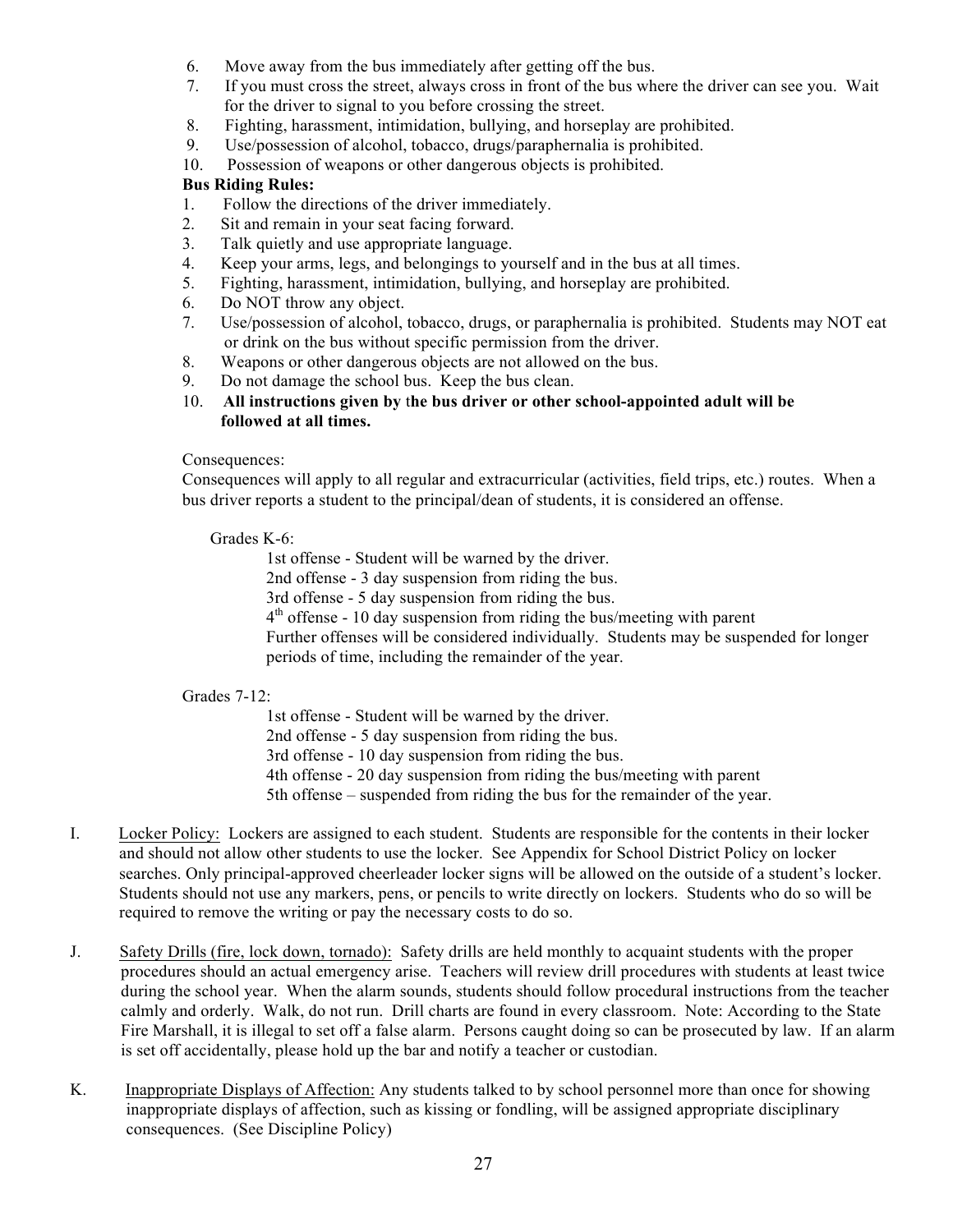6. Move away from the bus immediately after getting off the bus.
7. If you must cross the street, always cross in front of the bus where the driver can see you. Wait for the driver to signal to you before crossing the street.
8. Fighting, harassment, intimidation, bullying, and horseplay are prohibited.
9. Use/possession of alcohol, tobacco, drugs/paraphernalia is prohibited.
10. Possession of weapons or other dangerous objects is prohibited.

**Bus Riding Rules:**

1. Follow the directions of the driver immediately.
2. Sit and remain in your seat facing forward.
3. Talk quietly and use appropriate language.
4. Keep your arms, legs, and belongings to yourself and in the bus at all times.
5. Fighting, harassment, intimidation, bullying, and horseplay are prohibited.
6. Do NOT throw any object.
7. Use/possession of alcohol, tobacco, drugs, or paraphernalia is prohibited. Students may NOT eat or drink on the bus without specific permission from the driver.
8. Weapons or other dangerous objects are not allowed on the bus.
9. Do not damage the school bus. Keep the bus clean.
10. **All instructions given by the bus driver or other school-appointed adult will be followed at all times.**

Consequences:
Consequences will apply to all regular and extracurricular (activities, field trips, etc.) routes. When a bus driver reports a student to the principal/dean of students, it is considered an offense.

Grades K-6:

1st offense - Student will be warned by the driver.
2nd offense - 3 day suspension from riding the bus.
3rd offense - 5 day suspension from riding the bus.
4th offense - 10 day suspension from riding the bus/meeting with parent
Further offenses will be considered individually. Students may be suspended for longer periods of time, including the remainder of the year.

Grades 7-12:

1st offense - Student will be warned by the driver.
2nd offense - 5 day suspension from riding the bus.
3rd offense - 10 day suspension from riding the bus.
4th offense - 20 day suspension from riding the bus/meeting with parent
5th offense – suspended from riding the bus for the remainder of the year.

I. Locker Policy: Lockers are assigned to each student. Students are responsible for the contents in their locker and should not allow other students to use the locker. See Appendix for School District Policy on locker searches. Only principal-approved cheerleader locker signs will be allowed on the outside of a student's locker. Students should not use any markers, pens, or pencils to write directly on lockers. Students who do so will be required to remove the writing or pay the necessary costs to do so.

J. Safety Drills (fire, lock down, tornado): Safety drills are held monthly to acquaint students with the proper procedures should an actual emergency arise. Teachers will review drill procedures with students at least twice during the school year. When the alarm sounds, students should follow procedural instructions from the teacher calmly and orderly. Walk, do not run. Drill charts are found in every classroom. Note: According to the State Fire Marshall, it is illegal to set off a false alarm. Persons caught doing so can be prosecuted by law. If an alarm is set off accidentally, please hold up the bar and notify a teacher or custodian.

K. Inappropriate Displays of Affection: Any students talked to by school personnel more than once for showing inappropriate displays of affection, such as kissing or fondling, will be assigned appropriate disciplinary consequences. (See Discipline Policy)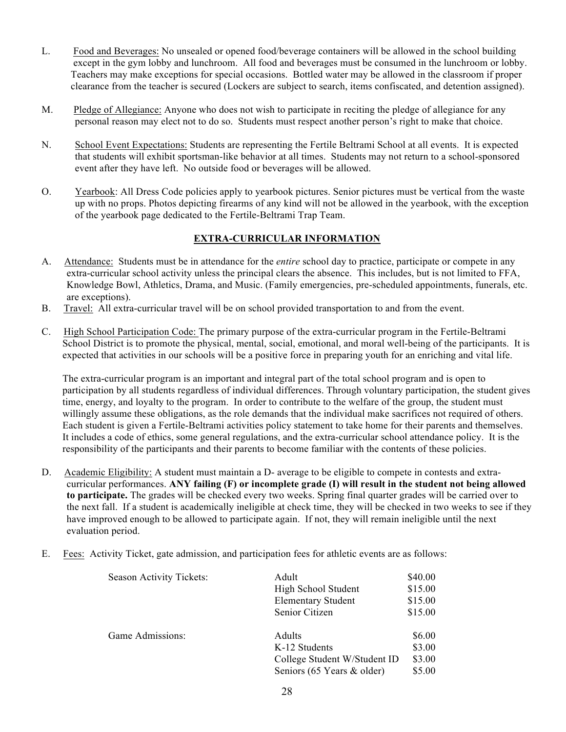L. Food and Beverages: No unsealed or opened food/beverage containers will be allowed in the school building except in the gym lobby and lunchroom. All food and beverages must be consumed in the lunchroom or lobby. Teachers may make exceptions for special occasions. Bottled water may be allowed in the classroom if proper clearance from the teacher is secured (Lockers are subject to search, items confiscated, and detention assigned).

M. Pledge of Allegiance: Anyone who does not wish to participate in reciting the pledge of allegiance for any personal reason may elect not to do so. Students must respect another person's right to make that choice.

N. School Event Expectations: Students are representing the Fertile Beltrami School at all events. It is expected that students will exhibit sportsman-like behavior at all times. Students may not return to a school-sponsored event after they have left. No outside food or beverages will be allowed.

O. Yearbook: All Dress Code policies apply to yearbook pictures. Senior pictures must be vertical from the waste up with no props. Photos depicting firearms of any kind will not be allowed in the yearbook, with the exception of the yearbook page dedicated to the Fertile-Beltrami Trap Team.

## EXTRA-CURRICULAR INFORMATION

A. Attendance: Students must be in attendance for the *entire* school day to practice, participate or compete in any extra-curricular school activity unless the principal clears the absence. This includes, but is not limited to FFA, Knowledge Bowl, Athletics, Drama, and Music. (Family emergencies, pre-scheduled appointments, funerals, etc. are exceptions).

B. Travel: All extra-curricular travel will be on school provided transportation to and from the event.

C. High School Participation Code: The primary purpose of the extra-curricular program in the Fertile-Beltrami School District is to promote the physical, mental, social, emotional, and moral well-being of the participants. It is expected that activities in our schools will be a positive force in preparing youth for an enriching and vital life.

The extra-curricular program is an important and integral part of the total school program and is open to participation by all students regardless of individual differences. Through voluntary participation, the student gives time, energy, and loyalty to the program. In order to contribute to the welfare of the group, the student must willingly assume these obligations, as the role demands that the individual make sacrifices not required of others. Each student is given a Fertile-Beltrami activities policy statement to take home for their parents and themselves. It includes a code of ethics, some general regulations, and the extra-curricular school attendance policy. It is the responsibility of the participants and their parents to become familiar with the contents of these policies.

D. Academic Eligibility: A student must maintain a D- average to be eligible to compete in contests and extra-curricular performances. **ANY failing (F) or incomplete grade (I) will result in the student not being allowed to participate.** The grades will be checked every two weeks. Spring final quarter grades will be carried over to the next fall. If a student is academically ineligible at check time, they will be checked in two weeks to see if they have improved enough to be allowed to participate again. If not, they will remain ineligible until the next evaluation period.

E. Fees: Activity Ticket, gate admission, and participation fees for athletic events are as follows:

| | | |
|---|---|---|
| Season Activity Tickets: | Adult | $40.00 |
| | High School Student | $15.00 |
| | Elementary Student | $15.00 |
| | Senior Citizen | $15.00 |
| Game Admissions: | Adults | $6.00 |
| | K-12 Students | $3.00 |
| | College Student W/Student ID | $3.00 |
| | Seniors (65 Years & older) | $5.00 |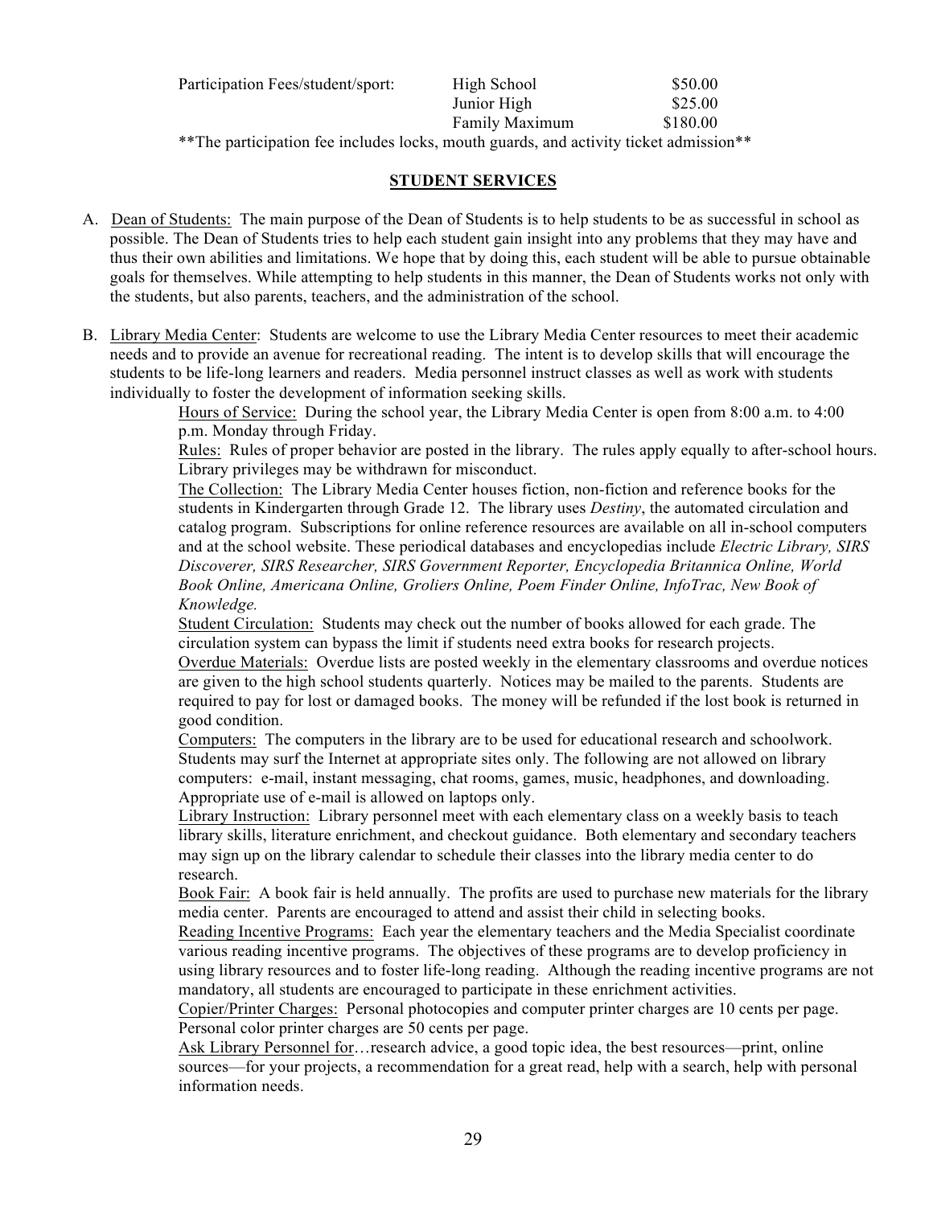| Participation Fees/student/sport: | High School | $50.00 |
| --- | --- | --- |
| | Junior High | $25.00 |
| | Family Maximum | $180.00 |

**The participation fee includes locks, mouth guards, and activity ticket admission**

## STUDENT SERVICES

A. Dean of Students: The main purpose of the Dean of Students is to help students to be as successful in school as possible. The Dean of Students tries to help each student gain insight into any problems that they may have and thus their own abilities and limitations. We hope that by doing this, each student will be able to pursue obtainable goals for themselves. While attempting to help students in this manner, the Dean of Students works not only with the students, but also parents, teachers, and the administration of the school.

B. Library Media Center: Students are welcome to use the Library Media Center resources to meet their academic needs and to provide an avenue for recreational reading. The intent is to develop skills that will encourage the students to be life-long learners and readers. Media personnel instruct classes as well as work with students individually to foster the development of information seeking skills.

Hours of Service: During the school year, the Library Media Center is open from 8:00 a.m. to 4:00 p.m. Monday through Friday.

Rules: Rules of proper behavior are posted in the library. The rules apply equally to after-school hours. Library privileges may be withdrawn for misconduct.

The Collection: The Library Media Center houses fiction, non-fiction and reference books for the students in Kindergarten through Grade 12. The library uses *Destiny*, the automated circulation and catalog program. Subscriptions for online reference resources are available on all in-school computers and at the school website. These periodical databases and encyclopedias include *Electric Library, SIRS Discoverer, SIRS Researcher, SIRS Government Reporter, Encyclopedia Britannica Online, World Book Online, Americana Online, Groliers Online, Poem Finder Online, InfoTrac, New Book of Knowledge.*

Student Circulation: Students may check out the number of books allowed for each grade. The circulation system can bypass the limit if students need extra books for research projects.

Overdue Materials: Overdue lists are posted weekly in the elementary classrooms and overdue notices are given to the high school students quarterly. Notices may be mailed to the parents. Students are required to pay for lost or damaged books. The money will be refunded if the lost book is returned in good condition.

Computers: The computers in the library are to be used for educational research and schoolwork. Students may surf the Internet at appropriate sites only. The following are not allowed on library computers: e-mail, instant messaging, chat rooms, games, music, headphones, and downloading. Appropriate use of e-mail is allowed on laptops only.

Library Instruction: Library personnel meet with each elementary class on a weekly basis to teach library skills, literature enrichment, and checkout guidance. Both elementary and secondary teachers may sign up on the library calendar to schedule their classes into the library media center to do research.

Book Fair: A book fair is held annually. The profits are used to purchase new materials for the library media center. Parents are encouraged to attend and assist their child in selecting books.

Reading Incentive Programs: Each year the elementary teachers and the Media Specialist coordinate various reading incentive programs. The objectives of these programs are to develop proficiency in using library resources and to foster life-long reading. Although the reading incentive programs are not mandatory, all students are encouraged to participate in these enrichment activities.

Copier/Printer Charges: Personal photocopies and computer printer charges are 10 cents per page. Personal color printer charges are 50 cents per page.

Ask Library Personnel for…research advice, a good topic idea, the best resources—print, online sources—for your projects, a recommendation for a great read, help with a search, help with personal information needs.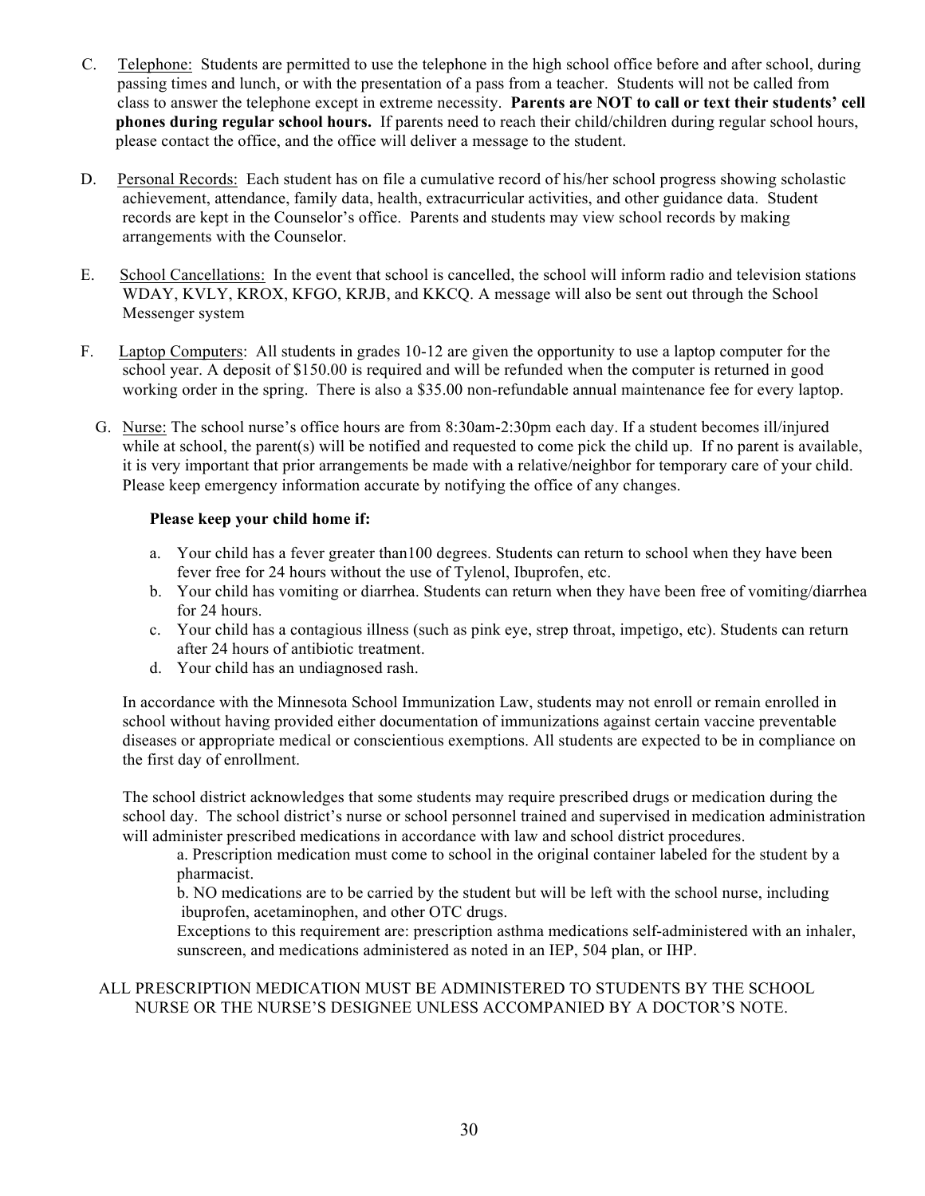C. Telephone: Students are permitted to use the telephone in the high school office before and after school, during passing times and lunch, or with the presentation of a pass from a teacher. Students will not be called from class to answer the telephone except in extreme necessity. **Parents are NOT to call or text their students' cell phones during regular school hours.** If parents need to reach their child/children during regular school hours, please contact the office, and the office will deliver a message to the student.

D. Personal Records: Each student has on file a cumulative record of his/her school progress showing scholastic achievement, attendance, family data, health, extracurricular activities, and other guidance data. Student records are kept in the Counselor's office. Parents and students may view school records by making arrangements with the Counselor.

E. School Cancellations: In the event that school is cancelled, the school will inform radio and television stations WDAY, KVLY, KROX, KFGO, KRJB, and KKCQ. A message will also be sent out through the School Messenger system

F. Laptop Computers: All students in grades 10-12 are given the opportunity to use a laptop computer for the school year. A deposit of $150.00 is required and will be refunded when the computer is returned in good working order in the spring. There is also a $35.00 non-refundable annual maintenance fee for every laptop.

G. Nurse: The school nurse's office hours are from 8:30am-2:30pm each day. If a student becomes ill/injured while at school, the parent(s) will be notified and requested to come pick the child up. If no parent is available, it is very important that prior arrangements be made with a relative/neighbor for temporary care of your child. Please keep emergency information accurate by notifying the office of any changes.

**Please keep your child home if:**

a. Your child has a fever greater than100 degrees. Students can return to school when they have been fever free for 24 hours without the use of Tylenol, Ibuprofen, etc.
b. Your child has vomiting or diarrhea. Students can return when they have been free of vomiting/diarrhea for 24 hours.
c. Your child has a contagious illness (such as pink eye, strep throat, impetigo, etc). Students can return after 24 hours of antibiotic treatment.
d. Your child has an undiagnosed rash.

In accordance with the Minnesota School Immunization Law, students may not enroll or remain enrolled in school without having provided either documentation of immunizations against certain vaccine preventable diseases or appropriate medical or conscientious exemptions. All students are expected to be in compliance on the first day of enrollment.

The school district acknowledges that some students may require prescribed drugs or medication during the school day. The school district's nurse or school personnel trained and supervised in medication administration will administer prescribed medications in accordance with law and school district procedures.

a. Prescription medication must come to school in the original container labeled for the student by a pharmacist.
b. NO medications are to be carried by the student but will be left with the school nurse, including ibuprofen, acetaminophen, and other OTC drugs.
Exceptions to this requirement are: prescription asthma medications self-administered with an inhaler, sunscreen, and medications administered as noted in an IEP, 504 plan, or IHP.

ALL PRESCRIPTION MEDICATION MUST BE ADMINISTERED TO STUDENTS BY THE SCHOOL NURSE OR THE NURSE'S DESIGNEE UNLESS ACCOMPANIED BY A DOCTOR'S NOTE.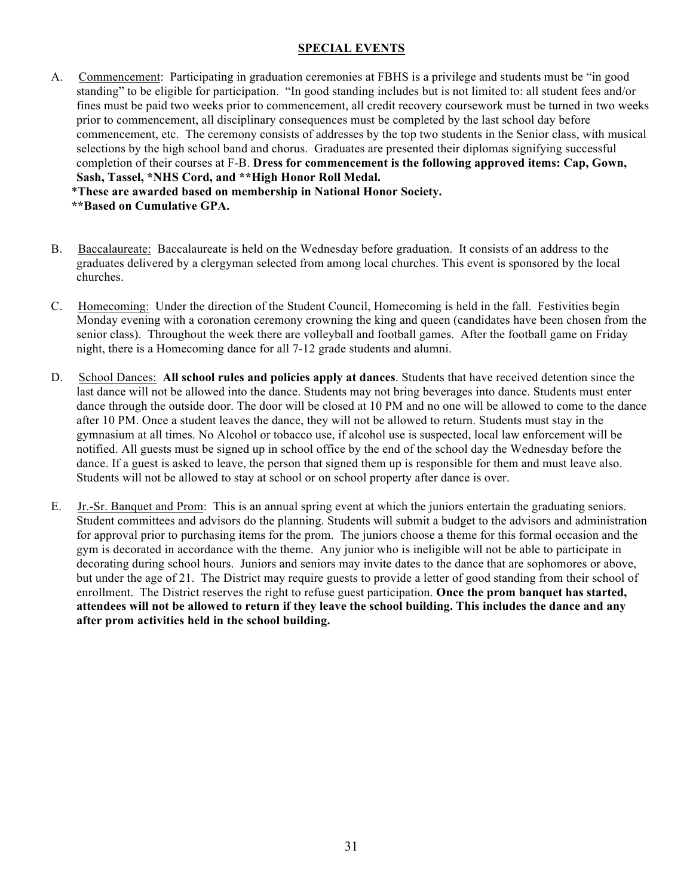## SPECIAL EVENTS

A. Commencement: Participating in graduation ceremonies at FBHS is a privilege and students must be "in good standing" to be eligible for participation. "In good standing includes but is not limited to: all student fees and/or fines must be paid two weeks prior to commencement, all credit recovery coursework must be turned in two weeks prior to commencement, all disciplinary consequences must be completed by the last school day before commencement, etc. The ceremony consists of addresses by the top two students in the Senior class, with musical selections by the high school band and chorus. Graduates are presented their diplomas signifying successful completion of their courses at F-B. **Dress for commencement is the following approved items: Cap, Gown, Sash, Tassel, *NHS Cord, and **High Honor Roll Medal.**
*These are awarded based on membership in National Honor Society.**
****Based on Cumulative GPA.**

B. Baccalaureate: Baccalaureate is held on the Wednesday before graduation. It consists of an address to the graduates delivered by a clergyman selected from among local churches. This event is sponsored by the local churches.

C. Homecoming: Under the direction of the Student Council, Homecoming is held in the fall. Festivities begin Monday evening with a coronation ceremony crowning the king and queen (candidates have been chosen from the senior class). Throughout the week there are volleyball and football games. After the football game on Friday night, there is a Homecoming dance for all 7-12 grade students and alumni.

D. School Dances: **All school rules and policies apply at dances**. Students that have received detention since the last dance will not be allowed into the dance. Students may not bring beverages into dance. Students must enter dance through the outside door. The door will be closed at 10 PM and no one will be allowed to come to the dance after 10 PM. Once a student leaves the dance, they will not be allowed to return. Students must stay in the gymnasium at all times. No Alcohol or tobacco use, if alcohol use is suspected, local law enforcement will be notified. All guests must be signed up in school office by the end of the school day the Wednesday before the dance. If a guest is asked to leave, the person that signed them up is responsible for them and must leave also. Students will not be allowed to stay at school or on school property after dance is over.

E. Jr.-Sr. Banquet and Prom: This is an annual spring event at which the juniors entertain the graduating seniors. Student committees and advisors do the planning. Students will submit a budget to the advisors and administration for approval prior to purchasing items for the prom. The juniors choose a theme for this formal occasion and the gym is decorated in accordance with the theme. Any junior who is ineligible will not be able to participate in decorating during school hours. Juniors and seniors may invite dates to the dance that are sophomores or above, but under the age of 21. The District may require guests to provide a letter of good standing from their school of enrollment. The District reserves the right to refuse guest participation. **Once the prom banquet has started, attendees will not be allowed to return if they leave the school building. This includes the dance and any after prom activities held in the school building.**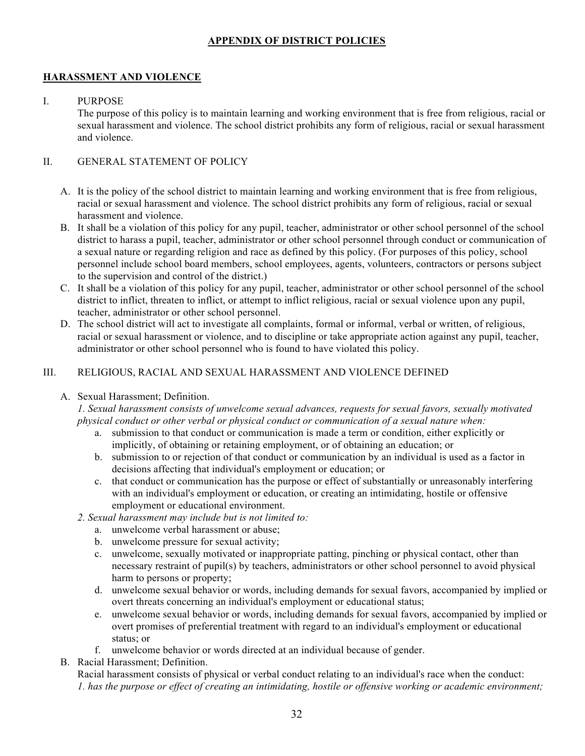# APPENDIX OF DISTRICT POLICIES

## HARASSMENT AND VIOLENCE

I. PURPOSE

The purpose of this policy is to maintain learning and working environment that is free from religious, racial or sexual harassment and violence. The school district prohibits any form of religious, racial or sexual harassment and violence.

II. GENERAL STATEMENT OF POLICY

A. It is the policy of the school district to maintain learning and working environment that is free from religious, racial or sexual harassment and violence. The school district prohibits any form of religious, racial or sexual harassment and violence.

B. It shall be a violation of this policy for any pupil, teacher, administrator or other school personnel of the school district to harass a pupil, teacher, administrator or other school personnel through conduct or communication of a sexual nature or regarding religion and race as defined by this policy. (For purposes of this policy, school personnel include school board members, school employees, agents, volunteers, contractors or persons subject to the supervision and control of the district.)

C. It shall be a violation of this policy for any pupil, teacher, administrator or other school personnel of the school district to inflict, threaten to inflict, or attempt to inflict religious, racial or sexual violence upon any pupil, teacher, administrator or other school personnel.

D. The school district will act to investigate all complaints, formal or informal, verbal or written, of religious, racial or sexual harassment or violence, and to discipline or take appropriate action against any pupil, teacher, administrator or other school personnel who is found to have violated this policy.

III. RELIGIOUS, RACIAL AND SEXUAL HARASSMENT AND VIOLENCE DEFINED

A. Sexual Harassment; Definition.

*1. Sexual harassment consists of unwelcome sexual advances, requests for sexual favors, sexually motivated physical conduct or other verbal or physical conduct or communication of a sexual nature when:*

a. submission to that conduct or communication is made a term or condition, either explicitly or implicitly, of obtaining or retaining employment, or of obtaining an education; or

b. submission to or rejection of that conduct or communication by an individual is used as a factor in decisions affecting that individual's employment or education; or

c. that conduct or communication has the purpose or effect of substantially or unreasonably interfering with an individual's employment or education, or creating an intimidating, hostile or offensive employment or educational environment.

*2. Sexual harassment may include but is not limited to:*

a. unwelcome verbal harassment or abuse;

b. unwelcome pressure for sexual activity;

c. unwelcome, sexually motivated or inappropriate patting, pinching or physical contact, other than necessary restraint of pupil(s) by teachers, administrators or other school personnel to avoid physical harm to persons or property;

d. unwelcome sexual behavior or words, including demands for sexual favors, accompanied by implied or overt threats concerning an individual's employment or educational status;

e. unwelcome sexual behavior or words, including demands for sexual favors, accompanied by implied or overt promises of preferential treatment with regard to an individual's employment or educational status; or

f. unwelcome behavior or words directed at an individual because of gender.

B. Racial Harassment; Definition.

Racial harassment consists of physical or verbal conduct relating to an individual's race when the conduct:

*1. has the purpose or effect of creating an intimidating, hostile or offensive working or academic environment;*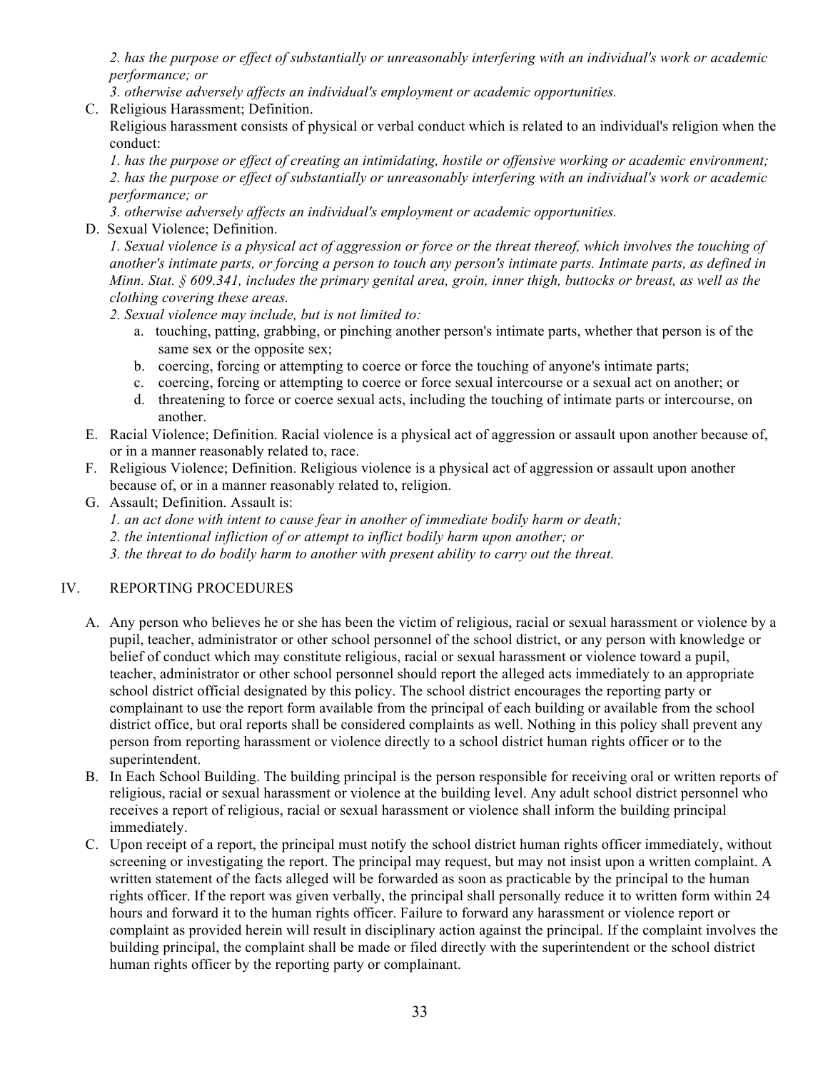*2. has the purpose or effect of substantially or unreasonably interfering with an individual's work or academic performance; or*

*3. otherwise adversely affects an individual's employment or academic opportunities.*

C. Religious Harassment; Definition.
Religious harassment consists of physical or verbal conduct which is related to an individual's religion when the conduct:

*1. has the purpose or effect of creating an intimidating, hostile or offensive working or academic environment;*
*2. has the purpose or effect of substantially or unreasonably interfering with an individual's work or academic performance; or*
*3. otherwise adversely affects an individual's employment or academic opportunities.*

D. Sexual Violence; Definition.
*1. Sexual violence is a physical act of aggression or force or the threat thereof, which involves the touching of another's intimate parts, or forcing a person to touch any person's intimate parts. Intimate parts, as defined in Minn. Stat. § 609.341, includes the primary genital area, groin, inner thigh, buttocks or breast, as well as the clothing covering these areas.*
*2. Sexual violence may include, but is not limited to:*
   a. touching, patting, grabbing, or pinching another person's intimate parts, whether that person is of the same sex or the opposite sex;
   b. coercing, forcing or attempting to coerce or force the touching of anyone's intimate parts;
   c. coercing, forcing or attempting to coerce or force sexual intercourse or a sexual act on another; or
   d. threatening to force or coerce sexual acts, including the touching of intimate parts or intercourse, on another.

E. Racial Violence; Definition. Racial violence is a physical act of aggression or assault upon another because of, or in a manner reasonably related to, race.

F. Religious Violence; Definition. Religious violence is a physical act of aggression or assault upon another because of, or in a manner reasonably related to, religion.

G. Assault; Definition. Assault is:
*1. an act done with intent to cause fear in another of immediate bodily harm or death;*
*2. the intentional infliction of or attempt to inflict bodily harm upon another; or*
*3. the threat to do bodily harm to another with present ability to carry out the threat.*

## IV. REPORTING PROCEDURES

A. Any person who believes he or she has been the victim of religious, racial or sexual harassment or violence by a pupil, teacher, administrator or other school personnel of the school district, or any person with knowledge or belief of conduct which may constitute religious, racial or sexual harassment or violence toward a pupil, teacher, administrator or other school personnel should report the alleged acts immediately to an appropriate school district official designated by this policy. The school district encourages the reporting party or complainant to use the report form available from the principal of each building or available from the school district office, but oral reports shall be considered complaints as well. Nothing in this policy shall prevent any person from reporting harassment or violence directly to a school district human rights officer or to the superintendent.

B. In Each School Building. The building principal is the person responsible for receiving oral or written reports of religious, racial or sexual harassment or violence at the building level. Any adult school district personnel who receives a report of religious, racial or sexual harassment or violence shall inform the building principal immediately.

C. Upon receipt of a report, the principal must notify the school district human rights officer immediately, without screening or investigating the report. The principal may request, but may not insist upon a written complaint. A written statement of the facts alleged will be forwarded as soon as practicable by the principal to the human rights officer. If the report was given verbally, the principal shall personally reduce it to written form within 24 hours and forward it to the human rights officer. Failure to forward any harassment or violence report or complaint as provided herein will result in disciplinary action against the principal. If the complaint involves the building principal, the complaint shall be made or filed directly with the superintendent or the school district human rights officer by the reporting party or complainant.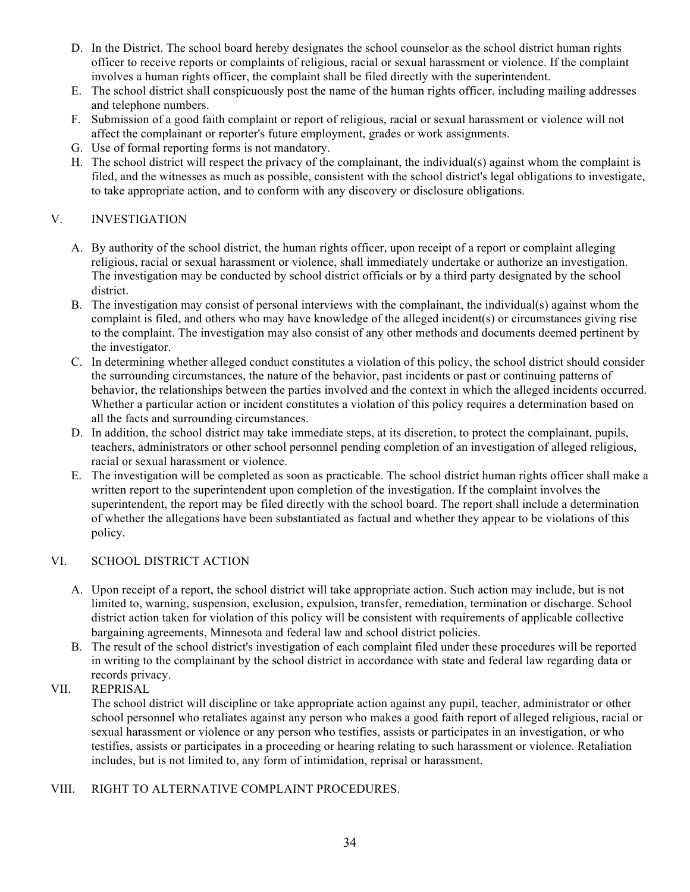D. In the District. The school board hereby designates the school counselor as the school district human rights officer to receive reports or complaints of religious, racial or sexual harassment or violence. If the complaint involves a human rights officer, the complaint shall be filed directly with the superintendent.

E. The school district shall conspicuously post the name of the human rights officer, including mailing addresses and telephone numbers.

F. Submission of a good faith complaint or report of religious, racial or sexual harassment or violence will not affect the complainant or reporter's future employment, grades or work assignments.

G. Use of formal reporting forms is not mandatory.

H. The school district will respect the privacy of the complainant, the individual(s) against whom the complaint is filed, and the witnesses as much as possible, consistent with the school district's legal obligations to investigate, to take appropriate action, and to conform with any discovery or disclosure obligations.

## V. INVESTIGATION

A. By authority of the school district, the human rights officer, upon receipt of a report or complaint alleging religious, racial or sexual harassment or violence, shall immediately undertake or authorize an investigation. The investigation may be conducted by school district officials or by a third party designated by the school district.

B. The investigation may consist of personal interviews with the complainant, the individual(s) against whom the complaint is filed, and others who may have knowledge of the alleged incident(s) or circumstances giving rise to the complaint. The investigation may also consist of any other methods and documents deemed pertinent by the investigator.

C. In determining whether alleged conduct constitutes a violation of this policy, the school district should consider the surrounding circumstances, the nature of the behavior, past incidents or past or continuing patterns of behavior, the relationships between the parties involved and the context in which the alleged incidents occurred. Whether a particular action or incident constitutes a violation of this policy requires a determination based on all the facts and surrounding circumstances.

D. In addition, the school district may take immediate steps, at its discretion, to protect the complainant, pupils, teachers, administrators or other school personnel pending completion of an investigation of alleged religious, racial or sexual harassment or violence.

E. The investigation will be completed as soon as practicable. The school district human rights officer shall make a written report to the superintendent upon completion of the investigation. If the complaint involves the superintendent, the report may be filed directly with the school board. The report shall include a determination of whether the allegations have been substantiated as factual and whether they appear to be violations of this policy.

## VI. SCHOOL DISTRICT ACTION

A. Upon receipt of a report, the school district will take appropriate action. Such action may include, but is not limited to, warning, suspension, exclusion, expulsion, transfer, remediation, termination or discharge. School district action taken for violation of this policy will be consistent with requirements of applicable collective bargaining agreements, Minnesota and federal law and school district policies.

B. The result of the school district's investigation of each complaint filed under these procedures will be reported in writing to the complainant by the school district in accordance with state and federal law regarding data or records privacy.

## VII. REPRISAL

The school district will discipline or take appropriate action against any pupil, teacher, administrator or other school personnel who retaliates against any person who makes a good faith report of alleged religious, racial or sexual harassment or violence or any person who testifies, assists or participates in an investigation, or who testifies, assists or participates in a proceeding or hearing relating to such harassment or violence. Retaliation includes, but is not limited to, any form of intimidation, reprisal or harassment.

## VIII. RIGHT TO ALTERNATIVE COMPLAINT PROCEDURES.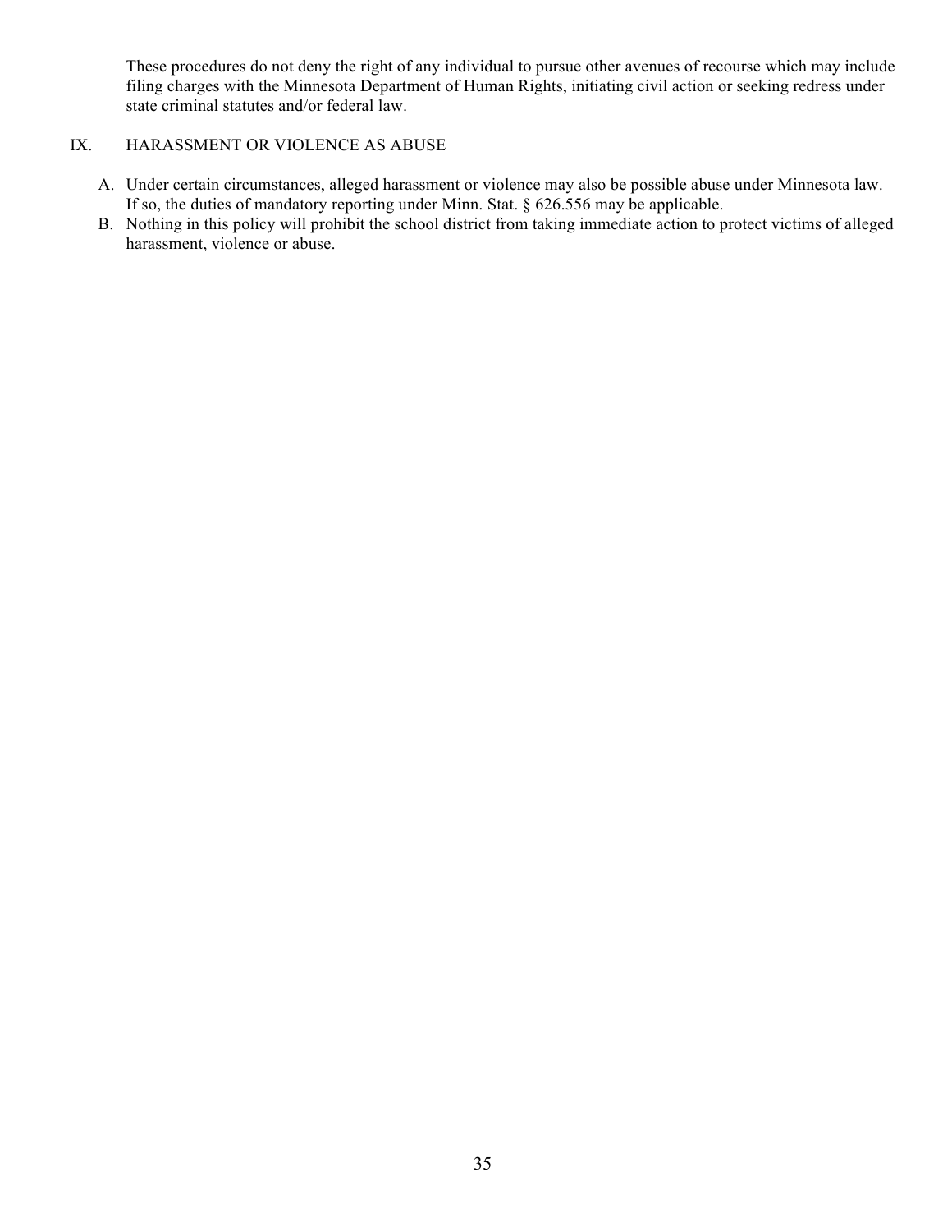These procedures do not deny the right of any individual to pursue other avenues of recourse which may include filing charges with the Minnesota Department of Human Rights, initiating civil action or seeking redress under state criminal statutes and/or federal law.

## IX. HARASSMENT OR VIOLENCE AS ABUSE

A. Under certain circumstances, alleged harassment or violence may also be possible abuse under Minnesota law. If so, the duties of mandatory reporting under Minn. Stat. § 626.556 may be applicable.

B. Nothing in this policy will prohibit the school district from taking immediate action to protect victims of alleged harassment, violence or abuse.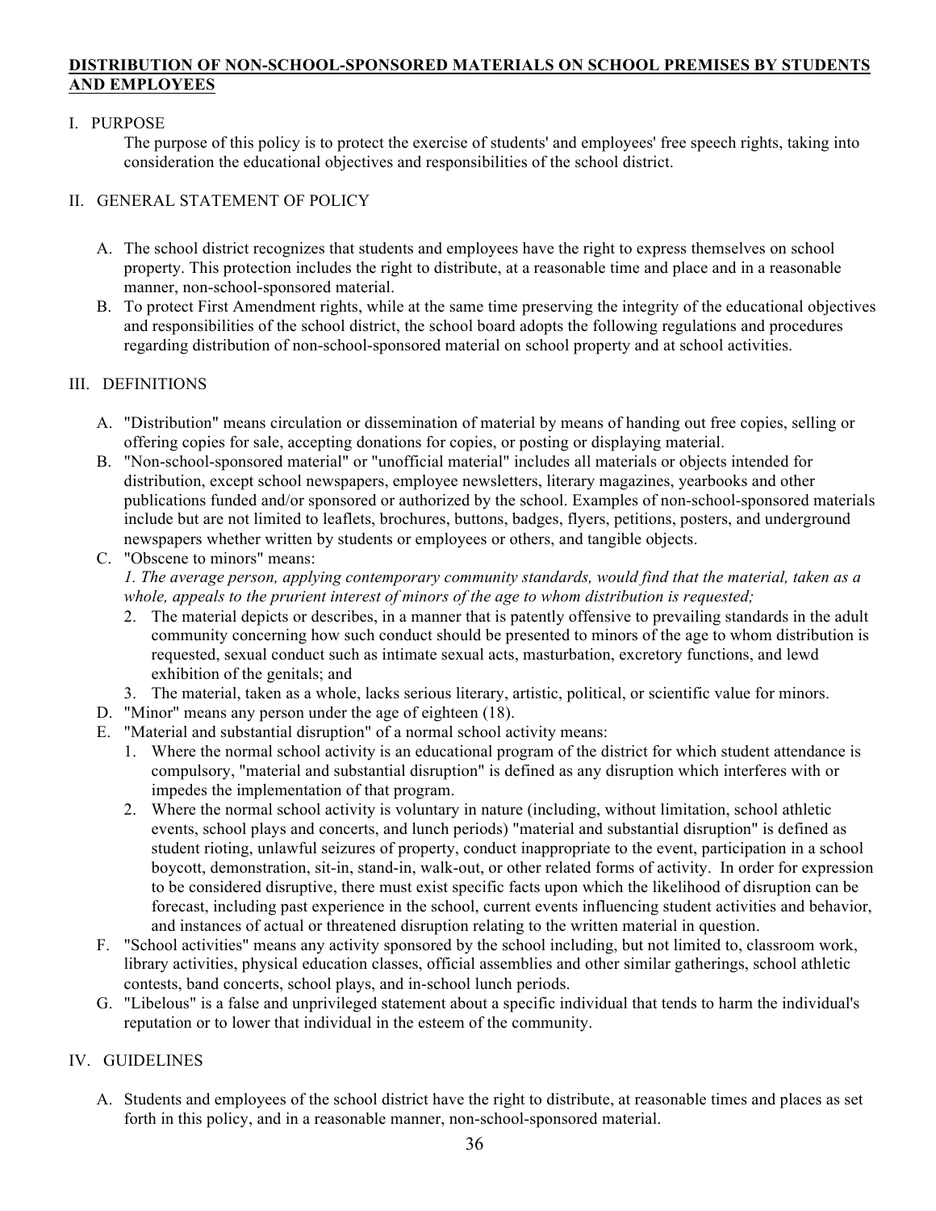## DISTRIBUTION OF NON-SCHOOL-SPONSORED MATERIALS ON SCHOOL PREMISES BY STUDENTS AND EMPLOYEES

I. PURPOSE

The purpose of this policy is to protect the exercise of students' and employees' free speech rights, taking into consideration the educational objectives and responsibilities of the school district.

II. GENERAL STATEMENT OF POLICY

A. The school district recognizes that students and employees have the right to express themselves on school property. This protection includes the right to distribute, at a reasonable time and place and in a reasonable manner, non-school-sponsored material.

B. To protect First Amendment rights, while at the same time preserving the integrity of the educational objectives and responsibilities of the school district, the school board adopts the following regulations and procedures regarding distribution of non-school-sponsored material on school property and at school activities.

III. DEFINITIONS

A. "Distribution" means circulation or dissemination of material by means of handing out free copies, selling or offering copies for sale, accepting donations for copies, or posting or displaying material.

B. "Non-school-sponsored material" or "unofficial material" includes all materials or objects intended for distribution, except school newspapers, employee newsletters, literary magazines, yearbooks and other publications funded and/or sponsored or authorized by the school. Examples of non-school-sponsored materials include but are not limited to leaflets, brochures, buttons, badges, flyers, petitions, posters, and underground newspapers whether written by students or employees or others, and tangible objects.

C. "Obscene to minors" means:

*1. The average person, applying contemporary community standards, would find that the material, taken as a whole, appeals to the prurient interest of minors of the age to whom distribution is requested;*

2. The material depicts or describes, in a manner that is patently offensive to prevailing standards in the adult community concerning how such conduct should be presented to minors of the age to whom distribution is requested, sexual conduct such as intimate sexual acts, masturbation, excretory functions, and lewd exhibition of the genitals; and

3. The material, taken as a whole, lacks serious literary, artistic, political, or scientific value for minors.

D. "Minor" means any person under the age of eighteen (18).

E. "Material and substantial disruption" of a normal school activity means:

1. Where the normal school activity is an educational program of the district for which student attendance is compulsory, "material and substantial disruption" is defined as any disruption which interferes with or impedes the implementation of that program.

2. Where the normal school activity is voluntary in nature (including, without limitation, school athletic events, school plays and concerts, and lunch periods) "material and substantial disruption" is defined as student rioting, unlawful seizures of property, conduct inappropriate to the event, participation in a school boycott, demonstration, sit-in, stand-in, walk-out, or other related forms of activity. In order for expression to be considered disruptive, there must exist specific facts upon which the likelihood of disruption can be forecast, including past experience in the school, current events influencing student activities and behavior, and instances of actual or threatened disruption relating to the written material in question.

F. "School activities" means any activity sponsored by the school including, but not limited to, classroom work, library activities, physical education classes, official assemblies and other similar gatherings, school athletic contests, band concerts, school plays, and in-school lunch periods.

G. "Libelous" is a false and unprivileged statement about a specific individual that tends to harm the individual's reputation or to lower that individual in the esteem of the community.

IV. GUIDELINES

A. Students and employees of the school district have the right to distribute, at reasonable times and places as set forth in this policy, and in a reasonable manner, non-school-sponsored material.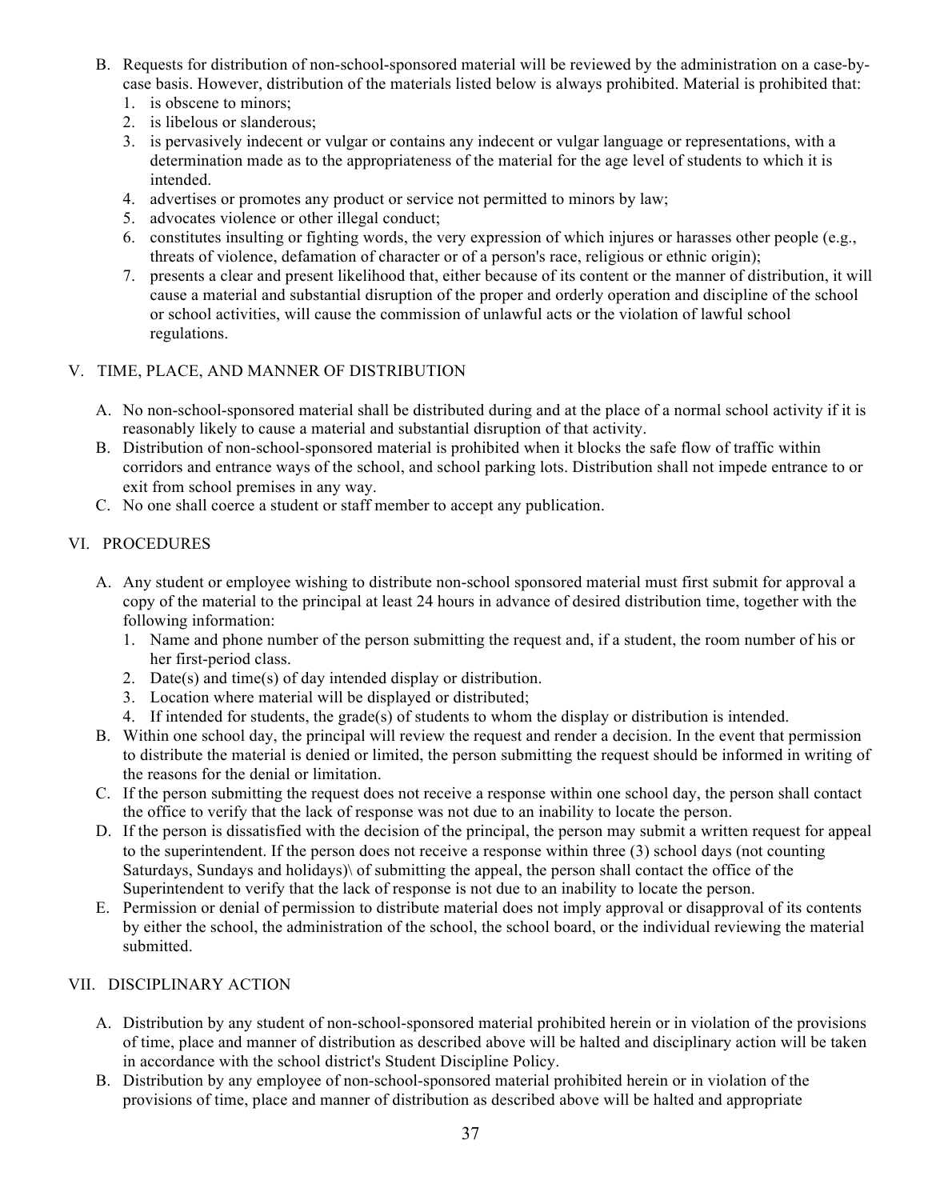B. Requests for distribution of non-school-sponsored material will be reviewed by the administration on a case-by-case basis. However, distribution of the materials listed below is always prohibited. Material is prohibited that:
   1. is obscene to minors;
   2. is libelous or slanderous;
   3. is pervasively indecent or vulgar or contains any indecent or vulgar language or representations, with a determination made as to the appropriateness of the material for the age level of students to which it is intended.
   4. advertises or promotes any product or service not permitted to minors by law;
   5. advocates violence or other illegal conduct;
   6. constitutes insulting or fighting words, the very expression of which injures or harasses other people (e.g., threats of violence, defamation of character or of a person's race, religious or ethnic origin);
   7. presents a clear and present likelihood that, either because of its content or the manner of distribution, it will cause a material and substantial disruption of the proper and orderly operation and discipline of the school or school activities, will cause the commission of unlawful acts or the violation of lawful school regulations.

## V. TIME, PLACE, AND MANNER OF DISTRIBUTION

A. No non-school-sponsored material shall be distributed during and at the place of a normal school activity if it is reasonably likely to cause a material and substantial disruption of that activity.

B. Distribution of non-school-sponsored material is prohibited when it blocks the safe flow of traffic within corridors and entrance ways of the school, and school parking lots. Distribution shall not impede entrance to or exit from school premises in any way.

C. No one shall coerce a student or staff member to accept any publication.

## VI. PROCEDURES

A. Any student or employee wishing to distribute non-school sponsored material must first submit for approval a copy of the material to the principal at least 24 hours in advance of desired distribution time, together with the following information:
   1. Name and phone number of the person submitting the request and, if a student, the room number of his or her first-period class.
   2. Date(s) and time(s) of day intended display or distribution.
   3. Location where material will be displayed or distributed;
   4. If intended for students, the grade(s) of students to whom the display or distribution is intended.

B. Within one school day, the principal will review the request and render a decision. In the event that permission to distribute the material is denied or limited, the person submitting the request should be informed in writing of the reasons for the denial or limitation.

C. If the person submitting the request does not receive a response within one school day, the person shall contact the office to verify that the lack of response was not due to an inability to locate the person.

D. If the person is dissatisfied with the decision of the principal, the person may submit a written request for appeal to the superintendent. If the person does not receive a response within three (3) school days (not counting Saturdays, Sundays and holidays)\ of submitting the appeal, the person shall contact the office of the Superintendent to verify that the lack of response is not due to an inability to locate the person.

E. Permission or denial of permission to distribute material does not imply approval or disapproval of its contents by either the school, the administration of the school, the school board, or the individual reviewing the material submitted.

## VII. DISCIPLINARY ACTION

A. Distribution by any student of non-school-sponsored material prohibited herein or in violation of the provisions of time, place and manner of distribution as described above will be halted and disciplinary action will be taken in accordance with the school district's Student Discipline Policy.

B. Distribution by any employee of non-school-sponsored material prohibited herein or in violation of the provisions of time, place and manner of distribution as described above will be halted and appropriate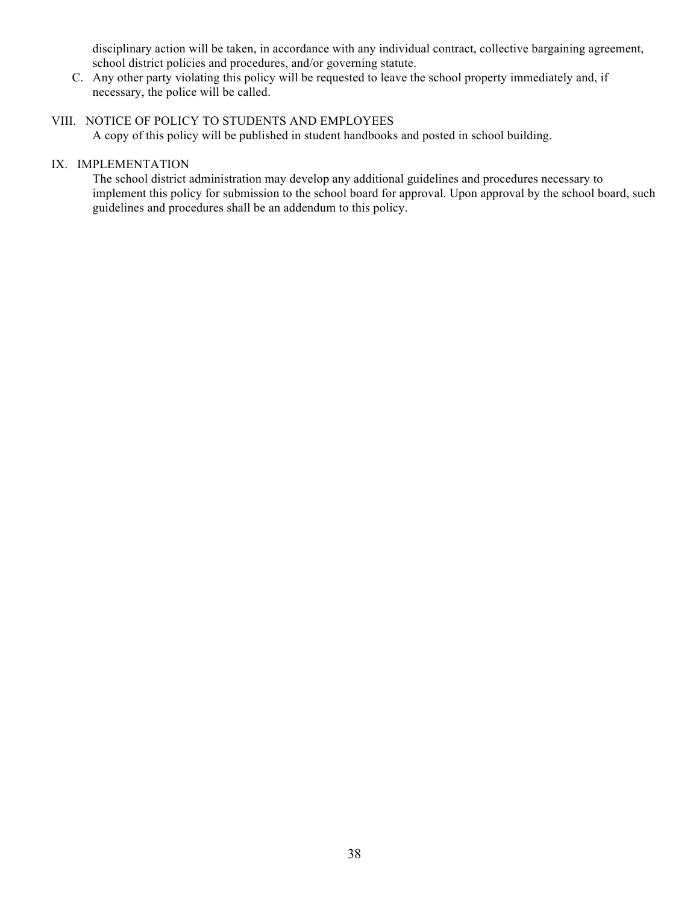disciplinary action will be taken, in accordance with any individual contract, collective bargaining agreement, school district policies and procedures, and/or governing statute.

C. Any other party violating this policy will be requested to leave the school property immediately and, if necessary, the police will be called.

## VIII. NOTICE OF POLICY TO STUDENTS AND EMPLOYEES

A copy of this policy will be published in student handbooks and posted in school building.

## IX. IMPLEMENTATION

The school district administration may develop any additional guidelines and procedures necessary to implement this policy for submission to the school board for approval. Upon approval by the school board, such guidelines and procedures shall be an addendum to this policy.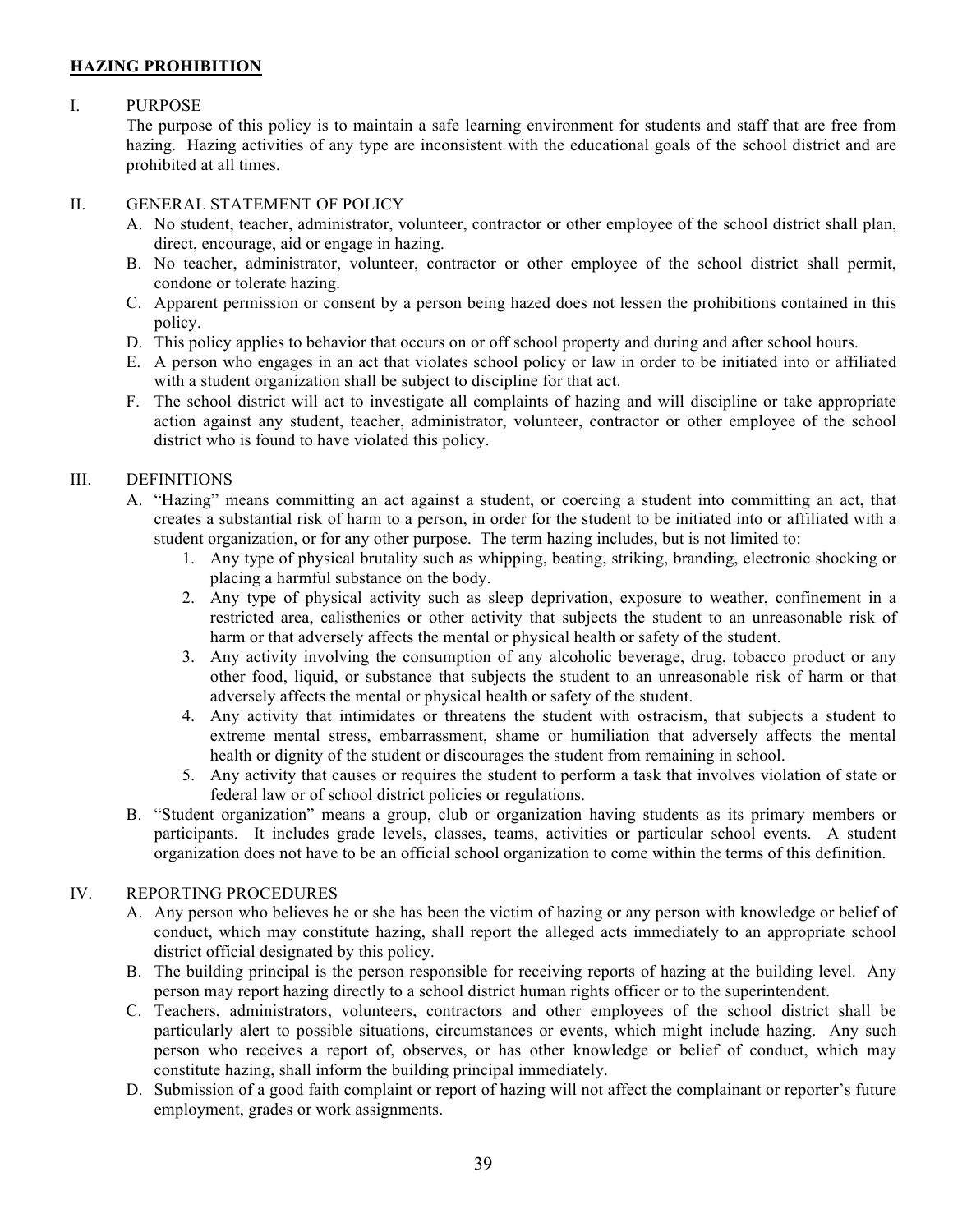## **HAZING PROHIBITION**

I. PURPOSE

The purpose of this policy is to maintain a safe learning environment for students and staff that are free from hazing. Hazing activities of any type are inconsistent with the educational goals of the school district and are prohibited at all times.

II. GENERAL STATEMENT OF POLICY

A. No student, teacher, administrator, volunteer, contractor or other employee of the school district shall plan, direct, encourage, aid or engage in hazing.

B. No teacher, administrator, volunteer, contractor or other employee of the school district shall permit, condone or tolerate hazing.

C. Apparent permission or consent by a person being hazed does not lessen the prohibitions contained in this policy.

D. This policy applies to behavior that occurs on or off school property and during and after school hours.

E. A person who engages in an act that violates school policy or law in order to be initiated into or affiliated with a student organization shall be subject to discipline for that act.

F. The school district will act to investigate all complaints of hazing and will discipline or take appropriate action against any student, teacher, administrator, volunteer, contractor or other employee of the school district who is found to have violated this policy.

III. DEFINITIONS

A. "Hazing" means committing an act against a student, or coercing a student into committing an act, that creates a substantial risk of harm to a person, in order for the student to be initiated into or affiliated with a student organization, or for any other purpose. The term hazing includes, but is not limited to:

1. Any type of physical brutality such as whipping, beating, striking, branding, electronic shocking or placing a harmful substance on the body.
2. Any type of physical activity such as sleep deprivation, exposure to weather, confinement in a restricted area, calisthenics or other activity that subjects the student to an unreasonable risk of harm or that adversely affects the mental or physical health or safety of the student.
3. Any activity involving the consumption of any alcoholic beverage, drug, tobacco product or any other food, liquid, or substance that subjects the student to an unreasonable risk of harm or that adversely affects the mental or physical health or safety of the student.
4. Any activity that intimidates or threatens the student with ostracism, that subjects a student to extreme mental stress, embarrassment, shame or humiliation that adversely affects the mental health or dignity of the student or discourages the student from remaining in school.
5. Any activity that causes or requires the student to perform a task that involves violation of state or federal law or of school district policies or regulations.

B. "Student organization" means a group, club or organization having students as its primary members or participants. It includes grade levels, classes, teams, activities or particular school events. A student organization does not have to be an official school organization to come within the terms of this definition.

IV. REPORTING PROCEDURES

A. Any person who believes he or she has been the victim of hazing or any person with knowledge or belief of conduct, which may constitute hazing, shall report the alleged acts immediately to an appropriate school district official designated by this policy.

B. The building principal is the person responsible for receiving reports of hazing at the building level. Any person may report hazing directly to a school district human rights officer or to the superintendent.

C. Teachers, administrators, volunteers, contractors and other employees of the school district shall be particularly alert to possible situations, circumstances or events, which might include hazing. Any such person who receives a report of, observes, or has other knowledge or belief of conduct, which may constitute hazing, shall inform the building principal immediately.

D. Submission of a good faith complaint or report of hazing will not affect the complainant or reporter's future employment, grades or work assignments.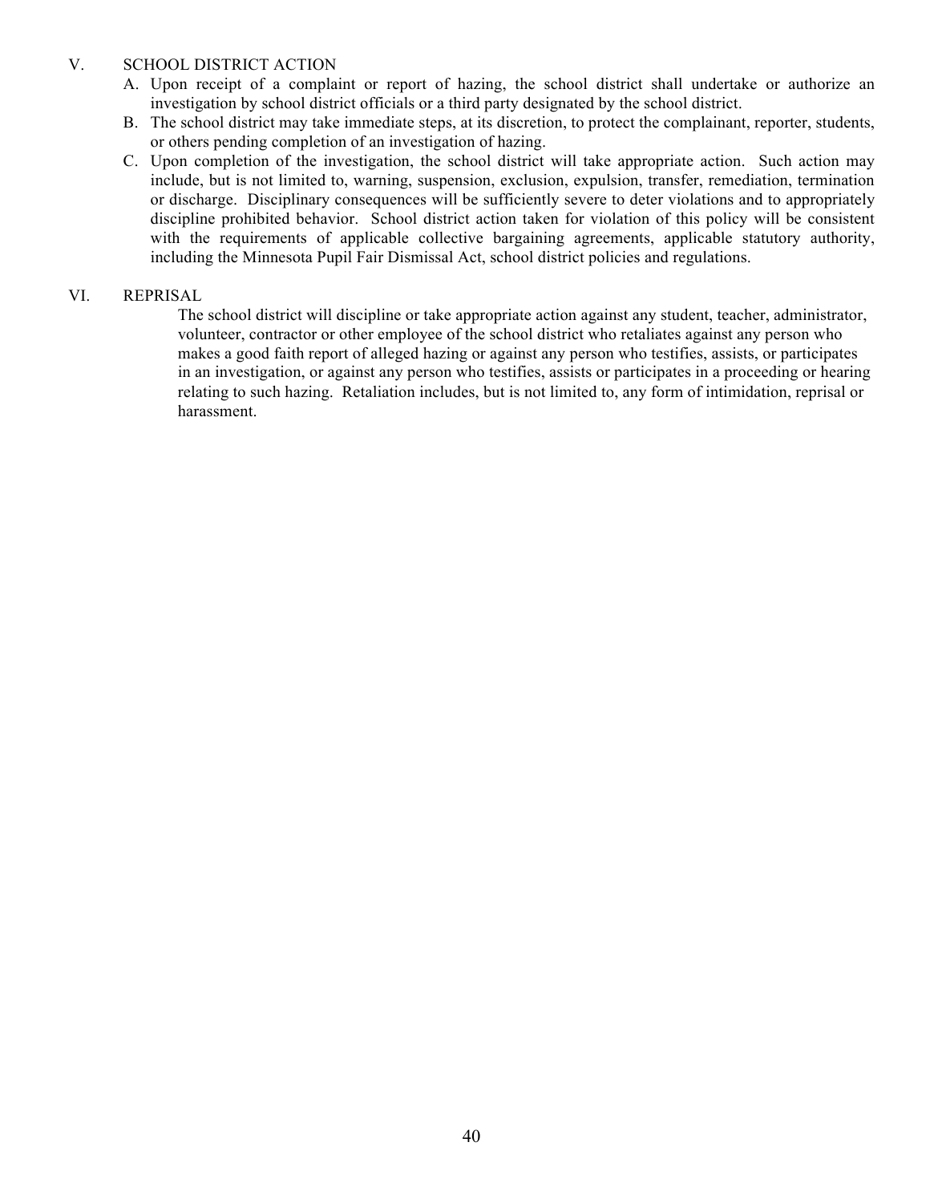## V. SCHOOL DISTRICT ACTION

A. Upon receipt of a complaint or report of hazing, the school district shall undertake or authorize an investigation by school district officials or a third party designated by the school district.

B. The school district may take immediate steps, at its discretion, to protect the complainant, reporter, students, or others pending completion of an investigation of hazing.

C. Upon completion of the investigation, the school district will take appropriate action. Such action may include, but is not limited to, warning, suspension, exclusion, expulsion, transfer, remediation, termination or discharge. Disciplinary consequences will be sufficiently severe to deter violations and to appropriately discipline prohibited behavior. School district action taken for violation of this policy will be consistent with the requirements of applicable collective bargaining agreements, applicable statutory authority, including the Minnesota Pupil Fair Dismissal Act, school district policies and regulations.

## VI. REPRISAL

The school district will discipline or take appropriate action against any student, teacher, administrator, volunteer, contractor or other employee of the school district who retaliates against any person who makes a good faith report of alleged hazing or against any person who testifies, assists, or participates in an investigation, or against any person who testifies, assists or participates in a proceeding or hearing relating to such hazing. Retaliation includes, but is not limited to, any form of intimidation, reprisal or harassment.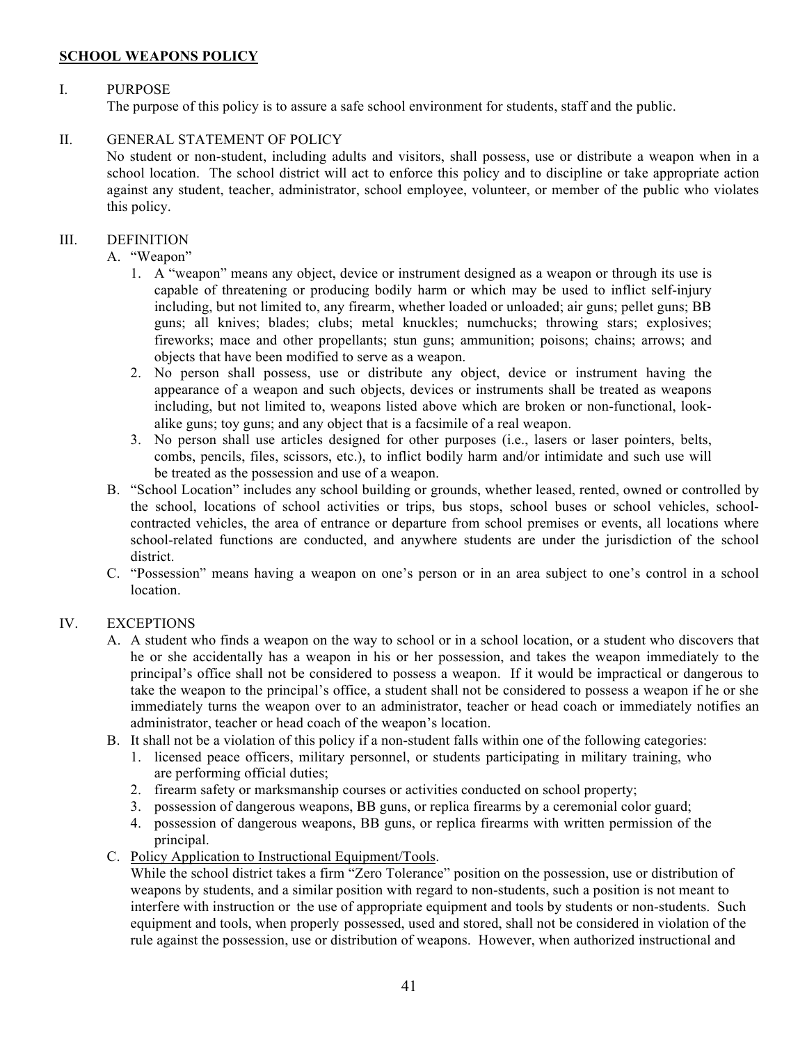## SCHOOL WEAPONS POLICY

I. PURPOSE

The purpose of this policy is to assure a safe school environment for students, staff and the public.

II. GENERAL STATEMENT OF POLICY

No student or non-student, including adults and visitors, shall possess, use or distribute a weapon when in a school location. The school district will act to enforce this policy and to discipline or take appropriate action against any student, teacher, administrator, school employee, volunteer, or member of the public who violates this policy.

III. DEFINITION

A. "Weapon"

1. A "weapon" means any object, device or instrument designed as a weapon or through its use is capable of threatening or producing bodily harm or which may be used to inflict self-injury including, but not limited to, any firearm, whether loaded or unloaded; air guns; pellet guns; BB guns; all knives; blades; clubs; metal knuckles; numchucks; throwing stars; explosives; fireworks; mace and other propellants; stun guns; ammunition; poisons; chains; arrows; and objects that have been modified to serve as a weapon.
2. No person shall possess, use or distribute any object, device or instrument having the appearance of a weapon and such objects, devices or instruments shall be treated as weapons including, but not limited to, weapons listed above which are broken or non-functional, look-alike guns; toy guns; and any object that is a facsimile of a real weapon.
3. No person shall use articles designed for other purposes (i.e., lasers or laser pointers, belts, combs, pencils, files, scissors, etc.), to inflict bodily harm and/or intimidate and such use will be treated as the possession and use of a weapon.

B. "School Location" includes any school building or grounds, whether leased, rented, owned or controlled by the school, locations of school activities or trips, bus stops, school buses or school vehicles, school-contracted vehicles, the area of entrance or departure from school premises or events, all locations where school-related functions are conducted, and anywhere students are under the jurisdiction of the school district.

C. "Possession" means having a weapon on one's person or in an area subject to one's control in a school location.

IV. EXCEPTIONS

A. A student who finds a weapon on the way to school or in a school location, or a student who discovers that he or she accidentally has a weapon in his or her possession, and takes the weapon immediately to the principal's office shall not be considered to possess a weapon. If it would be impractical or dangerous to take the weapon to the principal's office, a student shall not be considered to possess a weapon if he or she immediately turns the weapon over to an administrator, teacher or head coach or immediately notifies an administrator, teacher or head coach of the weapon's location.

B. It shall not be a violation of this policy if a non-student falls within one of the following categories:

1. licensed peace officers, military personnel, or students participating in military training, who are performing official duties;
2. firearm safety or marksmanship courses or activities conducted on school property;
3. possession of dangerous weapons, BB guns, or replica firearms by a ceremonial color guard;
4. possession of dangerous weapons, BB guns, or replica firearms with written permission of the principal.

C. Policy Application to Instructional Equipment/Tools.

While the school district takes a firm "Zero Tolerance" position on the possession, use or distribution of weapons by students, and a similar position with regard to non-students, such a position is not meant to interfere with instruction or the use of appropriate equipment and tools by students or non-students. Such equipment and tools, when properly possessed, used and stored, shall not be considered in violation of the rule against the possession, use or distribution of weapons. However, when authorized instructional and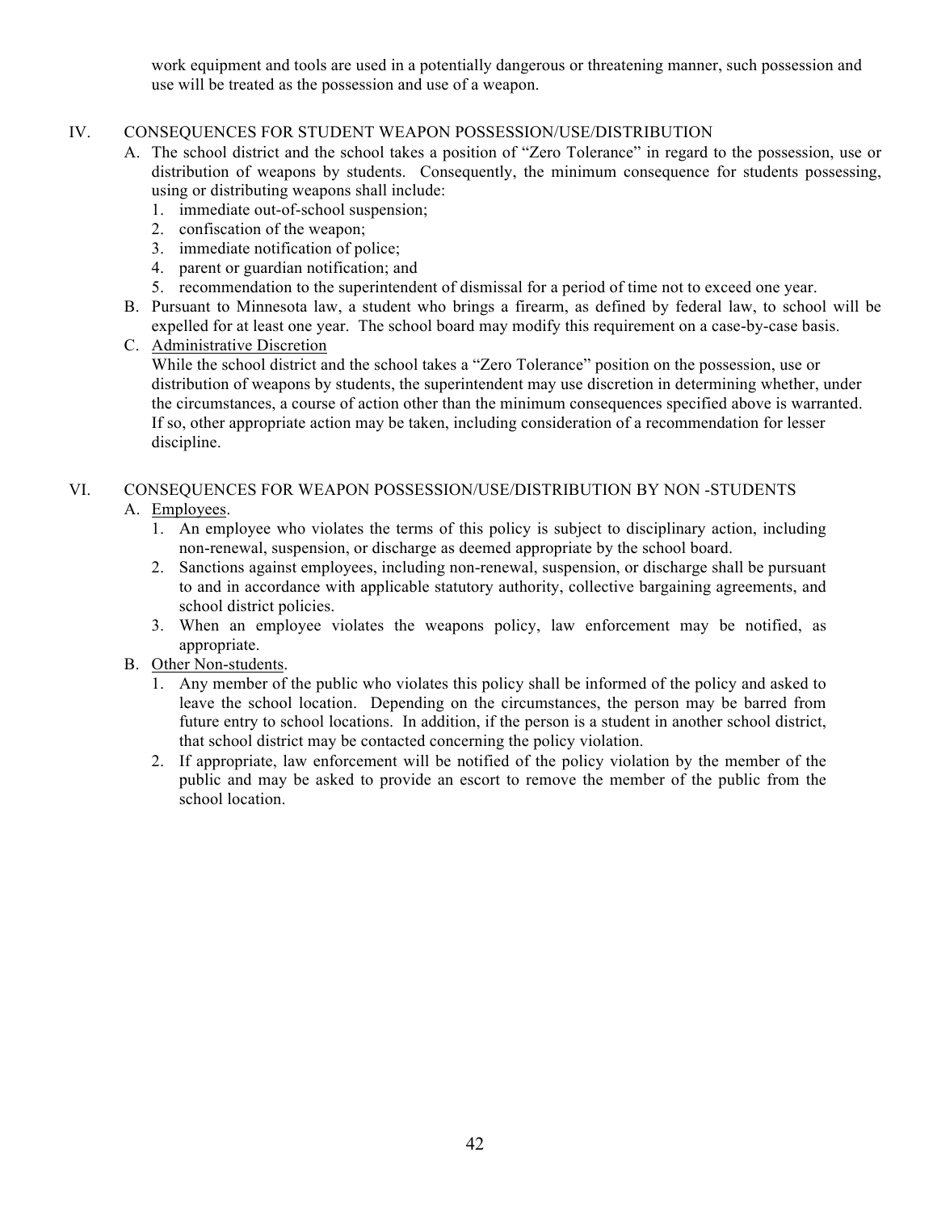work equipment and tools are used in a potentially dangerous or threatening manner, such possession and use will be treated as the possession and use of a weapon.

## IV. CONSEQUENCES FOR STUDENT WEAPON POSSESSION/USE/DISTRIBUTION

A. The school district and the school takes a position of "Zero Tolerance" in regard to the possession, use or distribution of weapons by students. Consequently, the minimum consequence for students possessing, using or distributing weapons shall include:
   1. immediate out-of-school suspension;
   2. confiscation of the weapon;
   3. immediate notification of police;
   4. parent or guardian notification; and
   5. recommendation to the superintendent of dismissal for a period of time not to exceed one year.

B. Pursuant to Minnesota law, a student who brings a firearm, as defined by federal law, to school will be expelled for at least one year. The school board may modify this requirement on a case-by-case basis.

C. <u>Administrative Discretion</u>
   While the school district and the school takes a "Zero Tolerance" position on the possession, use or distribution of weapons by students, the superintendent may use discretion in determining whether, under the circumstances, a course of action other than the minimum consequences specified above is warranted. If so, other appropriate action may be taken, including consideration of a recommendation for lesser discipline.

## VI. CONSEQUENCES FOR WEAPON POSSESSION/USE/DISTRIBUTION BY NON -STUDENTS

A. <u>Employees</u>.
   1. An employee who violates the terms of this policy is subject to disciplinary action, including non-renewal, suspension, or discharge as deemed appropriate by the school board.
   2. Sanctions against employees, including non-renewal, suspension, or discharge shall be pursuant to and in accordance with applicable statutory authority, collective bargaining agreements, and school district policies.
   3. When an employee violates the weapons policy, law enforcement may be notified, as appropriate.

B. <u>Other Non-students</u>.
   1. Any member of the public who violates this policy shall be informed of the policy and asked to leave the school location. Depending on the circumstances, the person may be barred from future entry to school locations. In addition, if the person is a student in another school district, that school district may be contacted concerning the policy violation.
   2. If appropriate, law enforcement will be notified of the policy violation by the member of the public and may be asked to provide an escort to remove the member of the public from the school location.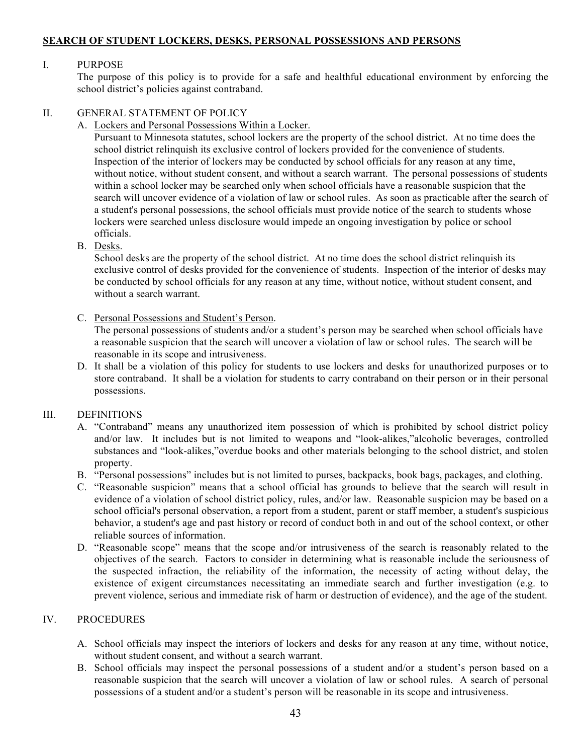## SEARCH OF STUDENT LOCKERS, DESKS, PERSONAL POSSESSIONS AND PERSONS

I. PURPOSE

The purpose of this policy is to provide for a safe and healthful educational environment by enforcing the school district's policies against contraband.

II. GENERAL STATEMENT OF POLICY

A. Lockers and Personal Possessions Within a Locker.

Pursuant to Minnesota statutes, school lockers are the property of the school district. At no time does the school district relinquish its exclusive control of lockers provided for the convenience of students. Inspection of the interior of lockers may be conducted by school officials for any reason at any time, without notice, without student consent, and without a search warrant. The personal possessions of students within a school locker may be searched only when school officials have a reasonable suspicion that the search will uncover evidence of a violation of law or school rules. As soon as practicable after the search of a student's personal possessions, the school officials must provide notice of the search to students whose lockers were searched unless disclosure would impede an ongoing investigation by police or school officials.

B. Desks.

School desks are the property of the school district. At no time does the school district relinquish its exclusive control of desks provided for the convenience of students. Inspection of the interior of desks may be conducted by school officials for any reason at any time, without notice, without student consent, and without a search warrant.

C. Personal Possessions and Student's Person.

The personal possessions of students and/or a student's person may be searched when school officials have a reasonable suspicion that the search will uncover a violation of law or school rules. The search will be reasonable in its scope and intrusiveness.

D. It shall be a violation of this policy for students to use lockers and desks for unauthorized purposes or to store contraband. It shall be a violation for students to carry contraband on their person or in their personal possessions.

III. DEFINITIONS

A. "Contraband" means any unauthorized item possession of which is prohibited by school district policy and/or law. It includes but is not limited to weapons and "look-alikes,"alcoholic beverages, controlled substances and "look-alikes,"overdue books and other materials belonging to the school district, and stolen property.

B. "Personal possessions" includes but is not limited to purses, backpacks, book bags, packages, and clothing.

C. "Reasonable suspicion" means that a school official has grounds to believe that the search will result in evidence of a violation of school district policy, rules, and/or law. Reasonable suspicion may be based on a school official's personal observation, a report from a student, parent or staff member, a student's suspicious behavior, a student's age and past history or record of conduct both in and out of the school context, or other reliable sources of information.

D. "Reasonable scope" means that the scope and/or intrusiveness of the search is reasonably related to the objectives of the search. Factors to consider in determining what is reasonable include the seriousness of the suspected infraction, the reliability of the information, the necessity of acting without delay, the existence of exigent circumstances necessitating an immediate search and further investigation (e.g. to prevent violence, serious and immediate risk of harm or destruction of evidence), and the age of the student.

IV. PROCEDURES

A. School officials may inspect the interiors of lockers and desks for any reason at any time, without notice, without student consent, and without a search warrant.

B. School officials may inspect the personal possessions of a student and/or a student's person based on a reasonable suspicion that the search will uncover a violation of law or school rules. A search of personal possessions of a student and/or a student's person will be reasonable in its scope and intrusiveness.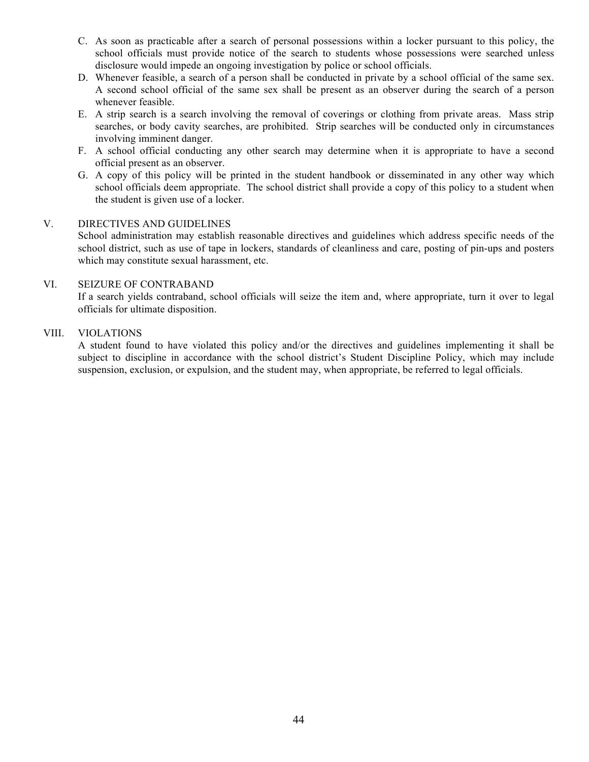C. As soon as practicable after a search of personal possessions within a locker pursuant to this policy, the school officials must provide notice of the search to students whose possessions were searched unless disclosure would impede an ongoing investigation by police or school officials.

D. Whenever feasible, a search of a person shall be conducted in private by a school official of the same sex. A second school official of the same sex shall be present as an observer during the search of a person whenever feasible.

E. A strip search is a search involving the removal of coverings or clothing from private areas. Mass strip searches, or body cavity searches, are prohibited. Strip searches will be conducted only in circumstances involving imminent danger.

F. A school official conducting any other search may determine when it is appropriate to have a second official present as an observer.

G. A copy of this policy will be printed in the student handbook or disseminated in any other way which school officials deem appropriate. The school district shall provide a copy of this policy to a student when the student is given use of a locker.

V. DIRECTIVES AND GUIDELINES

School administration may establish reasonable directives and guidelines which address specific needs of the school district, such as use of tape in lockers, standards of cleanliness and care, posting of pin-ups and posters which may constitute sexual harassment, etc.

VI. SEIZURE OF CONTRABAND

If a search yields contraband, school officials will seize the item and, where appropriate, turn it over to legal officials for ultimate disposition.

VIII. VIOLATIONS

A student found to have violated this policy and/or the directives and guidelines implementing it shall be subject to discipline in accordance with the school district's Student Discipline Policy, which may include suspension, exclusion, or expulsion, and the student may, when appropriate, be referred to legal officials.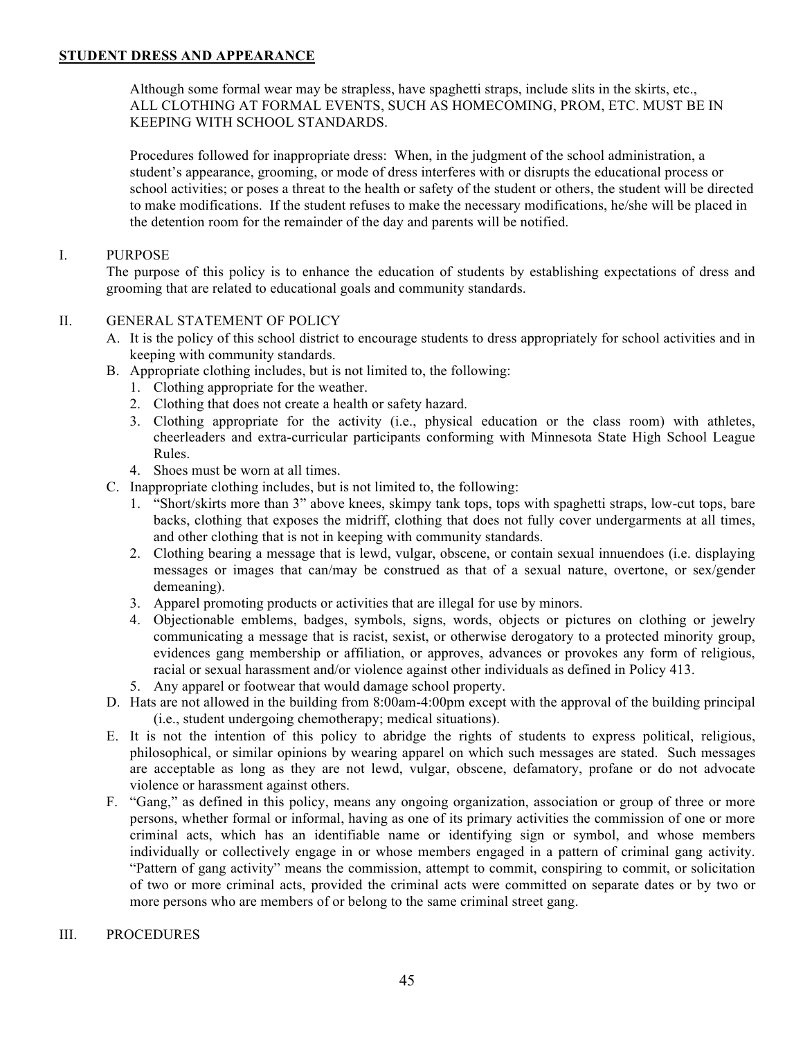**STUDENT DRESS AND APPEARANCE**

Although some formal wear may be strapless, have spaghetti straps, include slits in the skirts, etc., ALL CLOTHING AT FORMAL EVENTS, SUCH AS HOMECOMING, PROM, ETC. MUST BE IN KEEPING WITH SCHOOL STANDARDS.

Procedures followed for inappropriate dress: When, in the judgment of the school administration, a student's appearance, grooming, or mode of dress interferes with or disrupts the educational process or school activities; or poses a threat to the health or safety of the student or others, the student will be directed to make modifications. If the student refuses to make the necessary modifications, he/she will be placed in the detention room for the remainder of the day and parents will be notified.

I. PURPOSE

The purpose of this policy is to enhance the education of students by establishing expectations of dress and grooming that are related to educational goals and community standards.

II. GENERAL STATEMENT OF POLICY

A. It is the policy of this school district to encourage students to dress appropriately for school activities and in keeping with community standards.

B. Appropriate clothing includes, but is not limited to, the following:
   1. Clothing appropriate for the weather.
   2. Clothing that does not create a health or safety hazard.
   3. Clothing appropriate for the activity (i.e., physical education or the class room) with athletes, cheerleaders and extra-curricular participants conforming with Minnesota State High School League Rules.
   4. Shoes must be worn at all times.

C. Inappropriate clothing includes, but is not limited to, the following:
   1. "Short/skirts more than 3" above knees, skimpy tank tops, tops with spaghetti straps, low-cut tops, bare backs, clothing that exposes the midriff, clothing that does not fully cover undergarments at all times, and other clothing that is not in keeping with community standards.
   2. Clothing bearing a message that is lewd, vulgar, obscene, or contain sexual innuendoes (i.e. displaying messages or images that can/may be construed as that of a sexual nature, overtone, or sex/gender demeaning).
   3. Apparel promoting products or activities that are illegal for use by minors.
   4. Objectionable emblems, badges, symbols, signs, words, objects or pictures on clothing or jewelry communicating a message that is racist, sexist, or otherwise derogatory to a protected minority group, evidences gang membership or affiliation, or approves, advances or provokes any form of religious, racial or sexual harassment and/or violence against other individuals as defined in Policy 413.
   5. Any apparel or footwear that would damage school property.

D. Hats are not allowed in the building from 8:00am-4:00pm except with the approval of the building principal (i.e., student undergoing chemotherapy; medical situations).

E. It is not the intention of this policy to abridge the rights of students to express political, religious, philosophical, or similar opinions by wearing apparel on which such messages are stated. Such messages are acceptable as long as they are not lewd, vulgar, obscene, defamatory, profane or do not advocate violence or harassment against others.

F. "Gang," as defined in this policy, means any ongoing organization, association or group of three or more persons, whether formal or informal, having as one of its primary activities the commission of one or more criminal acts, which has an identifiable name or identifying sign or symbol, and whose members individually or collectively engage in or whose members engaged in a pattern of criminal gang activity. "Pattern of gang activity" means the commission, attempt to commit, conspiring to commit, or solicitation of two or more criminal acts, provided the criminal acts were committed on separate dates or by two or more persons who are members of or belong to the same criminal street gang.

III. PROCEDURES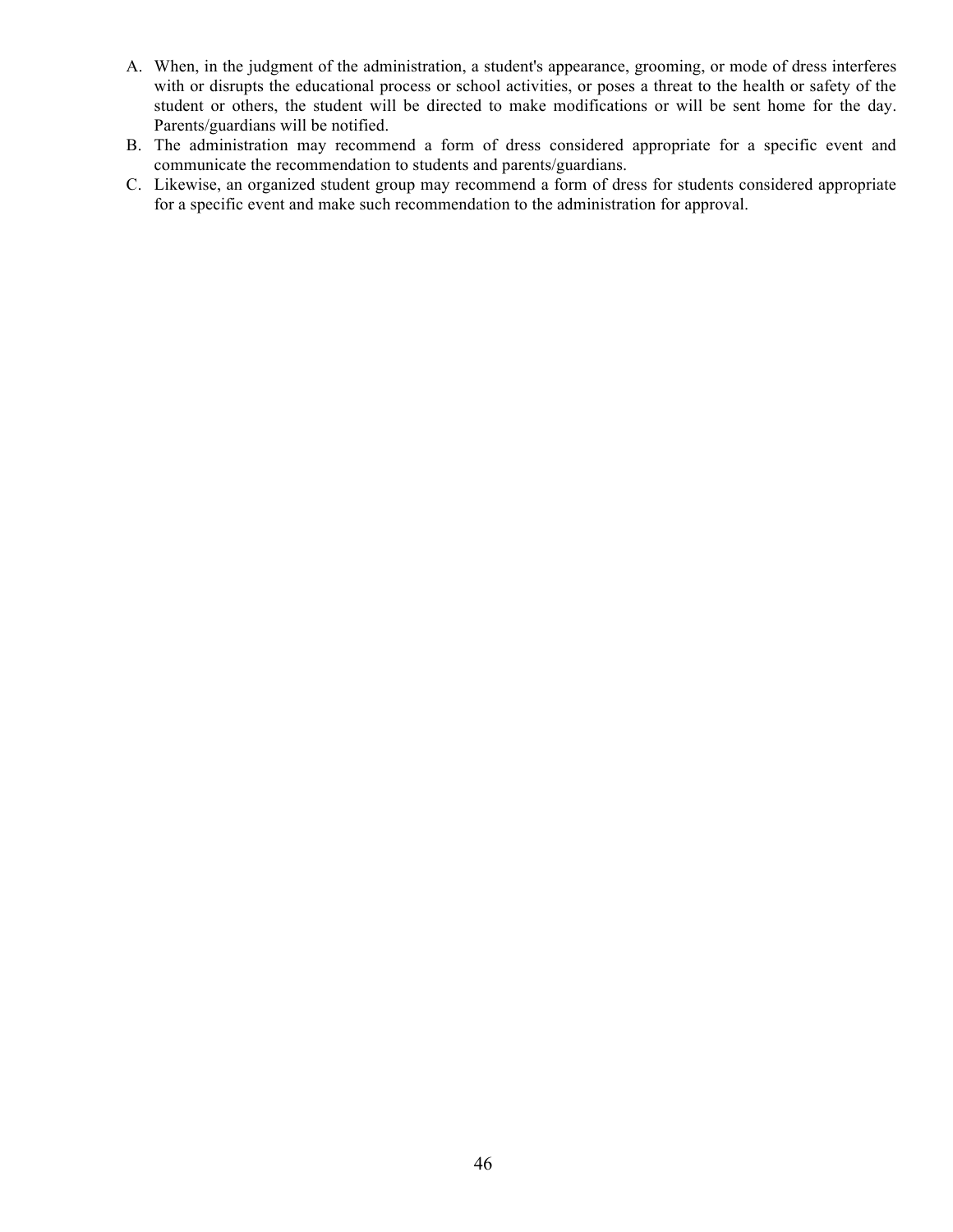A. When, in the judgment of the administration, a student's appearance, grooming, or mode of dress interferes with or disrupts the educational process or school activities, or poses a threat to the health or safety of the student or others, the student will be directed to make modifications or will be sent home for the day. Parents/guardians will be notified.
B. The administration may recommend a form of dress considered appropriate for a specific event and communicate the recommendation to students and parents/guardians.
C. Likewise, an organized student group may recommend a form of dress for students considered appropriate for a specific event and make such recommendation to the administration for approval.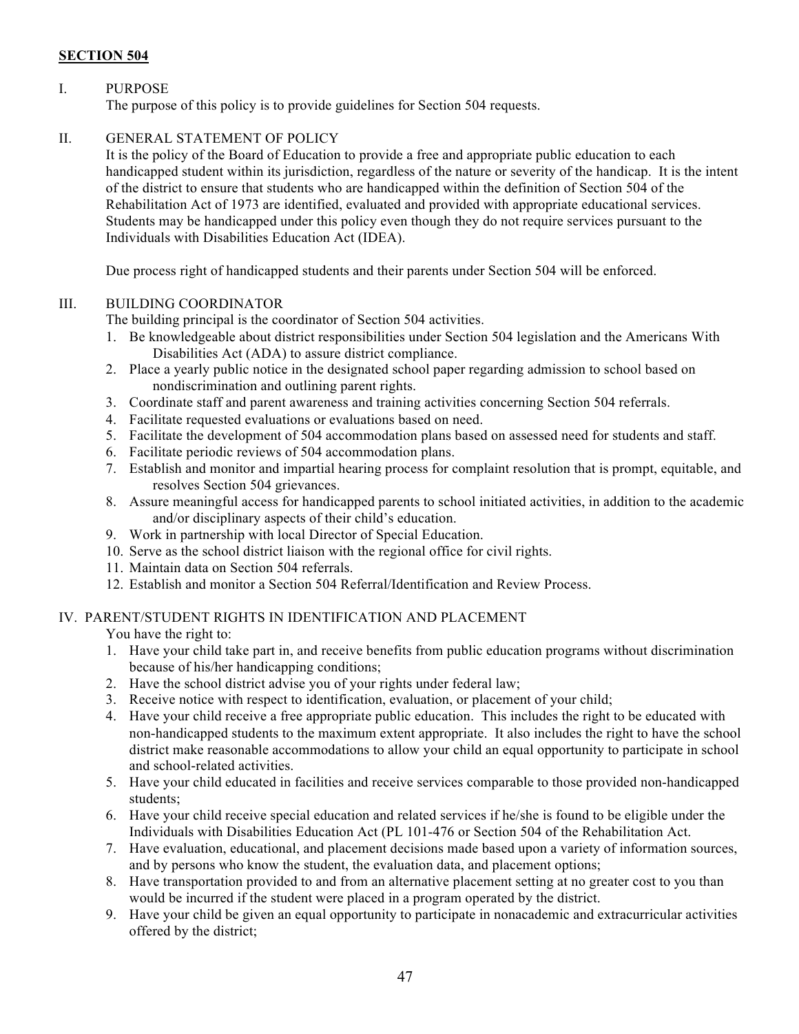## SECTION 504

### I. PURPOSE

The purpose of this policy is to provide guidelines for Section 504 requests.

### II. GENERAL STATEMENT OF POLICY

It is the policy of the Board of Education to provide a free and appropriate public education to each handicapped student within its jurisdiction, regardless of the nature or severity of the handicap. It is the intent of the district to ensure that students who are handicapped within the definition of Section 504 of the Rehabilitation Act of 1973 are identified, evaluated and provided with appropriate educational services. Students may be handicapped under this policy even though they do not require services pursuant to the Individuals with Disabilities Education Act (IDEA).

Due process right of handicapped students and their parents under Section 504 will be enforced.

### III. BUILDING COORDINATOR

The building principal is the coordinator of Section 504 activities.

1. Be knowledgeable about district responsibilities under Section 504 legislation and the Americans With Disabilities Act (ADA) to assure district compliance.
2. Place a yearly public notice in the designated school paper regarding admission to school based on nondiscrimination and outlining parent rights.
3. Coordinate staff and parent awareness and training activities concerning Section 504 referrals.
4. Facilitate requested evaluations or evaluations based on need.
5. Facilitate the development of 504 accommodation plans based on assessed need for students and staff.
6. Facilitate periodic reviews of 504 accommodation plans.
7. Establish and monitor and impartial hearing process for complaint resolution that is prompt, equitable, and resolves Section 504 grievances.
8. Assure meaningful access for handicapped parents to school initiated activities, in addition to the academic and/or disciplinary aspects of their child's education.
9. Work in partnership with local Director of Special Education.
10. Serve as the school district liaison with the regional office for civil rights.
11. Maintain data on Section 504 referrals.
12. Establish and monitor a Section 504 Referral/Identification and Review Process.

### IV. PARENT/STUDENT RIGHTS IN IDENTIFICATION AND PLACEMENT

You have the right to:

1. Have your child take part in, and receive benefits from public education programs without discrimination because of his/her handicapping conditions;
2. Have the school district advise you of your rights under federal law;
3. Receive notice with respect to identification, evaluation, or placement of your child;
4. Have your child receive a free appropriate public education. This includes the right to be educated with non-handicapped students to the maximum extent appropriate. It also includes the right to have the school district make reasonable accommodations to allow your child an equal opportunity to participate in school and school-related activities.
5. Have your child educated in facilities and receive services comparable to those provided non-handicapped students;
6. Have your child receive special education and related services if he/she is found to be eligible under the Individuals with Disabilities Education Act (PL 101-476 or Section 504 of the Rehabilitation Act.
7. Have evaluation, educational, and placement decisions made based upon a variety of information sources, and by persons who know the student, the evaluation data, and placement options;
8. Have transportation provided to and from an alternative placement setting at no greater cost to you than would be incurred if the student were placed in a program operated by the district.
9. Have your child be given an equal opportunity to participate in nonacademic and extracurricular activities offered by the district;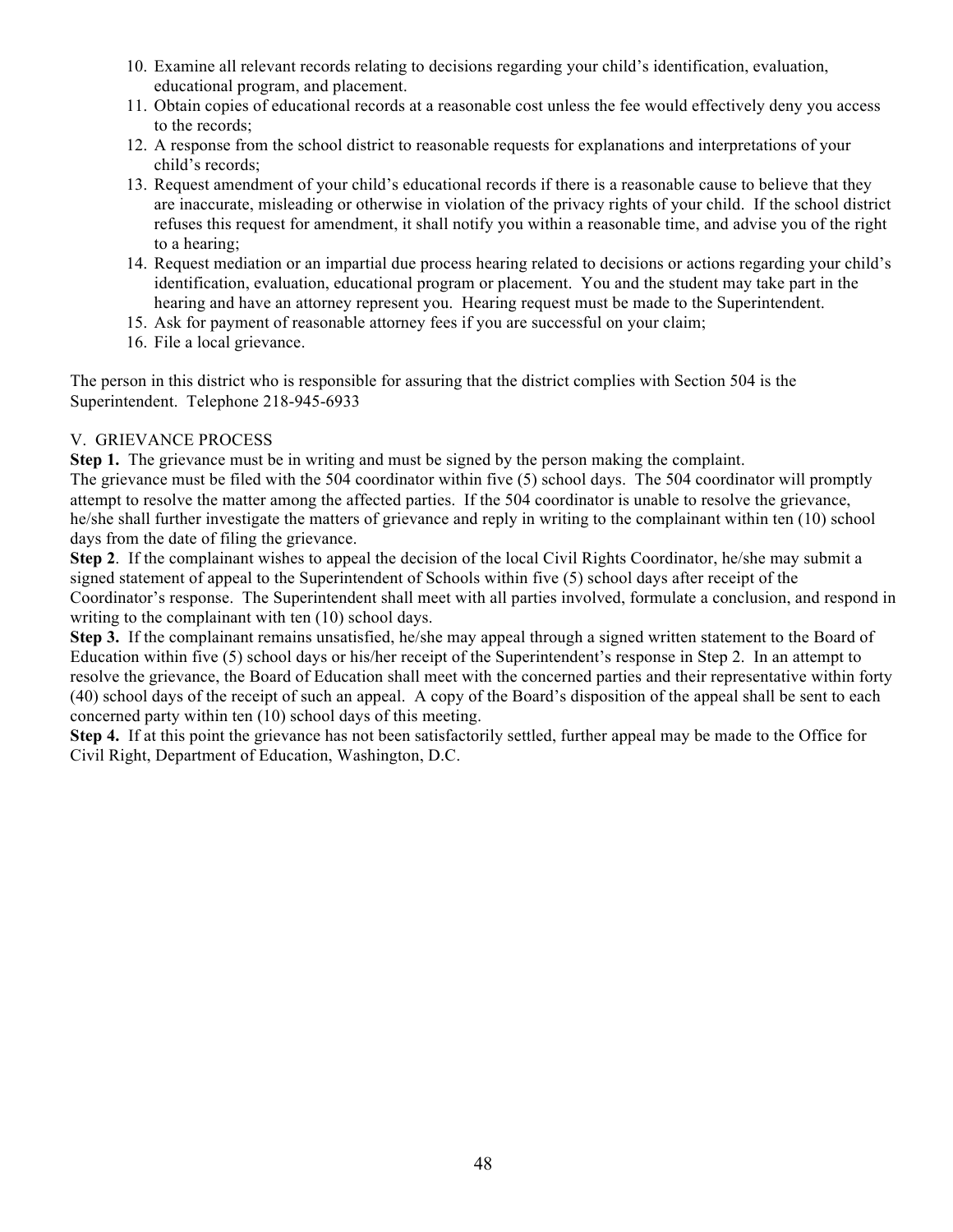10. Examine all relevant records relating to decisions regarding your child's identification, evaluation, educational program, and placement.
11. Obtain copies of educational records at a reasonable cost unless the fee would effectively deny you access to the records;
12. A response from the school district to reasonable requests for explanations and interpretations of your child's records;
13. Request amendment of your child's educational records if there is a reasonable cause to believe that they are inaccurate, misleading or otherwise in violation of the privacy rights of your child. If the school district refuses this request for amendment, it shall notify you within a reasonable time, and advise you of the right to a hearing;
14. Request mediation or an impartial due process hearing related to decisions or actions regarding your child's identification, evaluation, educational program or placement. You and the student may take part in the hearing and have an attorney represent you. Hearing request must be made to the Superintendent.
15. Ask for payment of reasonable attorney fees if you are successful on your claim;
16. File a local grievance.

The person in this district who is responsible for assuring that the district complies with Section 504 is the Superintendent. Telephone 218-945-6933

V. GRIEVANCE PROCESS

**Step 1.** The grievance must be in writing and must be signed by the person making the complaint.
The grievance must be filed with the 504 coordinator within five (5) school days. The 504 coordinator will promptly attempt to resolve the matter among the affected parties. If the 504 coordinator is unable to resolve the grievance, he/she shall further investigate the matters of grievance and reply in writing to the complainant within ten (10) school days from the date of filing the grievance.

**Step 2**. If the complainant wishes to appeal the decision of the local Civil Rights Coordinator, he/she may submit a signed statement of appeal to the Superintendent of Schools within five (5) school days after receipt of the Coordinator's response. The Superintendent shall meet with all parties involved, formulate a conclusion, and respond in writing to the complainant with ten (10) school days.

**Step 3.** If the complainant remains unsatisfied, he/she may appeal through a signed written statement to the Board of Education within five (5) school days or his/her receipt of the Superintendent's response in Step 2. In an attempt to resolve the grievance, the Board of Education shall meet with the concerned parties and their representative within forty (40) school days of the receipt of such an appeal. A copy of the Board's disposition of the appeal shall be sent to each concerned party within ten (10) school days of this meeting.

**Step 4.** If at this point the grievance has not been satisfactorily settled, further appeal may be made to the Office for Civil Right, Department of Education, Washington, D.C.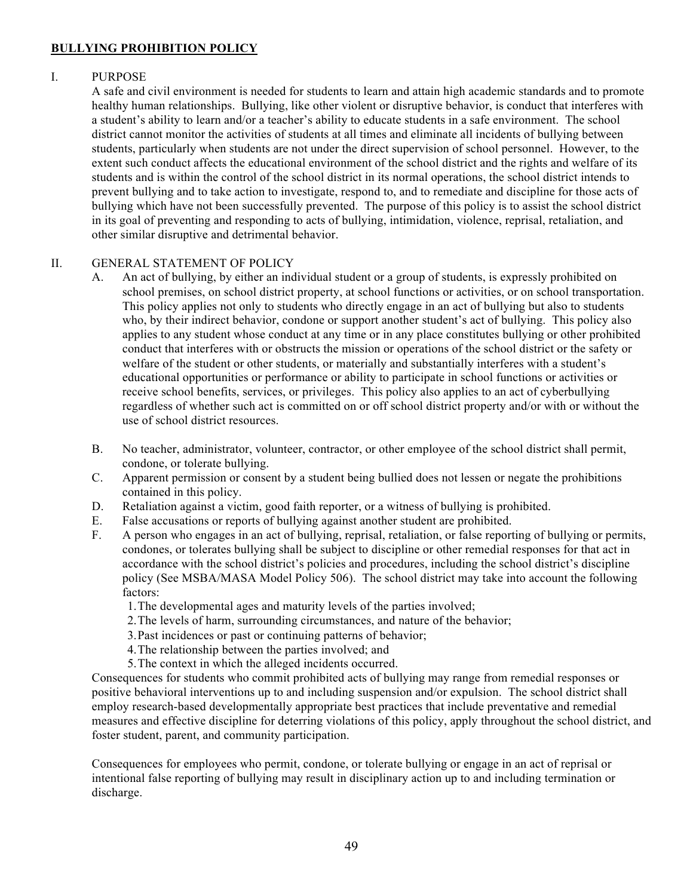## BULLYING PROHIBITION POLICY

I. PURPOSE

A safe and civil environment is needed for students to learn and attain high academic standards and to promote healthy human relationships. Bullying, like other violent or disruptive behavior, is conduct that interferes with a student's ability to learn and/or a teacher's ability to educate students in a safe environment. The school district cannot monitor the activities of students at all times and eliminate all incidents of bullying between students, particularly when students are not under the direct supervision of school personnel. However, to the extent such conduct affects the educational environment of the school district and the rights and welfare of its students and is within the control of the school district in its normal operations, the school district intends to prevent bullying and to take action to investigate, respond to, and to remediate and discipline for those acts of bullying which have not been successfully prevented. The purpose of this policy is to assist the school district in its goal of preventing and responding to acts of bullying, intimidation, violence, reprisal, retaliation, and other similar disruptive and detrimental behavior.

II. GENERAL STATEMENT OF POLICY

A. An act of bullying, by either an individual student or a group of students, is expressly prohibited on school premises, on school district property, at school functions or activities, or on school transportation. This policy applies not only to students who directly engage in an act of bullying but also to students who, by their indirect behavior, condone or support another student's act of bullying. This policy also applies to any student whose conduct at any time or in any place constitutes bullying or other prohibited conduct that interferes with or obstructs the mission or operations of the school district or the safety or welfare of the student or other students, or materially and substantially interferes with a student's educational opportunities or performance or ability to participate in school functions or activities or receive school benefits, services, or privileges. This policy also applies to an act of cyberbullying regardless of whether such act is committed on or off school district property and/or with or without the use of school district resources.

B. No teacher, administrator, volunteer, contractor, or other employee of the school district shall permit, condone, or tolerate bullying.

C. Apparent permission or consent by a student being bullied does not lessen or negate the prohibitions contained in this policy.

D. Retaliation against a victim, good faith reporter, or a witness of bullying is prohibited.

E. False accusations or reports of bullying against another student are prohibited.

F. A person who engages in an act of bullying, reprisal, retaliation, or false reporting of bullying or permits, condones, or tolerates bullying shall be subject to discipline or other remedial responses for that act in accordance with the school district's policies and procedures, including the school district's discipline policy (See MSBA/MASA Model Policy 506). The school district may take into account the following factors:

1. The developmental ages and maturity levels of the parties involved;
2. The levels of harm, surrounding circumstances, and nature of the behavior;
3. Past incidences or past or continuing patterns of behavior;
4. The relationship between the parties involved; and
5. The context in which the alleged incidents occurred.

Consequences for students who commit prohibited acts of bullying may range from remedial responses or positive behavioral interventions up to and including suspension and/or expulsion. The school district shall employ research-based developmentally appropriate best practices that include preventative and remedial measures and effective discipline for deterring violations of this policy, apply throughout the school district, and foster student, parent, and community participation.

Consequences for employees who permit, condone, or tolerate bullying or engage in an act of reprisal or intentional false reporting of bullying may result in disciplinary action up to and including termination or discharge.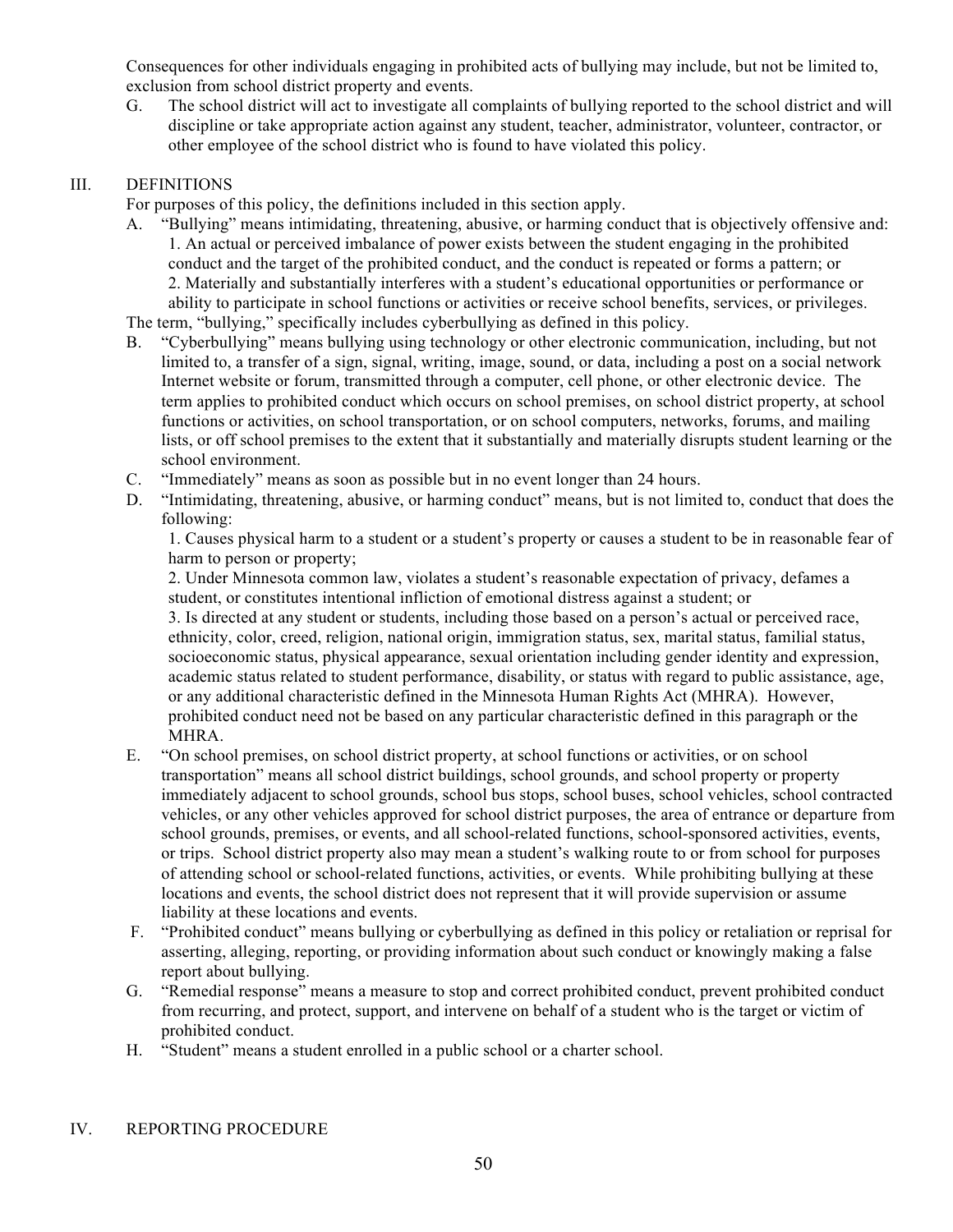Consequences for other individuals engaging in prohibited acts of bullying may include, but not be limited to, exclusion from school district property and events.

G. The school district will act to investigate all complaints of bullying reported to the school district and will discipline or take appropriate action against any student, teacher, administrator, volunteer, contractor, or other employee of the school district who is found to have violated this policy.

## III. DEFINITIONS

For purposes of this policy, the definitions included in this section apply.

A. "Bullying" means intimidating, threatening, abusive, or harming conduct that is objectively offensive and:
   1. An actual or perceived imbalance of power exists between the student engaging in the prohibited conduct and the target of the prohibited conduct, and the conduct is repeated or forms a pattern; or
   2. Materially and substantially interferes with a student's educational opportunities or performance or ability to participate in school functions or activities or receive school benefits, services, or privileges.

The term, "bullying," specifically includes cyberbullying as defined in this policy.

B. "Cyberbullying" means bullying using technology or other electronic communication, including, but not limited to, a transfer of a sign, signal, writing, image, sound, or data, including a post on a social network Internet website or forum, transmitted through a computer, cell phone, or other electronic device. The term applies to prohibited conduct which occurs on school premises, on school district property, at school functions or activities, on school transportation, or on school computers, networks, forums, and mailing lists, or off school premises to the extent that it substantially and materially disrupts student learning or the school environment.

C. "Immediately" means as soon as possible but in no event longer than 24 hours.

D. "Intimidating, threatening, abusive, or harming conduct" means, but is not limited to, conduct that does the following:
   1. Causes physical harm to a student or a student's property or causes a student to be in reasonable fear of harm to person or property;
   2. Under Minnesota common law, violates a student's reasonable expectation of privacy, defames a student, or constitutes intentional infliction of emotional distress against a student; or
   3. Is directed at any student or students, including those based on a person's actual or perceived race, ethnicity, color, creed, religion, national origin, immigration status, sex, marital status, familial status, socioeconomic status, physical appearance, sexual orientation including gender identity and expression, academic status related to student performance, disability, or status with regard to public assistance, age, or any additional characteristic defined in the Minnesota Human Rights Act (MHRA). However, prohibited conduct need not be based on any particular characteristic defined in this paragraph or the MHRA.

E. "On school premises, on school district property, at school functions or activities, or on school transportation" means all school district buildings, school grounds, and school property or property immediately adjacent to school grounds, school bus stops, school buses, school vehicles, school contracted vehicles, or any other vehicles approved for school district purposes, the area of entrance or departure from school grounds, premises, or events, and all school-related functions, school-sponsored activities, events, or trips. School district property also may mean a student's walking route to or from school for purposes of attending school or school-related functions, activities, or events. While prohibiting bullying at these locations and events, the school district does not represent that it will provide supervision or assume liability at these locations and events.

F. "Prohibited conduct" means bullying or cyberbullying as defined in this policy or retaliation or reprisal for asserting, alleging, reporting, or providing information about such conduct or knowingly making a false report about bullying.

G. "Remedial response" means a measure to stop and correct prohibited conduct, prevent prohibited conduct from recurring, and protect, support, and intervene on behalf of a student who is the target or victim of prohibited conduct.

H. "Student" means a student enrolled in a public school or a charter school.

## IV. REPORTING PROCEDURE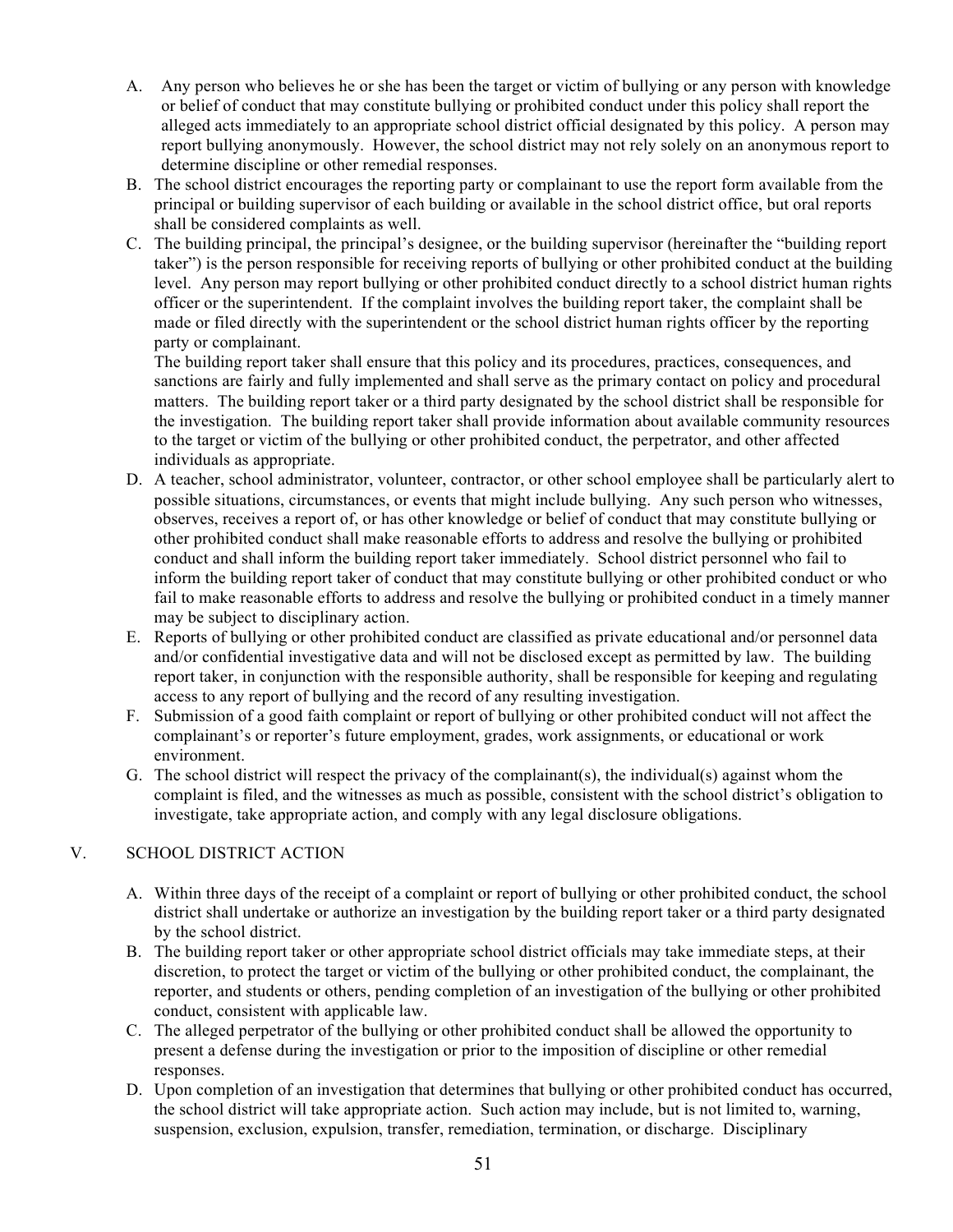A. Any person who believes he or she has been the target or victim of bullying or any person with knowledge or belief of conduct that may constitute bullying or prohibited conduct under this policy shall report the alleged acts immediately to an appropriate school district official designated by this policy. A person may report bullying anonymously. However, the school district may not rely solely on an anonymous report to determine discipline or other remedial responses.

B. The school district encourages the reporting party or complainant to use the report form available from the principal or building supervisor of each building or available in the school district office, but oral reports shall be considered complaints as well.

C. The building principal, the principal's designee, or the building supervisor (hereinafter the "building report taker") is the person responsible for receiving reports of bullying or other prohibited conduct at the building level. Any person may report bullying or other prohibited conduct directly to a school district human rights officer or the superintendent. If the complaint involves the building report taker, the complaint shall be made or filed directly with the superintendent or the school district human rights officer by the reporting party or complainant.

   The building report taker shall ensure that this policy and its procedures, practices, consequences, and sanctions are fairly and fully implemented and shall serve as the primary contact on policy and procedural matters. The building report taker or a third party designated by the school district shall be responsible for the investigation. The building report taker shall provide information about available community resources to the target or victim of the bullying or other prohibited conduct, the perpetrator, and other affected individuals as appropriate.

D. A teacher, school administrator, volunteer, contractor, or other school employee shall be particularly alert to possible situations, circumstances, or events that might include bullying. Any such person who witnesses, observes, receives a report of, or has other knowledge or belief of conduct that may constitute bullying or other prohibited conduct shall make reasonable efforts to address and resolve the bullying or prohibited conduct and shall inform the building report taker immediately. School district personnel who fail to inform the building report taker of conduct that may constitute bullying or other prohibited conduct or who fail to make reasonable efforts to address and resolve the bullying or prohibited conduct in a timely manner may be subject to disciplinary action.

E. Reports of bullying or other prohibited conduct are classified as private educational and/or personnel data and/or confidential investigative data and will not be disclosed except as permitted by law. The building report taker, in conjunction with the responsible authority, shall be responsible for keeping and regulating access to any report of bullying and the record of any resulting investigation.

F. Submission of a good faith complaint or report of bullying or other prohibited conduct will not affect the complainant's or reporter's future employment, grades, work assignments, or educational or work environment.

G. The school district will respect the privacy of the complainant(s), the individual(s) against whom the complaint is filed, and the witnesses as much as possible, consistent with the school district's obligation to investigate, take appropriate action, and comply with any legal disclosure obligations.

## V. SCHOOL DISTRICT ACTION

A. Within three days of the receipt of a complaint or report of bullying or other prohibited conduct, the school district shall undertake or authorize an investigation by the building report taker or a third party designated by the school district.

B. The building report taker or other appropriate school district officials may take immediate steps, at their discretion, to protect the target or victim of the bullying or other prohibited conduct, the complainant, the reporter, and students or others, pending completion of an investigation of the bullying or other prohibited conduct, consistent with applicable law.

C. The alleged perpetrator of the bullying or other prohibited conduct shall be allowed the opportunity to present a defense during the investigation or prior to the imposition of discipline or other remedial responses.

D. Upon completion of an investigation that determines that bullying or other prohibited conduct has occurred, the school district will take appropriate action. Such action may include, but is not limited to, warning, suspension, exclusion, expulsion, transfer, remediation, termination, or discharge. Disciplinary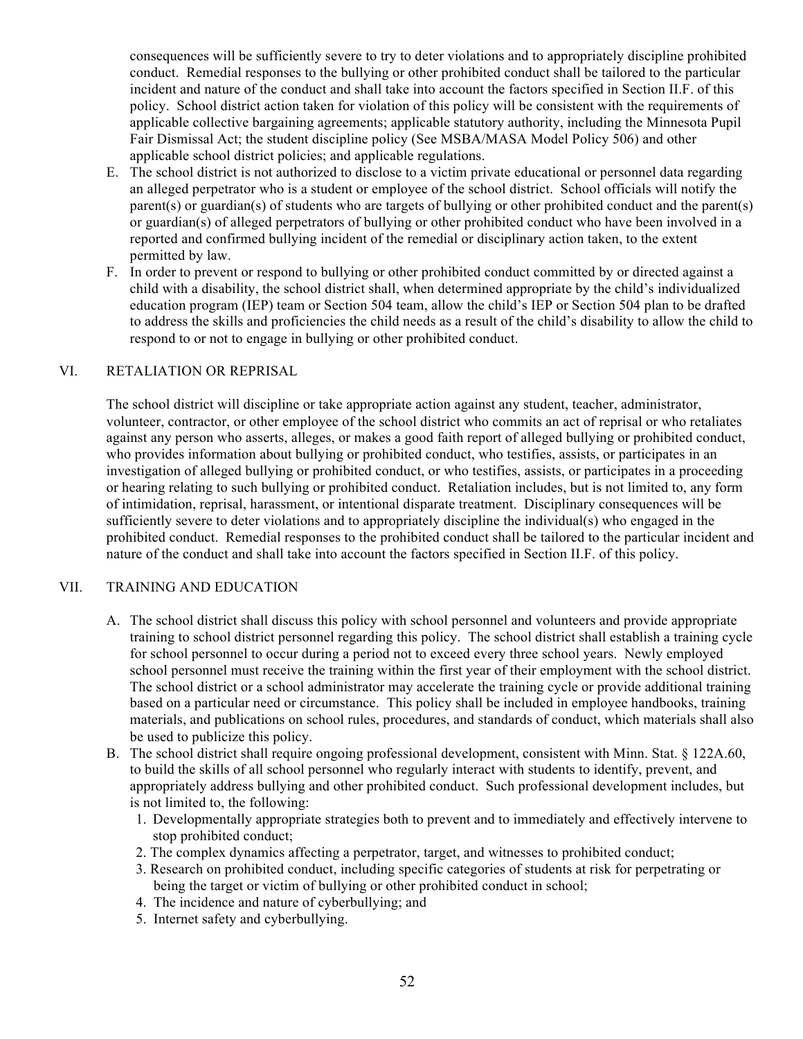consequences will be sufficiently severe to try to deter violations and to appropriately discipline prohibited conduct. Remedial responses to the bullying or other prohibited conduct shall be tailored to the particular incident and nature of the conduct and shall take into account the factors specified in Section II.F. of this policy. School district action taken for violation of this policy will be consistent with the requirements of applicable collective bargaining agreements; applicable statutory authority, including the Minnesota Pupil Fair Dismissal Act; the student discipline policy (See MSBA/MASA Model Policy 506) and other applicable school district policies; and applicable regulations.

E. The school district is not authorized to disclose to a victim private educational or personnel data regarding an alleged perpetrator who is a student or employee of the school district. School officials will notify the parent(s) or guardian(s) of students who are targets of bullying or other prohibited conduct and the parent(s) or guardian(s) of alleged perpetrators of bullying or other prohibited conduct who have been involved in a reported and confirmed bullying incident of the remedial or disciplinary action taken, to the extent permitted by law.

F. In order to prevent or respond to bullying or other prohibited conduct committed by or directed against a child with a disability, the school district shall, when determined appropriate by the child's individualized education program (IEP) team or Section 504 team, allow the child's IEP or Section 504 plan to be drafted to address the skills and proficiencies the child needs as a result of the child's disability to allow the child to respond to or not to engage in bullying or other prohibited conduct.

## VI. RETALIATION OR REPRISAL

The school district will discipline or take appropriate action against any student, teacher, administrator, volunteer, contractor, or other employee of the school district who commits an act of reprisal or who retaliates against any person who asserts, alleges, or makes a good faith report of alleged bullying or prohibited conduct, who provides information about bullying or prohibited conduct, who testifies, assists, or participates in an investigation of alleged bullying or prohibited conduct, or who testifies, assists, or participates in a proceeding or hearing relating to such bullying or prohibited conduct. Retaliation includes, but is not limited to, any form of intimidation, reprisal, harassment, or intentional disparate treatment. Disciplinary consequences will be sufficiently severe to deter violations and to appropriately discipline the individual(s) who engaged in the prohibited conduct. Remedial responses to the prohibited conduct shall be tailored to the particular incident and nature of the conduct and shall take into account the factors specified in Section II.F. of this policy.

## VII. TRAINING AND EDUCATION

A. The school district shall discuss this policy with school personnel and volunteers and provide appropriate training to school district personnel regarding this policy. The school district shall establish a training cycle for school personnel to occur during a period not to exceed every three school years. Newly employed school personnel must receive the training within the first year of their employment with the school district. The school district or a school administrator may accelerate the training cycle or provide additional training based on a particular need or circumstance. This policy shall be included in employee handbooks, training materials, and publications on school rules, procedures, and standards of conduct, which materials shall also be used to publicize this policy.

B. The school district shall require ongoing professional development, consistent with Minn. Stat. § 122A.60, to build the skills of all school personnel who regularly interact with students to identify, prevent, and appropriately address bullying and other prohibited conduct. Such professional development includes, but is not limited to, the following:
   1. Developmentally appropriate strategies both to prevent and to immediately and effectively intervene to stop prohibited conduct;
   2. The complex dynamics affecting a perpetrator, target, and witnesses to prohibited conduct;
   3. Research on prohibited conduct, including specific categories of students at risk for perpetrating or being the target or victim of bullying or other prohibited conduct in school;
   4. The incidence and nature of cyberbullying; and
   5. Internet safety and cyberbullying.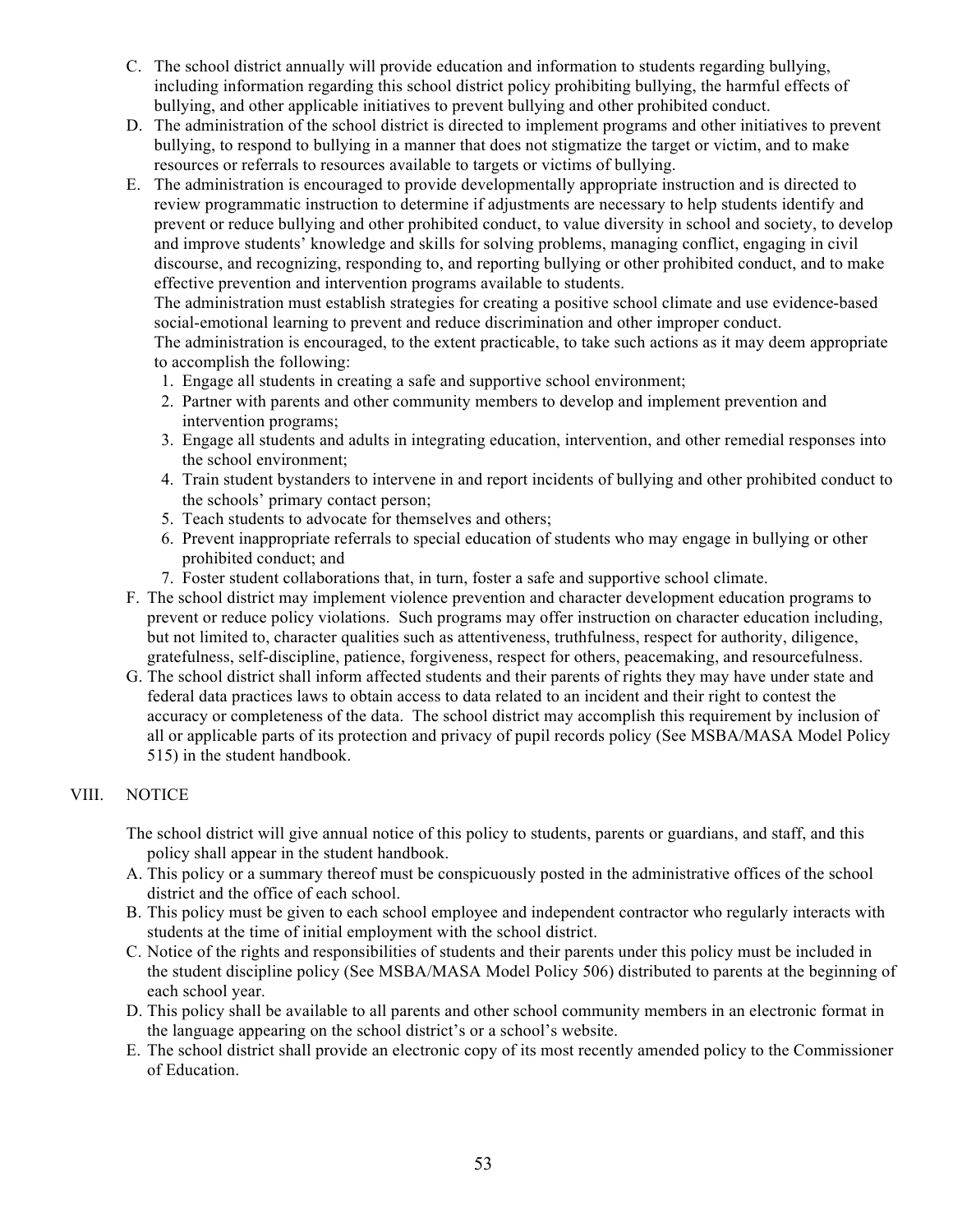C. The school district annually will provide education and information to students regarding bullying, including information regarding this school district policy prohibiting bullying, the harmful effects of bullying, and other applicable initiatives to prevent bullying and other prohibited conduct.

D. The administration of the school district is directed to implement programs and other initiatives to prevent bullying, to respond to bullying in a manner that does not stigmatize the target or victim, and to make resources or referrals to resources available to targets or victims of bullying.

E. The administration is encouraged to provide developmentally appropriate instruction and is directed to review programmatic instruction to determine if adjustments are necessary to help students identify and prevent or reduce bullying and other prohibited conduct, to value diversity in school and society, to develop and improve students' knowledge and skills for solving problems, managing conflict, engaging in civil discourse, and recognizing, responding to, and reporting bullying or other prohibited conduct, and to make effective prevention and intervention programs available to students.

   The administration must establish strategies for creating a positive school climate and use evidence-based social-emotional learning to prevent and reduce discrimination and other improper conduct.

   The administration is encouraged, to the extent practicable, to take such actions as it may deem appropriate to accomplish the following:

   1. Engage all students in creating a safe and supportive school environment;
   2. Partner with parents and other community members to develop and implement prevention and intervention programs;
   3. Engage all students and adults in integrating education, intervention, and other remedial responses into the school environment;
   4. Train student bystanders to intervene in and report incidents of bullying and other prohibited conduct to the schools' primary contact person;
   5. Teach students to advocate for themselves and others;
   6. Prevent inappropriate referrals to special education of students who may engage in bullying or other prohibited conduct; and
   7. Foster student collaborations that, in turn, foster a safe and supportive school climate.

F. The school district may implement violence prevention and character development education programs to prevent or reduce policy violations. Such programs may offer instruction on character education including, but not limited to, character qualities such as attentiveness, truthfulness, respect for authority, diligence, gratefulness, self-discipline, patience, forgiveness, respect for others, peacemaking, and resourcefulness.

G. The school district shall inform affected students and their parents of rights they may have under state and federal data practices laws to obtain access to data related to an incident and their right to contest the accuracy or completeness of the data. The school district may accomplish this requirement by inclusion of all or applicable parts of its protection and privacy of pupil records policy (See MSBA/MASA Model Policy 515) in the student handbook.

## VIII. NOTICE

The school district will give annual notice of this policy to students, parents or guardians, and staff, and this policy shall appear in the student handbook.

A. This policy or a summary thereof must be conspicuously posted in the administrative offices of the school district and the office of each school.

B. This policy must be given to each school employee and independent contractor who regularly interacts with students at the time of initial employment with the school district.

C. Notice of the rights and responsibilities of students and their parents under this policy must be included in the student discipline policy (See MSBA/MASA Model Policy 506) distributed to parents at the beginning of each school year.

D. This policy shall be available to all parents and other school community members in an electronic format in the language appearing on the school district's or a school's website.

E. The school district shall provide an electronic copy of its most recently amended policy to the Commissioner of Education.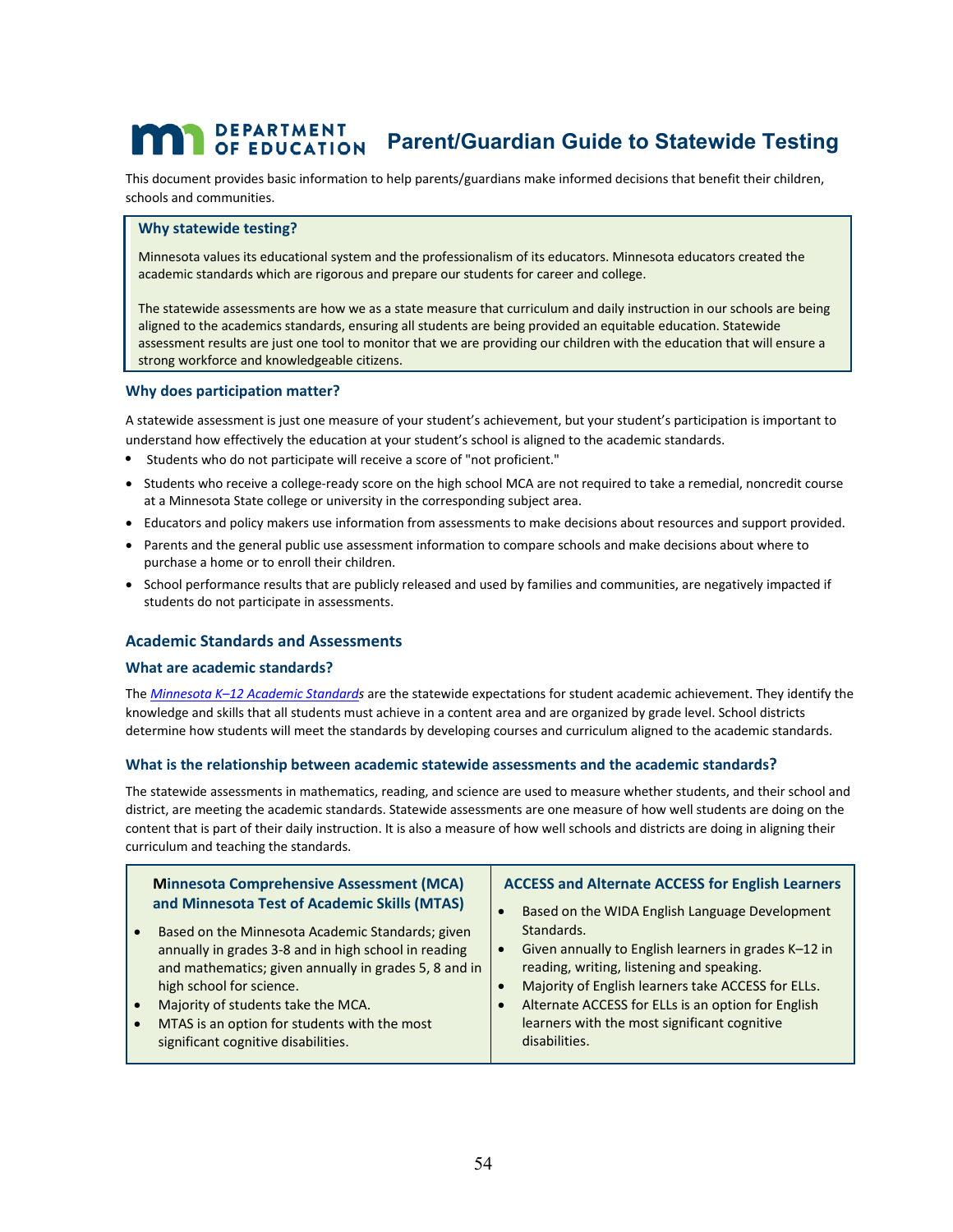# Parent/Guardian Guide to Statewide Testing

This document provides basic information to help parents/guardians make informed decisions that benefit their children, schools and communities.

### Why statewide testing?

Minnesota values its educational system and the professionalism of its educators. Minnesota educators created the academic standards which are rigorous and prepare our students for career and college.

The statewide assessments are how we as a state measure that curriculum and daily instruction in our schools are being aligned to the academics standards, ensuring all students are being provided an equitable education. Statewide assessment results are just one tool to monitor that we are providing our children with the education that will ensure a strong workforce and knowledgeable citizens.

### Why does participation matter?

A statewide assessment is just one measure of your student's achievement, but your student's participation is important to understand how effectively the education at your student's school is aligned to the academic standards.

- Students who do not participate will receive a score of "not proficient."
- Students who receive a college-ready score on the high school MCA are not required to take a remedial, noncredit course at a Minnesota State college or university in the corresponding subject area.
- Educators and policy makers use information from assessments to make decisions about resources and support provided.
- Parents and the general public use assessment information to compare schools and make decisions about where to purchase a home or to enroll their children.
- School performance results that are publicly released and used by families and communities, are negatively impacted if students do not participate in assessments.

## Academic Standards and Assessments

### What are academic standards?

The *Minnesota K–12 Academic Standards* are the statewide expectations for student academic achievement. They identify the knowledge and skills that all students must achieve in a content area and are organized by grade level. School districts determine how students will meet the standards by developing courses and curriculum aligned to the academic standards.

### What is the relationship between academic statewide assessments and the academic standards?

The statewide assessments in mathematics, reading, and science are used to measure whether students, and their school and district, are meeting the academic standards. Statewide assessments are one measure of how well students are doing on the content that is part of their daily instruction. It is also a measure of how well schools and districts are doing in aligning their curriculum and teaching the standards.

| Minnesota Comprehensive Assessment (MCA) and Minnesota Test of Academic Skills (MTAS) | ACCESS and Alternate ACCESS for English Learners |
|---|---|
| • Based on the Minnesota Academic Standards; given annually in grades 3-8 and in high school in reading and mathematics; given annually in grades 5, 8 and in high school for science.<br>• Majority of students take the MCA.<br>• MTAS is an option for students with the most significant cognitive disabilities. | • Based on the WIDA English Language Development Standards.<br>• Given annually to English learners in grades K–12 in reading, writing, listening and speaking.<br>• Majority of English learners take ACCESS for ELLs.<br>• Alternate ACCESS for ELLs is an option for English learners with the most significant cognitive disabilities. |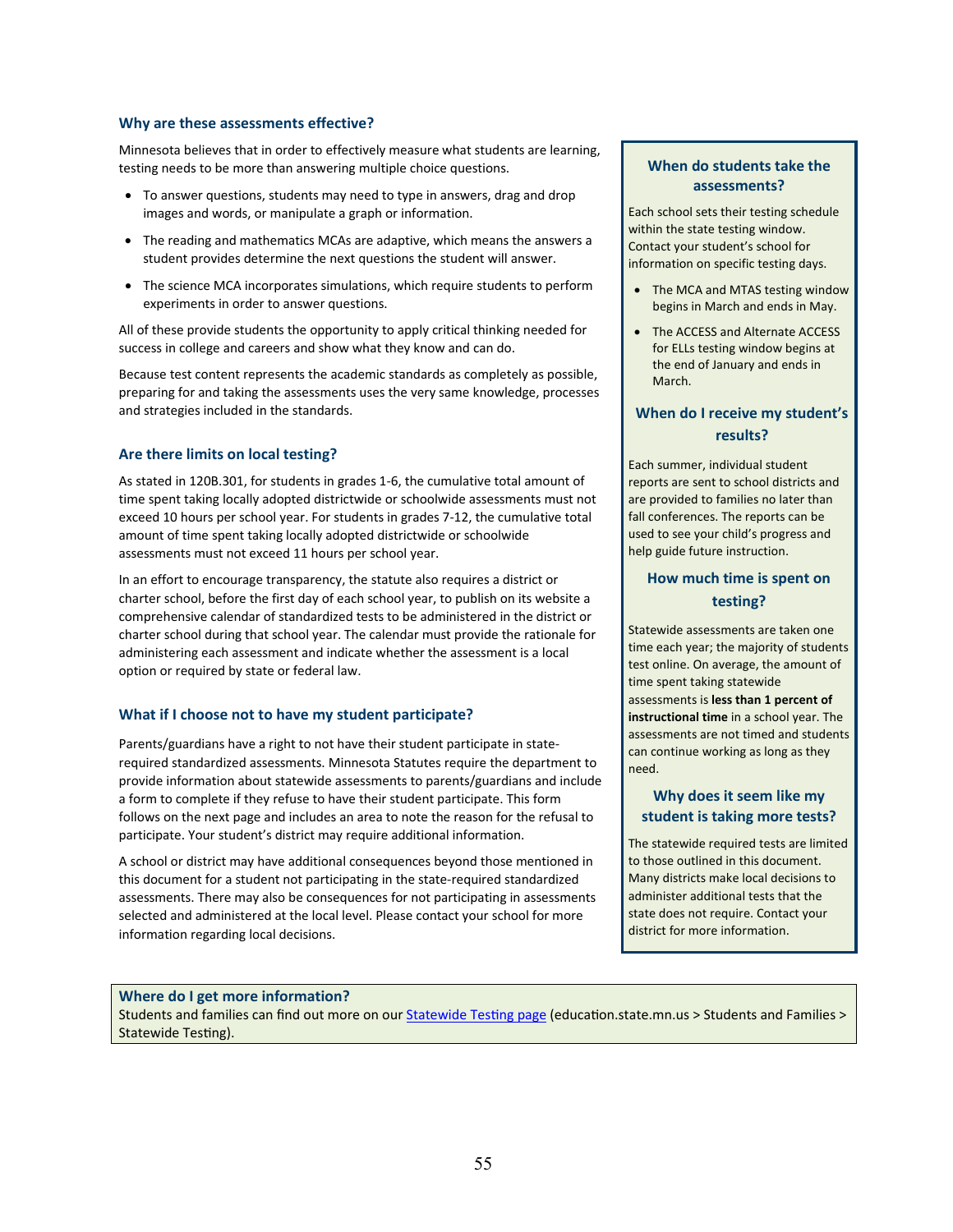### Why are these assessments effective?

Minnesota believes that in order to effectively measure what students are learning, testing needs to be more than answering multiple choice questions.

- To answer questions, students may need to type in answers, drag and drop images and words, or manipulate a graph or information.
- The reading and mathematics MCAs are adaptive, which means the answers a student provides determine the next questions the student will answer.
- The science MCA incorporates simulations, which require students to perform experiments in order to answer questions.

All of these provide students the opportunity to apply critical thinking needed for success in college and careers and show what they know and can do.

Because test content represents the academic standards as completely as possible, preparing for and taking the assessments uses the very same knowledge, processes and strategies included in the standards.

### Are there limits on local testing?

As stated in 120B.301, for students in grades 1-6, the cumulative total amount of time spent taking locally adopted districtwide or schoolwide assessments must not exceed 10 hours per school year. For students in grades 7-12, the cumulative total amount of time spent taking locally adopted districtwide or schoolwide assessments must not exceed 11 hours per school year.

In an effort to encourage transparency, the statute also requires a district or charter school, before the first day of each school year, to publish on its website a comprehensive calendar of standardized tests to be administered in the district or charter school during that school year. The calendar must provide the rationale for administering each assessment and indicate whether the assessment is a local option or required by state or federal law.

### What if I choose not to have my student participate?

Parents/guardians have a right to not have their student participate in state-required standardized assessments. Minnesota Statutes require the department to provide information about statewide assessments to parents/guardians and include a form to complete if they refuse to have their student participate. This form follows on the next page and includes an area to note the reason for the refusal to participate. Your student's district may require additional information.

A school or district may have additional consequences beyond those mentioned in this document for a student not participating in the state-required standardized assessments. There may also be consequences for not participating in assessments selected and administered at the local level. Please contact your school for more information regarding local decisions.

### When do students take the assessments?

Each school sets their testing schedule within the state testing window. Contact your student's school for information on specific testing days.

- The MCA and MTAS testing window begins in March and ends in May.
- The ACCESS and Alternate ACCESS for ELLs testing window begins at the end of January and ends in March.

### When do I receive my student's results?

Each summer, individual student reports are sent to school districts and are provided to families no later than fall conferences. The reports can be used to see your child's progress and help guide future instruction.

### How much time is spent on testing?

Statewide assessments are taken one time each year; the majority of students test online. On average, the amount of time spent taking statewide assessments is **less than 1 percent of instructional time** in a school year. The assessments are not timed and students can continue working as long as they need.

### Why does it seem like my student is taking more tests?

The statewide required tests are limited to those outlined in this document. Many districts make local decisions to administer additional tests that the state does not require. Contact your district for more information.

### Where do I get more information?

Students and families can find out more on our Statewide Testing page (education.state.mn.us > Students and Families > Statewide Testing).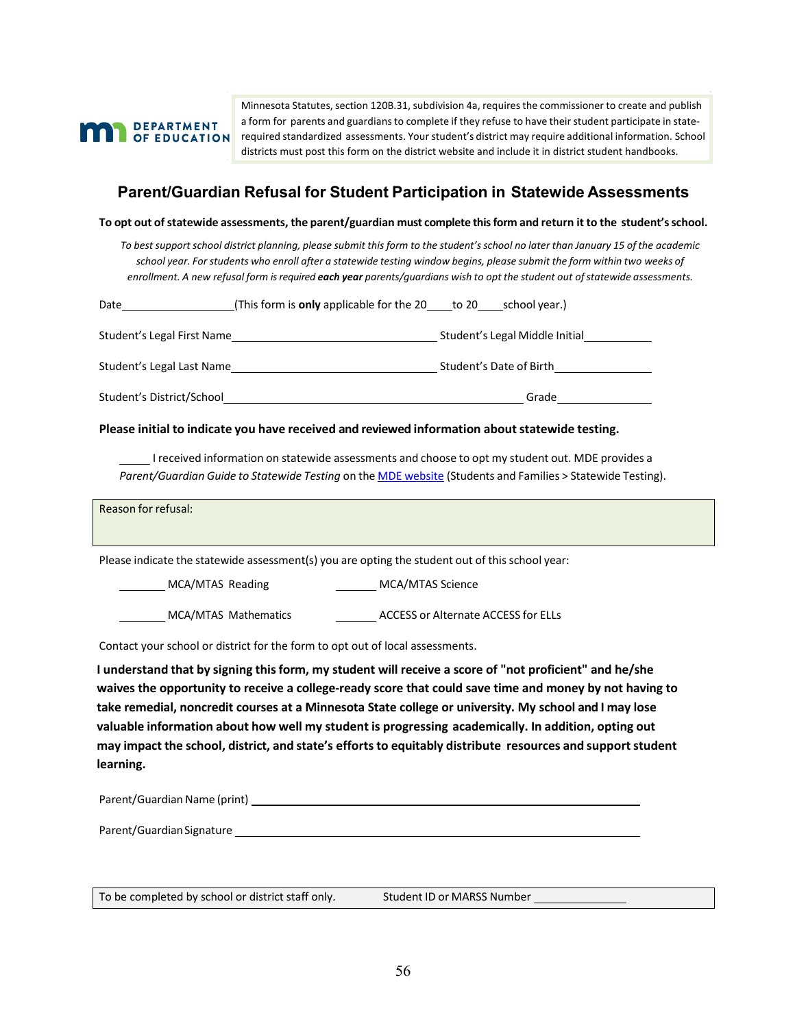DEPARTMENT OF EDUCATION

Minnesota Statutes, section 120B.31, subdivision 4a, requires the commissioner to create and publish a form for parents and guardians to complete if they refuse to have their student participate in state-required standardized assessments. Your student's district may require additional information. School districts must post this form on the district website and include it in district student handbooks.

## Parent/Guardian Refusal for Student Participation in Statewide Assessments

**To opt out of statewide assessments, the parent/guardian must complete this form and return it to the student's school.**

*To best support school district planning, please submit this form to the student's school no later than January 15 of the academic school year. For students who enroll after a statewide testing window begins, please submit the form within two weeks of enrollment. A new refusal form is required* ***each year*** *parents/guardians wish to opt the student out of statewide assessments.*

Date__________________ (This form is **only** applicable for the 20____ to 20____ school year.)

Student's Legal First Name________________________________ Student's Legal Middle Initial___________

Student's Legal Last Name________________________________ Student's Date of Birth______________

Student's District/School_______________________________________________ Grade_______________

**Please initial to indicate you have received and reviewed information about statewide testing.**

_____ I received information on statewide assessments and choose to opt my student out. MDE provides a *Parent/Guardian Guide to Statewide Testing* on the MDE website (Students and Families > Statewide Testing).

Reason for refusal:

Please indicate the statewide assessment(s) you are opting the student out of this school year:

________ MCA/MTAS Reading  ________ MCA/MTAS Science

________ MCA/MTAS Mathematics  ________ ACCESS or Alternate ACCESS for ELLs

Contact your school or district for the form to opt out of local assessments.

**I understand that by signing this form, my student will receive a score of "not proficient" and he/she waives the opportunity to receive a college-ready score that could save time and money by not having to take remedial, noncredit courses at a Minnesota State college or university. My school and I may lose valuable information about how well my student is progressing academically. In addition, opting out may impact the school, district, and state's efforts to equitably distribute resources and support student learning.**

Parent/Guardian Name (print) ____________________________________________

Parent/Guardian Signature ____________________________________________

To be completed by school or district staff only. Student ID or MARSS Number _______________